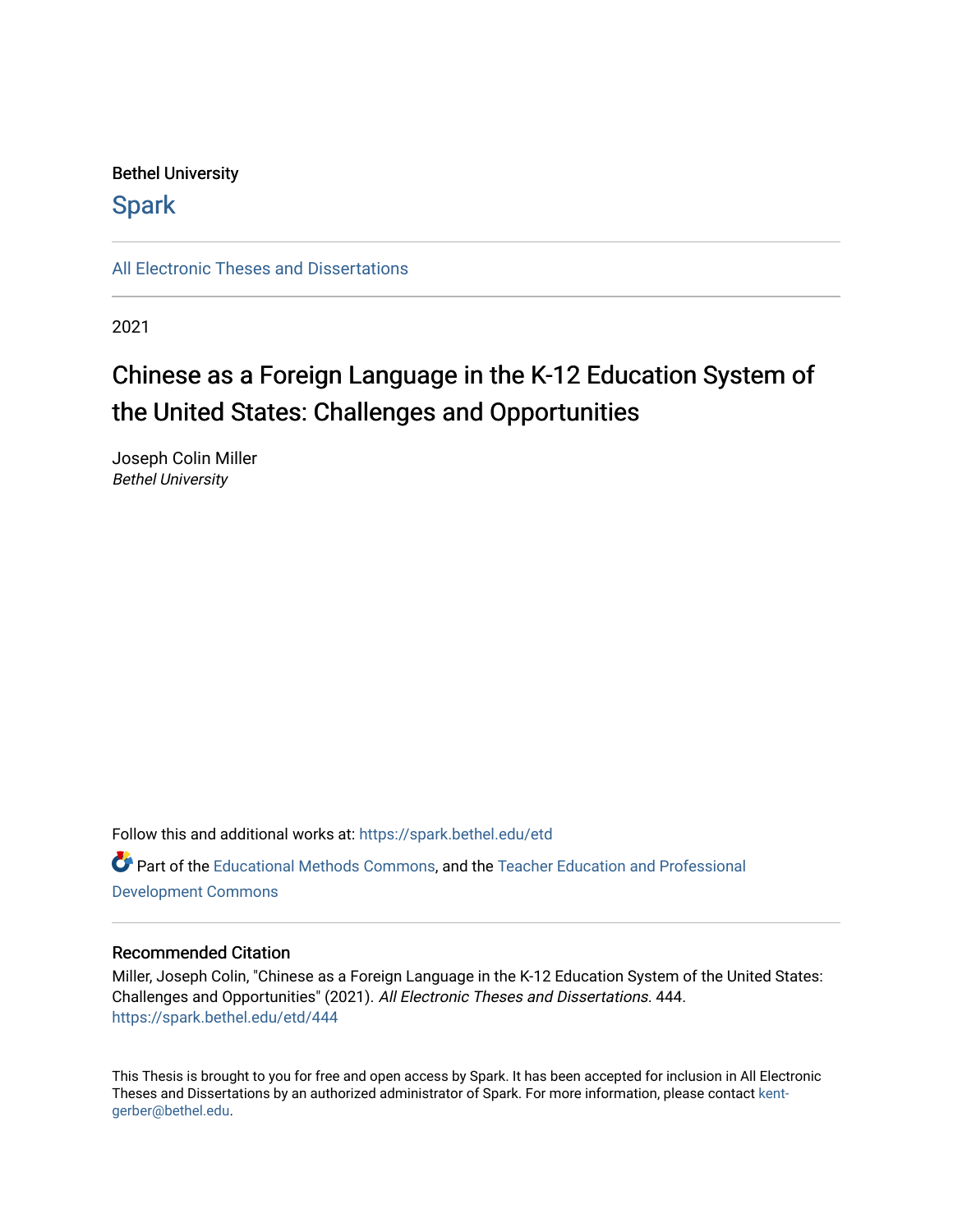Bethel University

Spark

All Electronic Theses and Dissertations

2021

# Chinese as a Foreign Language in the K-12 Education System of the United States: Challenges and Opportunities

Joseph Colin Miller
*Bethel University*

Follow this and additional works at: https://spark.bethel.edu/etd

Part of the Educational Methods Commons, and the Teacher Education and Professional Development Commons

## Recommended Citation

Miller, Joseph Colin, "Chinese as a Foreign Language in the K-12 Education System of the United States: Challenges and Opportunities" (2021). *All Electronic Theses and Dissertations*. 444.
https://spark.bethel.edu/etd/444

This Thesis is brought to you for free and open access by Spark. It has been accepted for inclusion in All Electronic Theses and Dissertations by an authorized administrator of Spark. For more information, please contact kent-gerber@bethel.edu.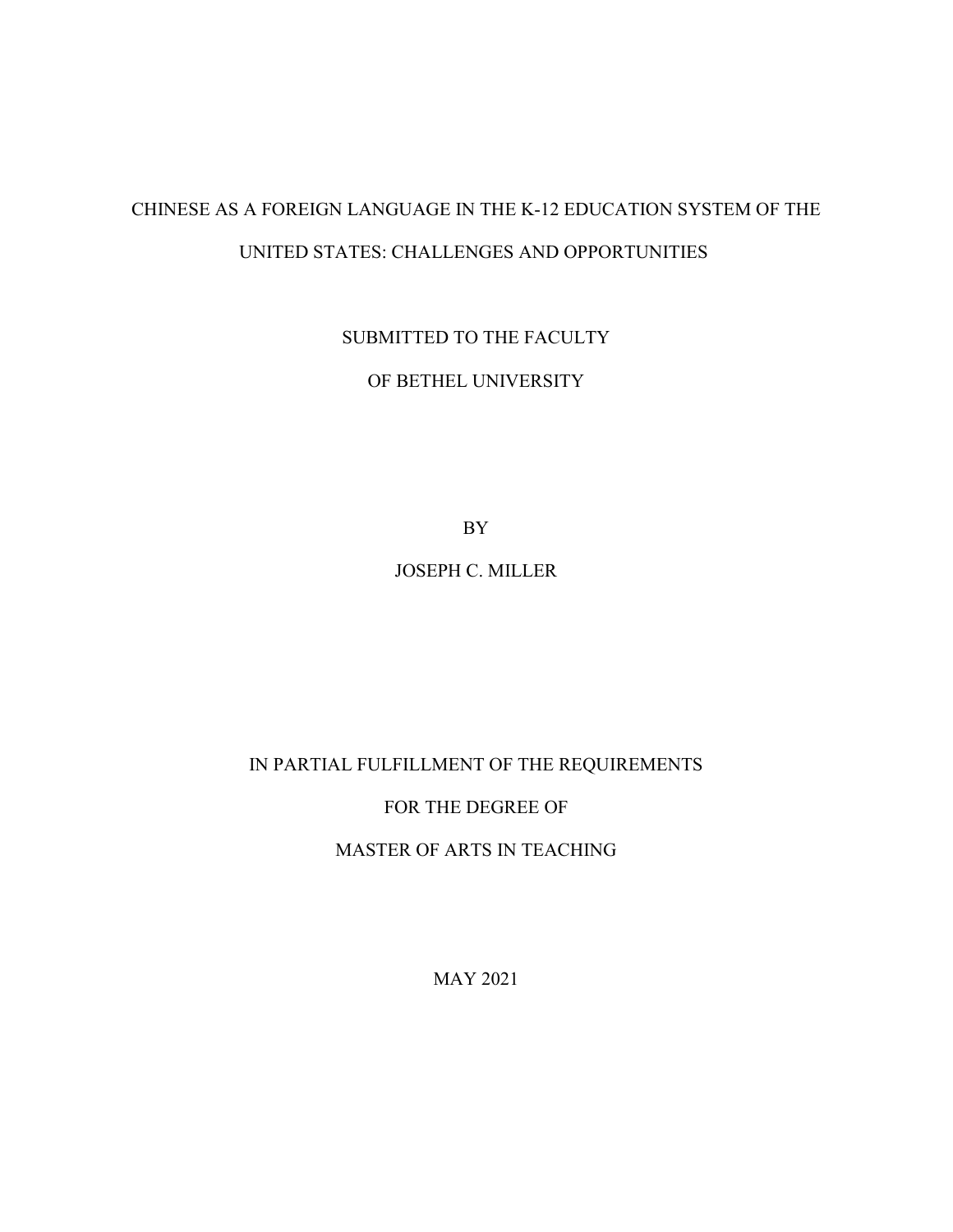CHINESE AS A FOREIGN LANGUAGE IN THE K-12 EDUCATION SYSTEM OF THE UNITED STATES: CHALLENGES AND OPPORTUNITIES

SUBMITTED TO THE FACULTY

OF BETHEL UNIVERSITY

BY

JOSEPH C. MILLER

IN PARTIAL FULFILLMENT OF THE REQUIREMENTS

FOR THE DEGREE OF

MASTER OF ARTS IN TEACHING

MAY 2021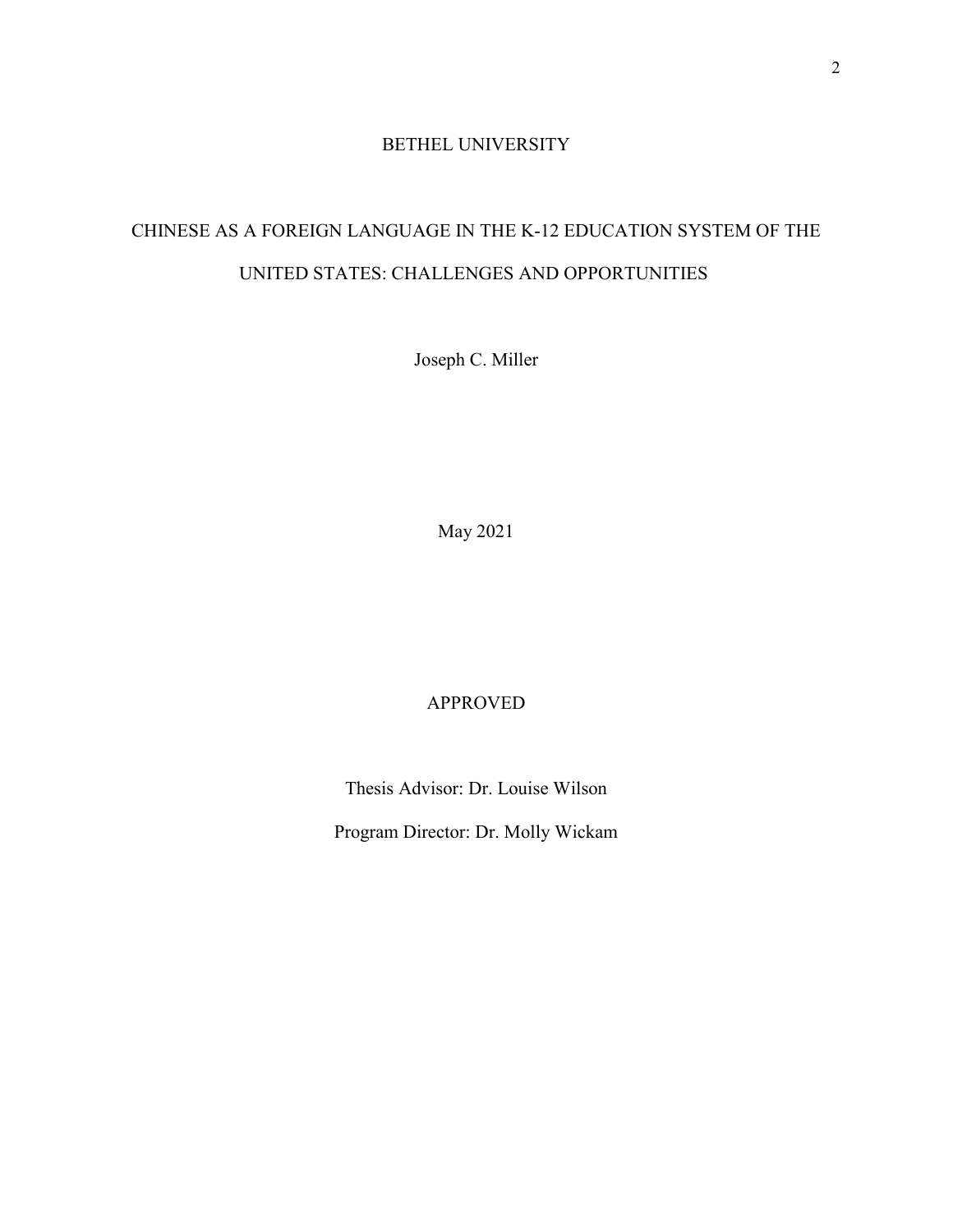BETHEL UNIVERSITY

CHINESE AS A FOREIGN LANGUAGE IN THE K-12 EDUCATION SYSTEM OF THE UNITED STATES: CHALLENGES AND OPPORTUNITIES

Joseph C. Miller

May 2021

APPROVED

Thesis Advisor: Dr. Louise Wilson

Program Director: Dr. Molly Wickam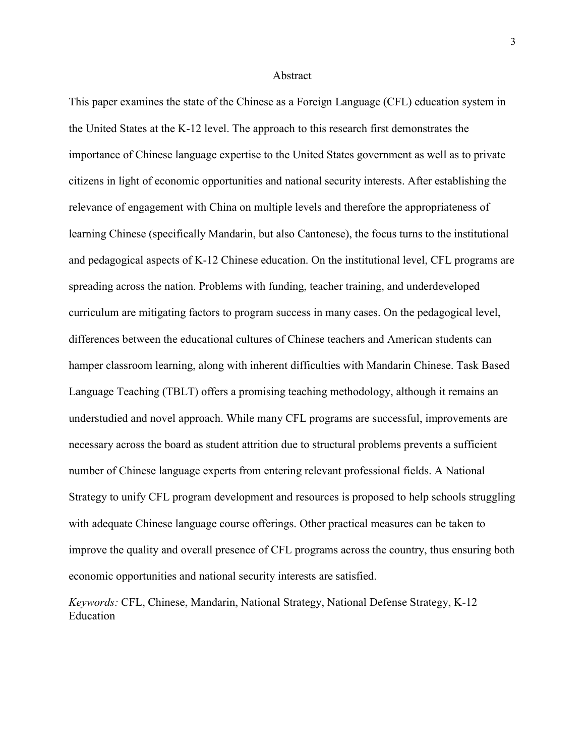# Abstract

This paper examines the state of the Chinese as a Foreign Language (CFL) education system in the United States at the K-12 level. The approach to this research first demonstrates the importance of Chinese language expertise to the United States government as well as to private citizens in light of economic opportunities and national security interests. After establishing the relevance of engagement with China on multiple levels and therefore the appropriateness of learning Chinese (specifically Mandarin, but also Cantonese), the focus turns to the institutional and pedagogical aspects of K-12 Chinese education. On the institutional level, CFL programs are spreading across the nation. Problems with funding, teacher training, and underdeveloped curriculum are mitigating factors to program success in many cases. On the pedagogical level, differences between the educational cultures of Chinese teachers and American students can hamper classroom learning, along with inherent difficulties with Mandarin Chinese. Task Based Language Teaching (TBLT) offers a promising teaching methodology, although it remains an understudied and novel approach. While many CFL programs are successful, improvements are necessary across the board as student attrition due to structural problems prevents a sufficient number of Chinese language experts from entering relevant professional fields. A National Strategy to unify CFL program development and resources is proposed to help schools struggling with adequate Chinese language course offerings. Other practical measures can be taken to improve the quality and overall presence of CFL programs across the country, thus ensuring both economic opportunities and national security interests are satisfied.

*Keywords:* CFL, Chinese, Mandarin, National Strategy, National Defense Strategy, K-12 Education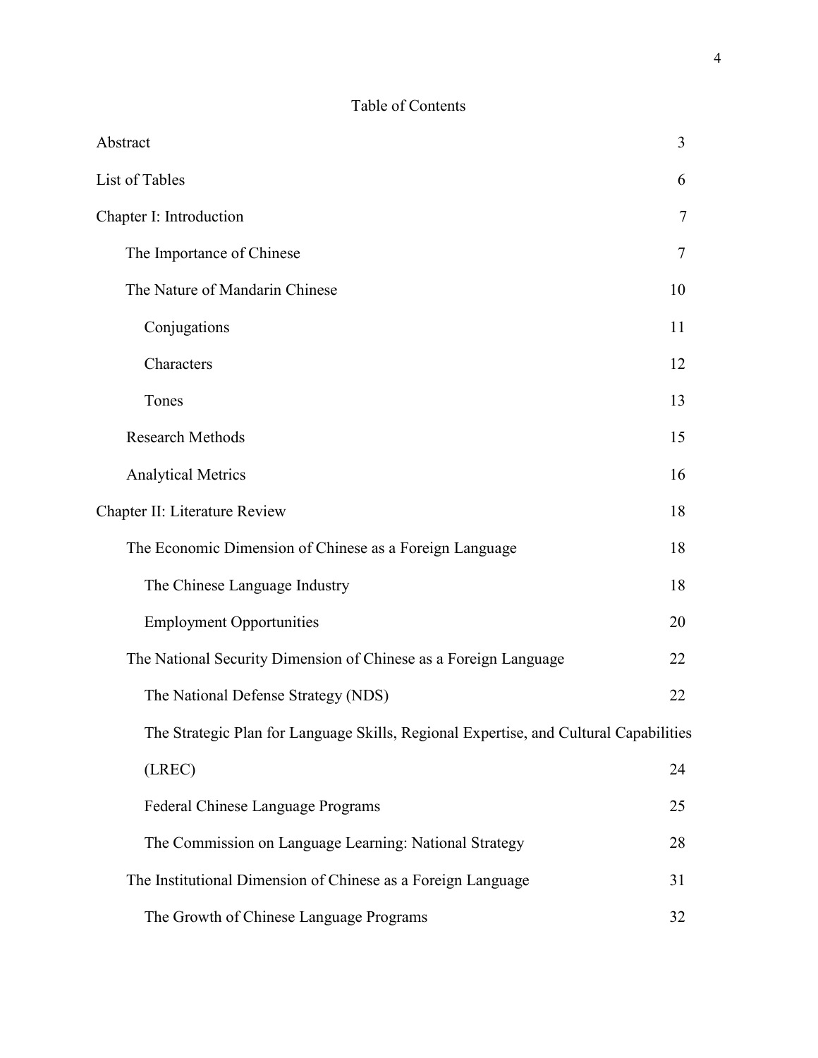## Table of Contents

| | |
|---|---|
| Abstract | 3 |
| List of Tables | 6 |
| Chapter I: Introduction | 7 |
| The Importance of Chinese | 7 |
| The Nature of Mandarin Chinese | 10 |
| Conjugations | 11 |
| Characters | 12 |
| Tones | 13 |
| Research Methods | 15 |
| Analytical Metrics | 16 |
| Chapter II: Literature Review | 18 |
| The Economic Dimension of Chinese as a Foreign Language | 18 |
| The Chinese Language Industry | 18 |
| Employment Opportunities | 20 |
| The National Security Dimension of Chinese as a Foreign Language | 22 |
| The National Defense Strategy (NDS) | 22 |
| The Strategic Plan for Language Skills, Regional Expertise, and Cultural Capabilities (LREC) | 24 |
| Federal Chinese Language Programs | 25 |
| The Commission on Language Learning: National Strategy | 28 |
| The Institutional Dimension of Chinese as a Foreign Language | 31 |
| The Growth of Chinese Language Programs | 32 |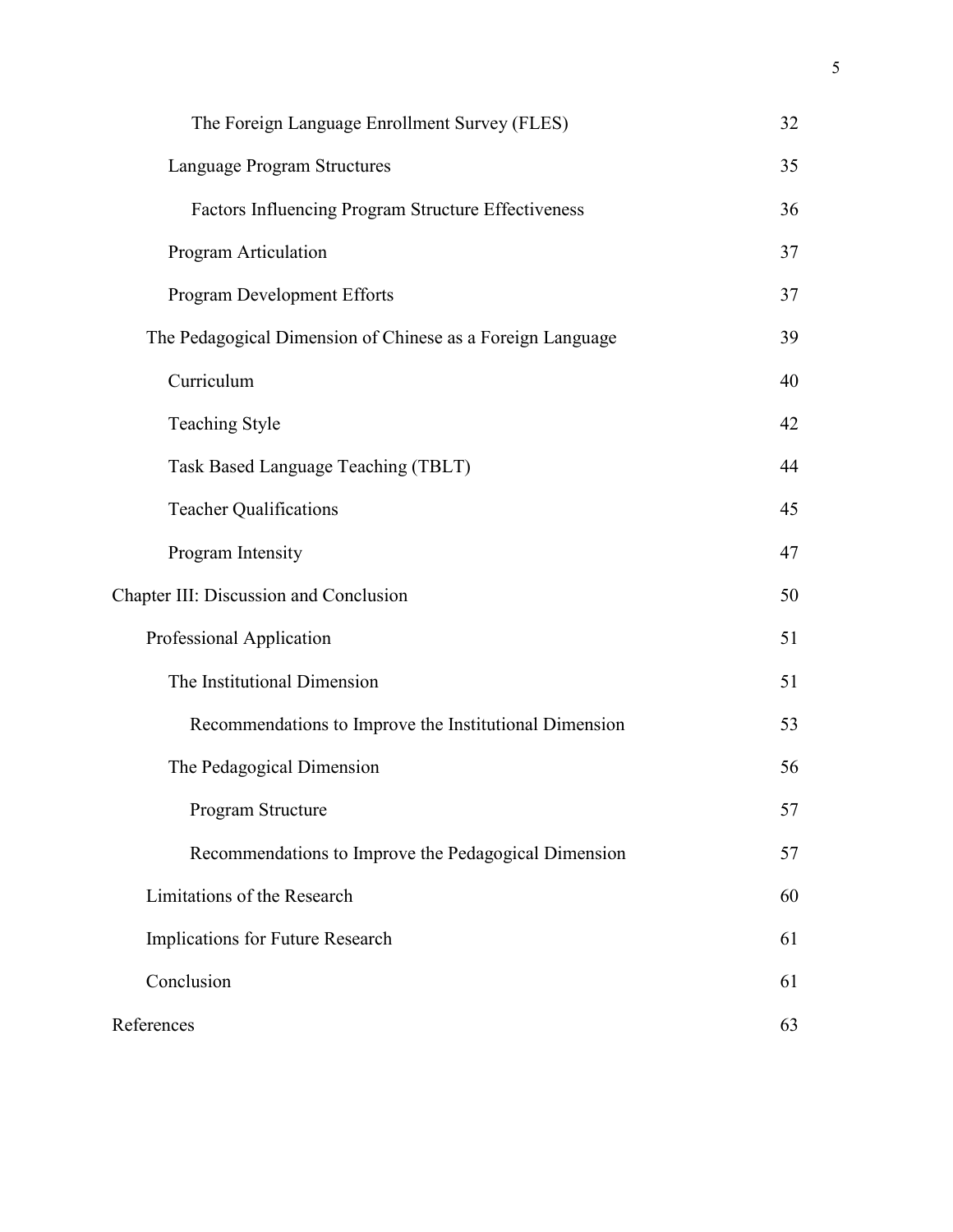The Foreign Language Enrollment Survey (FLES) 32

Language Program Structures 35

Factors Influencing Program Structure Effectiveness 36

Program Articulation 37

Program Development Efforts 37

The Pedagogical Dimension of Chinese as a Foreign Language 39

Curriculum 40

Teaching Style 42

Task Based Language Teaching (TBLT) 44

Teacher Qualifications 45

Program Intensity 47

Chapter III: Discussion and Conclusion 50

Professional Application 51

The Institutional Dimension 51

Recommendations to Improve the Institutional Dimension 53

The Pedagogical Dimension 56

Program Structure 57

Recommendations to Improve the Pedagogical Dimension 57

Limitations of the Research 60

Implications for Future Research 61

Conclusion 61

References 63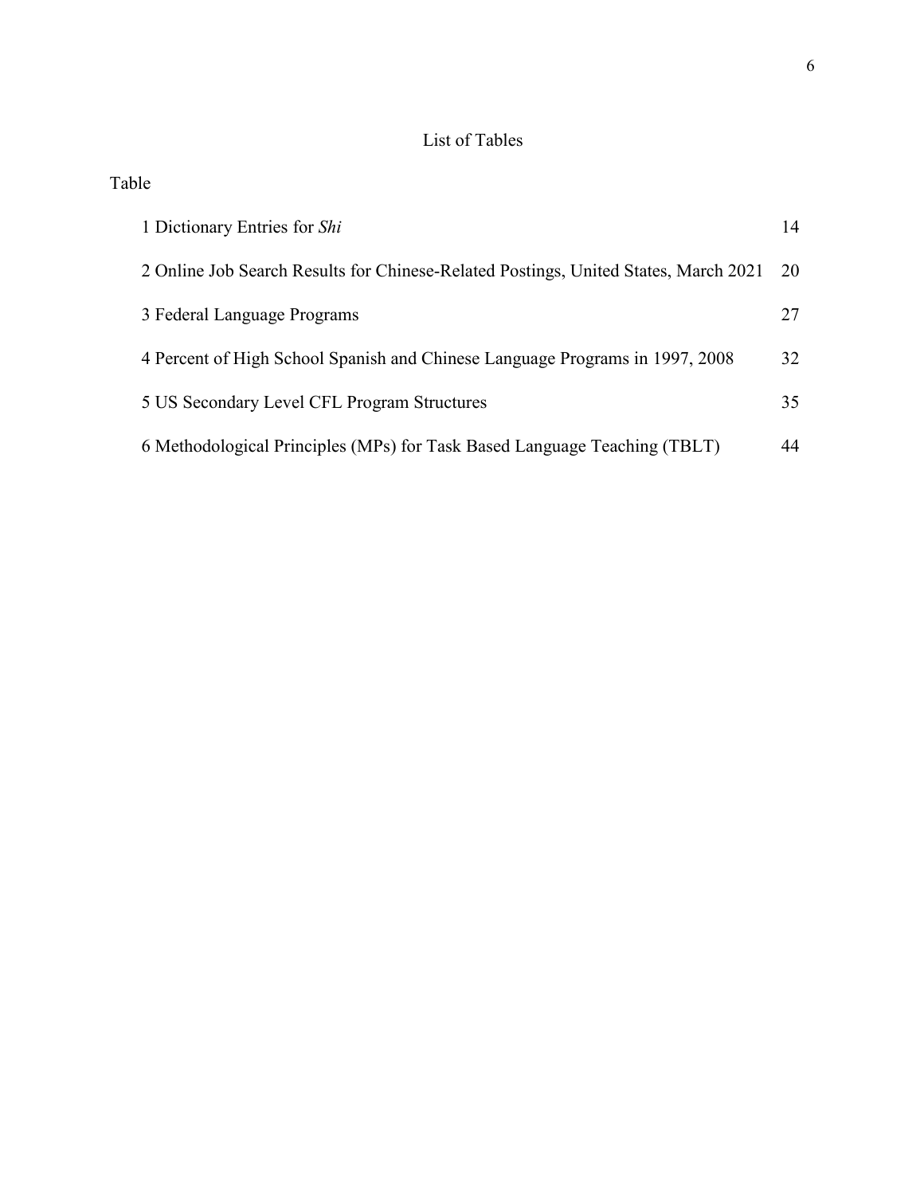# List of Tables

| Table | |
|---|---|
| 1 Dictionary Entries for *Shi* | 14 |
| 2 Online Job Search Results for Chinese-Related Postings, United States, March 2021 | 20 |
| 3 Federal Language Programs | 27 |
| 4 Percent of High School Spanish and Chinese Language Programs in 1997, 2008 | 32 |
| 5 US Secondary Level CFL Program Structures | 35 |
| 6 Methodological Principles (MPs) for Task Based Language Teaching (TBLT) | 44 |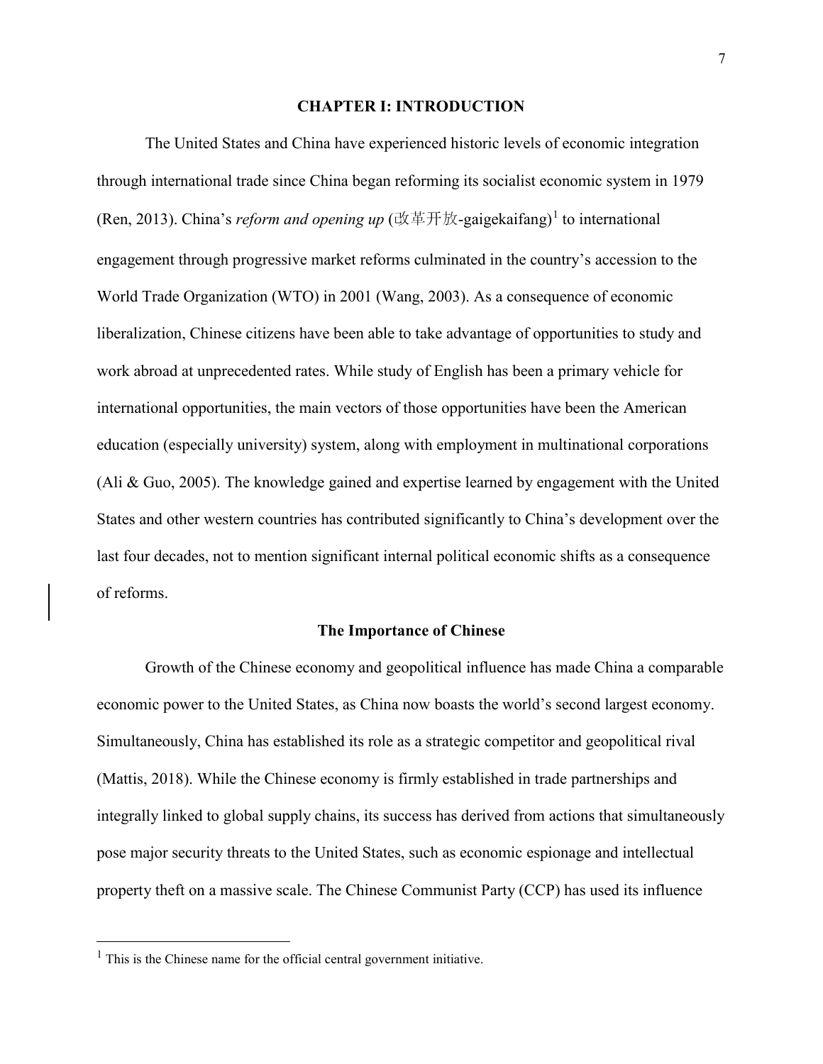# CHAPTER I: INTRODUCTION

The United States and China have experienced historic levels of economic integration through international trade since China began reforming its socialist economic system in 1979 (Ren, 2013). China's *reform and opening up* (改革开放-gaigekaifang)[1] to international engagement through progressive market reforms culminated in the country's accession to the World Trade Organization (WTO) in 2001 (Wang, 2003). As a consequence of economic liberalization, Chinese citizens have been able to take advantage of opportunities to study and work abroad at unprecedented rates. While study of English has been a primary vehicle for international opportunities, the main vectors of those opportunities have been the American education (especially university) system, along with employment in multinational corporations (Ali & Guo, 2005). The knowledge gained and expertise learned by engagement with the United States and other western countries has contributed significantly to China's development over the last four decades, not to mention significant internal political economic shifts as a consequence of reforms.

## The Importance of Chinese

Growth of the Chinese economy and geopolitical influence has made China a comparable economic power to the United States, as China now boasts the world's second largest economy. Simultaneously, China has established its role as a strategic competitor and geopolitical rival (Mattis, 2018). While the Chinese economy is firmly established in trade partnerships and integrally linked to global supply chains, its success has derived from actions that simultaneously pose major security threats to the United States, such as economic espionage and intellectual property theft on a massive scale. The Chinese Communist Party (CCP) has used its influence

[1] This is the Chinese name for the official central government initiative.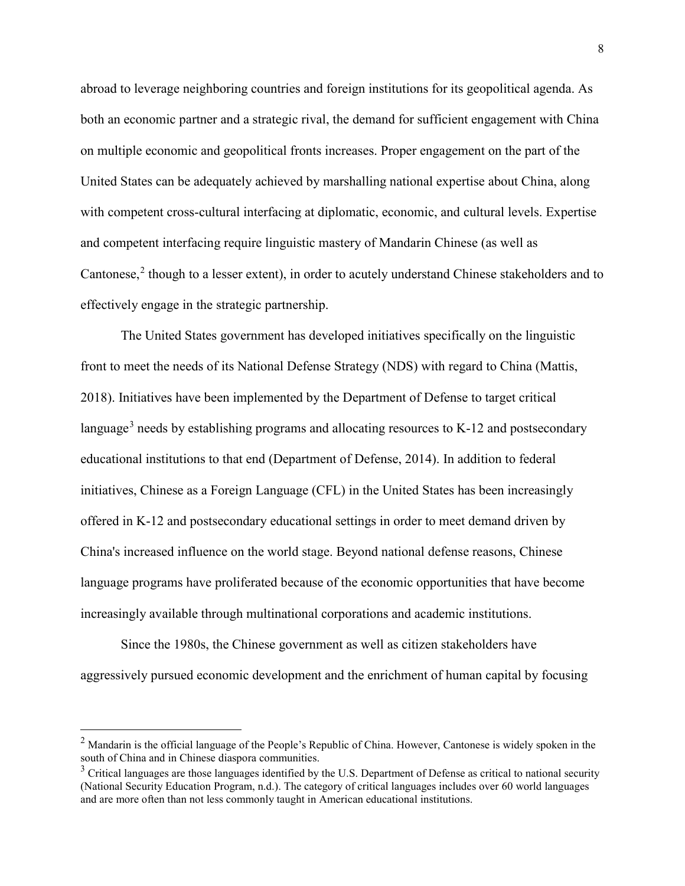abroad to leverage neighboring countries and foreign institutions for its geopolitical agenda. As both an economic partner and a strategic rival, the demand for sufficient engagement with China on multiple economic and geopolitical fronts increases. Proper engagement on the part of the United States can be adequately achieved by marshalling national expertise about China, along with competent cross-cultural interfacing at diplomatic, economic, and cultural levels. Expertise and competent interfacing require linguistic mastery of Mandarin Chinese (as well as Cantonese,[2] though to a lesser extent), in order to acutely understand Chinese stakeholders and to effectively engage in the strategic partnership.

The United States government has developed initiatives specifically on the linguistic front to meet the needs of its National Defense Strategy (NDS) with regard to China (Mattis, 2018). Initiatives have been implemented by the Department of Defense to target critical language[3] needs by establishing programs and allocating resources to K-12 and postsecondary educational institutions to that end (Department of Defense, 2014). In addition to federal initiatives, Chinese as a Foreign Language (CFL) in the United States has been increasingly offered in K-12 and postsecondary educational settings in order to meet demand driven by China's increased influence on the world stage. Beyond national defense reasons, Chinese language programs have proliferated because of the economic opportunities that have become increasingly available through multinational corporations and academic institutions.

Since the 1980s, the Chinese government as well as citizen stakeholders have aggressively pursued economic development and the enrichment of human capital by focusing

---

[2] Mandarin is the official language of the People's Republic of China. However, Cantonese is widely spoken in the south of China and in Chinese diaspora communities.

[3] Critical languages are those languages identified by the U.S. Department of Defense as critical to national security (National Security Education Program, n.d.). The category of critical languages includes over 60 world languages and are more often than not less commonly taught in American educational institutions.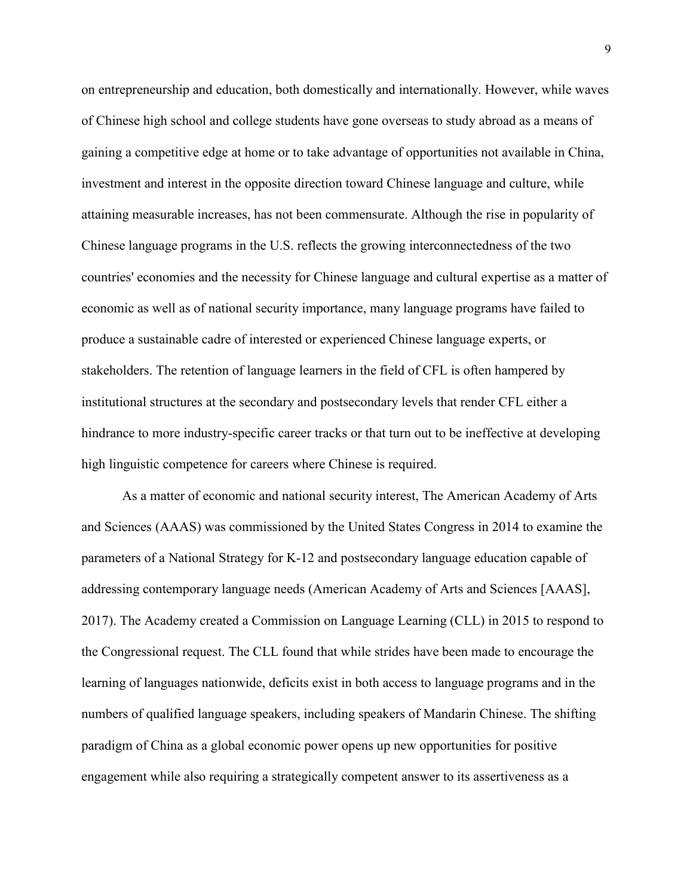on entrepreneurship and education, both domestically and internationally. However, while waves of Chinese high school and college students have gone overseas to study abroad as a means of gaining a competitive edge at home or to take advantage of opportunities not available in China, investment and interest in the opposite direction toward Chinese language and culture, while attaining measurable increases, has not been commensurate. Although the rise in popularity of Chinese language programs in the U.S. reflects the growing interconnectedness of the two countries' economies and the necessity for Chinese language and cultural expertise as a matter of economic as well as of national security importance, many language programs have failed to produce a sustainable cadre of interested or experienced Chinese language experts, or stakeholders. The retention of language learners in the field of CFL is often hampered by institutional structures at the secondary and postsecondary levels that render CFL either a hindrance to more industry-specific career tracks or that turn out to be ineffective at developing high linguistic competence for careers where Chinese is required.

As a matter of economic and national security interest, The American Academy of Arts and Sciences (AAAS) was commissioned by the United States Congress in 2014 to examine the parameters of a National Strategy for K-12 and postsecondary language education capable of addressing contemporary language needs (American Academy of Arts and Sciences [AAAS], 2017). The Academy created a Commission on Language Learning (CLL) in 2015 to respond to the Congressional request. The CLL found that while strides have been made to encourage the learning of languages nationwide, deficits exist in both access to language programs and in the numbers of qualified language speakers, including speakers of Mandarin Chinese. The shifting paradigm of China as a global economic power opens up new opportunities for positive engagement while also requiring a strategically competent answer to its assertiveness as a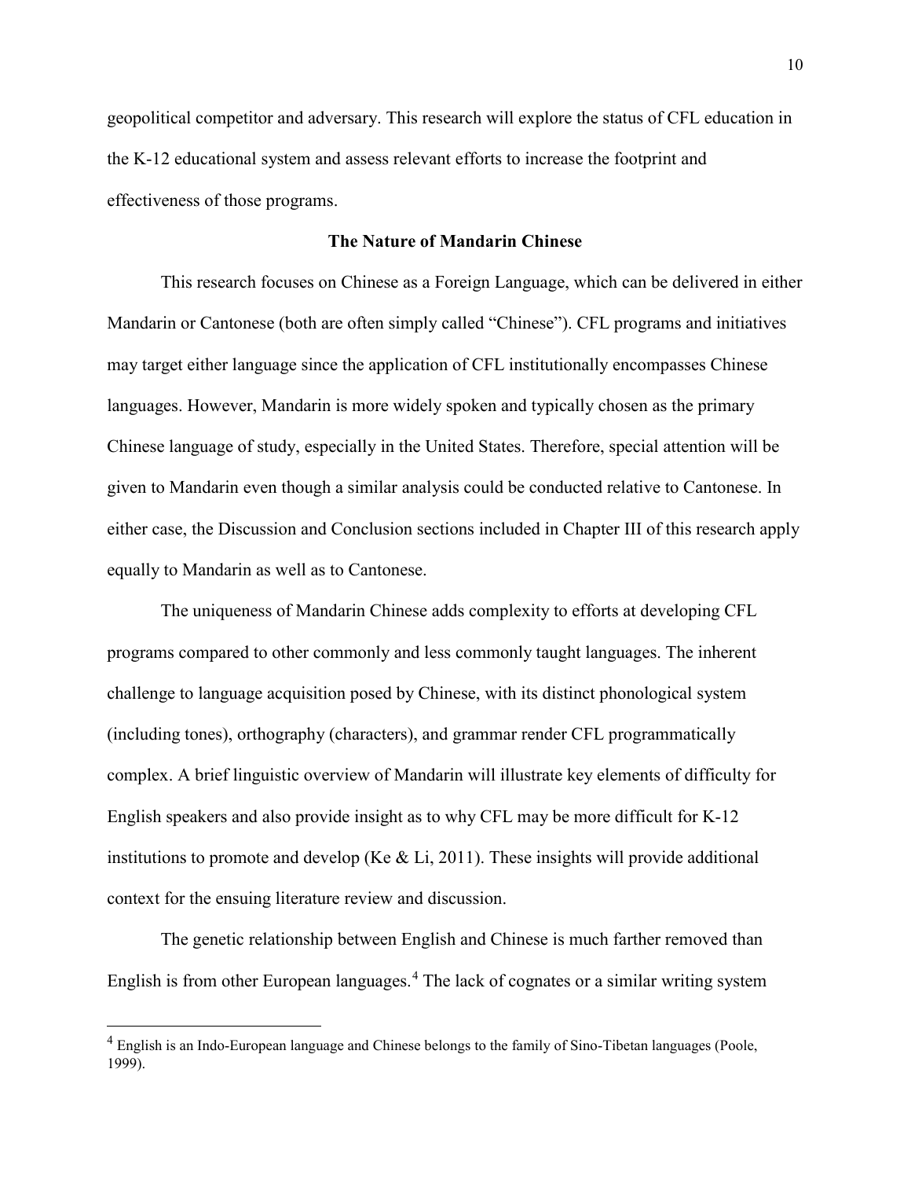geopolitical competitor and adversary. This research will explore the status of CFL education in the K-12 educational system and assess relevant efforts to increase the footprint and effectiveness of those programs.

## The Nature of Mandarin Chinese

This research focuses on Chinese as a Foreign Language, which can be delivered in either Mandarin or Cantonese (both are often simply called "Chinese"). CFL programs and initiatives may target either language since the application of CFL institutionally encompasses Chinese languages. However, Mandarin is more widely spoken and typically chosen as the primary Chinese language of study, especially in the United States. Therefore, special attention will be given to Mandarin even though a similar analysis could be conducted relative to Cantonese. In either case, the Discussion and Conclusion sections included in Chapter III of this research apply equally to Mandarin as well as to Cantonese.

The uniqueness of Mandarin Chinese adds complexity to efforts at developing CFL programs compared to other commonly and less commonly taught languages. The inherent challenge to language acquisition posed by Chinese, with its distinct phonological system (including tones), orthography (characters), and grammar render CFL programmatically complex. A brief linguistic overview of Mandarin will illustrate key elements of difficulty for English speakers and also provide insight as to why CFL may be more difficult for K-12 institutions to promote and develop (Ke & Li, 2011). These insights will provide additional context for the ensuing literature review and discussion.

The genetic relationship between English and Chinese is much farther removed than English is from other European languages.[4] The lack of cognates or a similar writing system

---

[4] English is an Indo-European language and Chinese belongs to the family of Sino-Tibetan languages (Poole, 1999).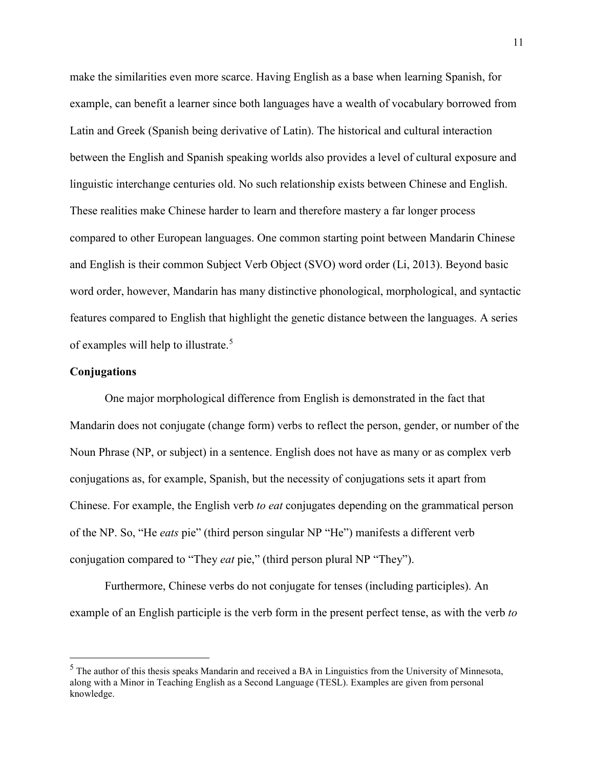make the similarities even more scarce. Having English as a base when learning Spanish, for example, can benefit a learner since both languages have a wealth of vocabulary borrowed from Latin and Greek (Spanish being derivative of Latin). The historical and cultural interaction between the English and Spanish speaking worlds also provides a level of cultural exposure and linguistic interchange centuries old. No such relationship exists between Chinese and English. These realities make Chinese harder to learn and therefore mastery a far longer process compared to other European languages. One common starting point between Mandarin Chinese and English is their common Subject Verb Object (SVO) word order (Li, 2013). Beyond basic word order, however, Mandarin has many distinctive phonological, morphological, and syntactic features compared to English that highlight the genetic distance between the languages. A series of examples will help to illustrate.[5]

**Conjugations**

One major morphological difference from English is demonstrated in the fact that Mandarin does not conjugate (change form) verbs to reflect the person, gender, or number of the Noun Phrase (NP, or subject) in a sentence. English does not have as many or as complex verb conjugations as, for example, Spanish, but the necessity of conjugations sets it apart from Chinese. For example, the English verb *to eat* conjugates depending on the grammatical person of the NP. So, "He *eats* pie" (third person singular NP "He") manifests a different verb conjugation compared to "They *eat* pie," (third person plural NP "They").

Furthermore, Chinese verbs do not conjugate for tenses (including participles). An example of an English participle is the verb form in the present perfect tense, as with the verb *to*

---

[5] The author of this thesis speaks Mandarin and received a BA in Linguistics from the University of Minnesota, along with a Minor in Teaching English as a Second Language (TESL). Examples are given from personal knowledge.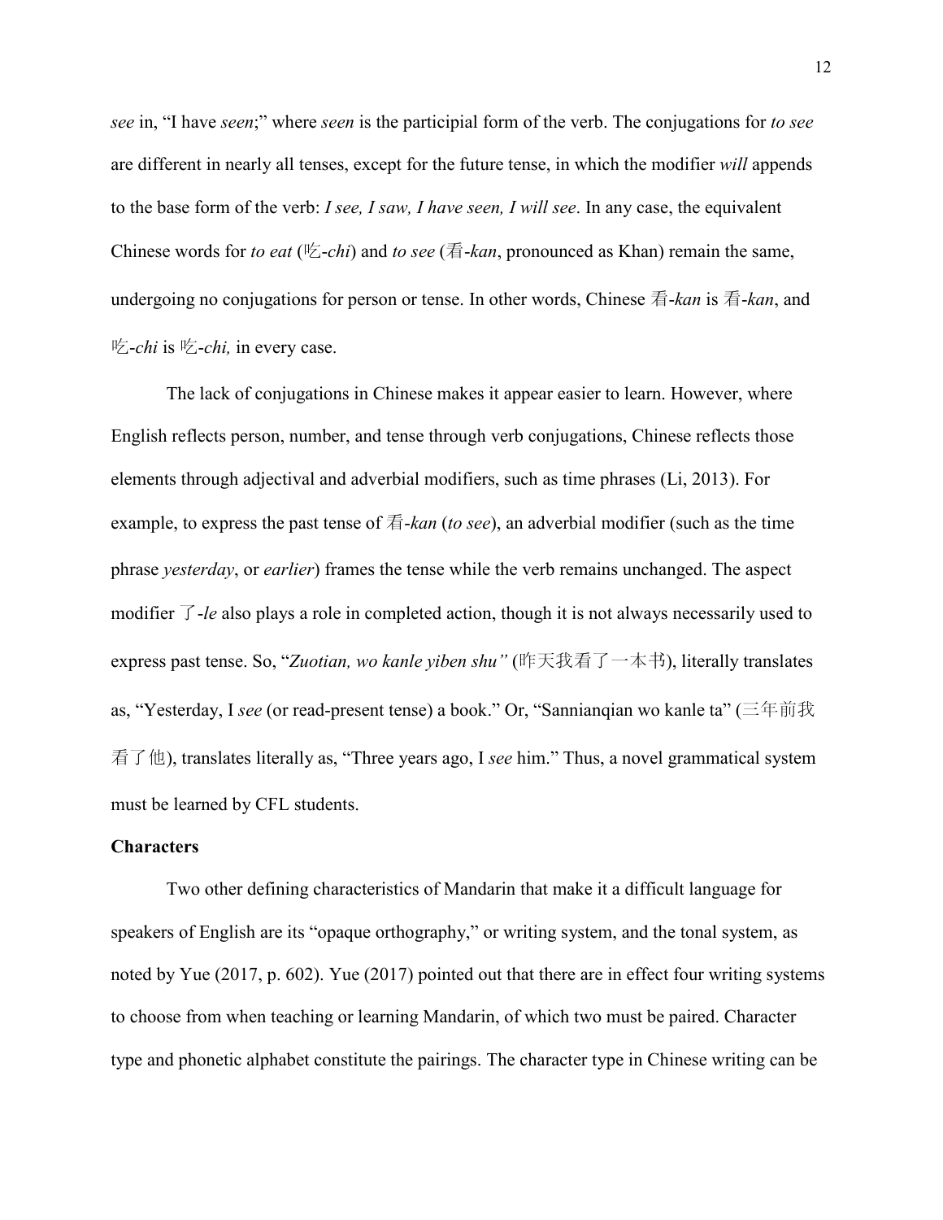*see* in, "I have *seen*;" where *seen* is the participial form of the verb. The conjugations for *to see* are different in nearly all tenses, except for the future tense, in which the modifier *will* appends to the base form of the verb: *I see, I saw, I have seen, I will see*. In any case, the equivalent Chinese words for *to eat* (吃-*chi*) and *to see* (看-*kan*, pronounced as Khan) remain the same, undergoing no conjugations for person or tense. In other words, Chinese 看-*kan* is 看-*kan*, and 吃-*chi* is 吃-*chi,* in every case.

The lack of conjugations in Chinese makes it appear easier to learn. However, where English reflects person, number, and tense through verb conjugations, Chinese reflects those elements through adjectival and adverbial modifiers, such as time phrases (Li, 2013). For example, to express the past tense of 看-*kan* (*to see*), an adverbial modifier (such as the time phrase *yesterday*, or *earlier*) frames the tense while the verb remains unchanged. The aspect modifier 了-*le* also plays a role in completed action, though it is not always necessarily used to express past tense. So, "*Zuotian, wo kanle yiben shu"* (昨天我看了一本书), literally translates as, "Yesterday, I *see* (or read-present tense) a book." Or, "Sannianqian wo kanle ta" (三年前我看了他), translates literally as, "Three years ago, I *see* him." Thus, a novel grammatical system must be learned by CFL students.

### Characters

Two other defining characteristics of Mandarin that make it a difficult language for speakers of English are its "opaque orthography," or writing system, and the tonal system, as noted by Yue (2017, p. 602). Yue (2017) pointed out that there are in effect four writing systems to choose from when teaching or learning Mandarin, of which two must be paired. Character type and phonetic alphabet constitute the pairings. The character type in Chinese writing can be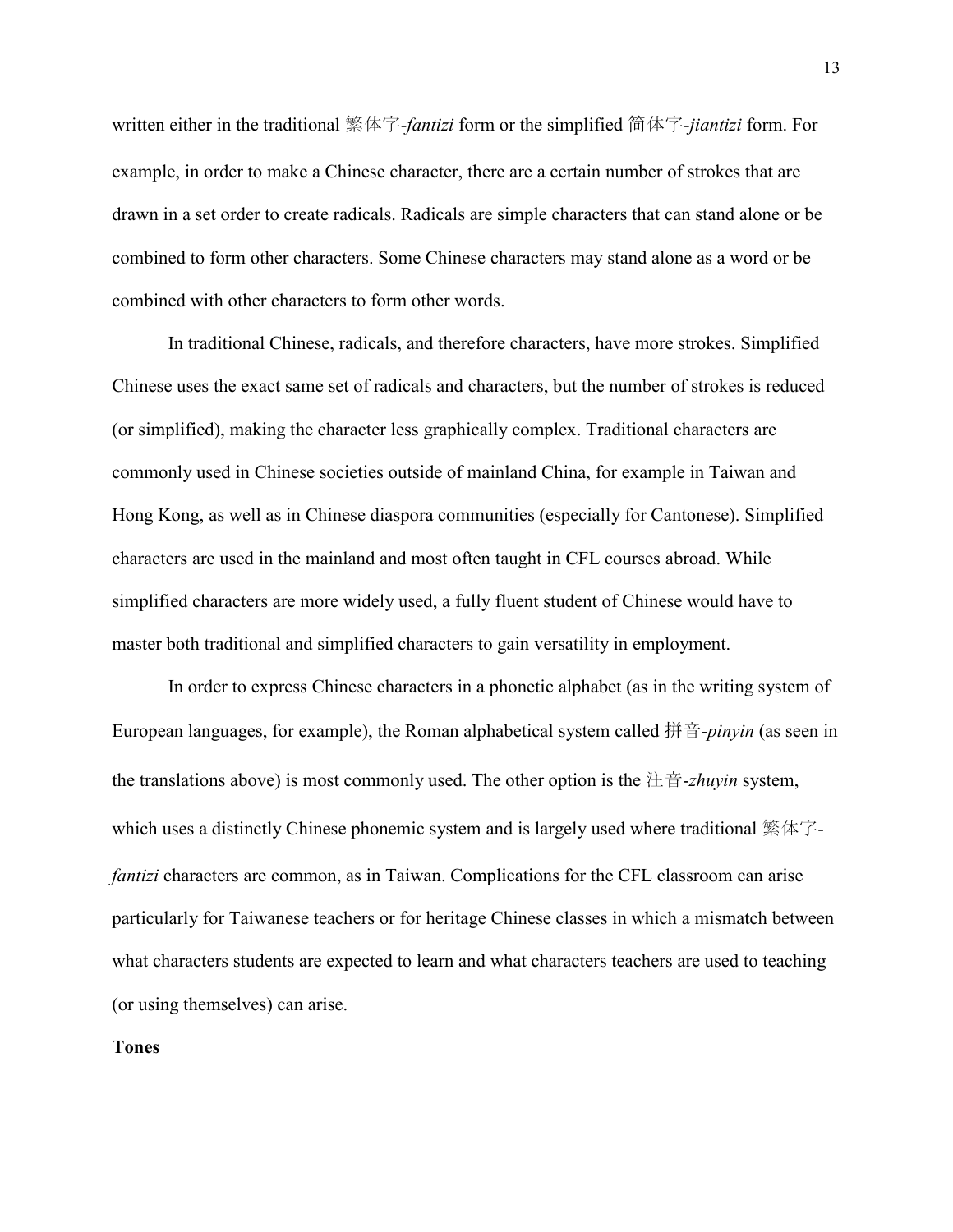written either in the traditional 繁体字-*fantizi* form or the simplified 简体字-*jiantizi* form. For example, in order to make a Chinese character, there are a certain number of strokes that are drawn in a set order to create radicals. Radicals are simple characters that can stand alone or be combined to form other characters. Some Chinese characters may stand alone as a word or be combined with other characters to form other words.

In traditional Chinese, radicals, and therefore characters, have more strokes. Simplified Chinese uses the exact same set of radicals and characters, but the number of strokes is reduced (or simplified), making the character less graphically complex. Traditional characters are commonly used in Chinese societies outside of mainland China, for example in Taiwan and Hong Kong, as well as in Chinese diaspora communities (especially for Cantonese). Simplified characters are used in the mainland and most often taught in CFL courses abroad. While simplified characters are more widely used, a fully fluent student of Chinese would have to master both traditional and simplified characters to gain versatility in employment.

In order to express Chinese characters in a phonetic alphabet (as in the writing system of European languages, for example), the Roman alphabetical system called 拼音-*pinyin* (as seen in the translations above) is most commonly used. The other option is the 注音-*zhuyin* system, which uses a distinctly Chinese phonemic system and is largely used where traditional 繁体字-*fantizi* characters are common, as in Taiwan. Complications for the CFL classroom can arise particularly for Taiwanese teachers or for heritage Chinese classes in which a mismatch between what characters students are expected to learn and what characters teachers are used to teaching (or using themselves) can arise.

**Tones**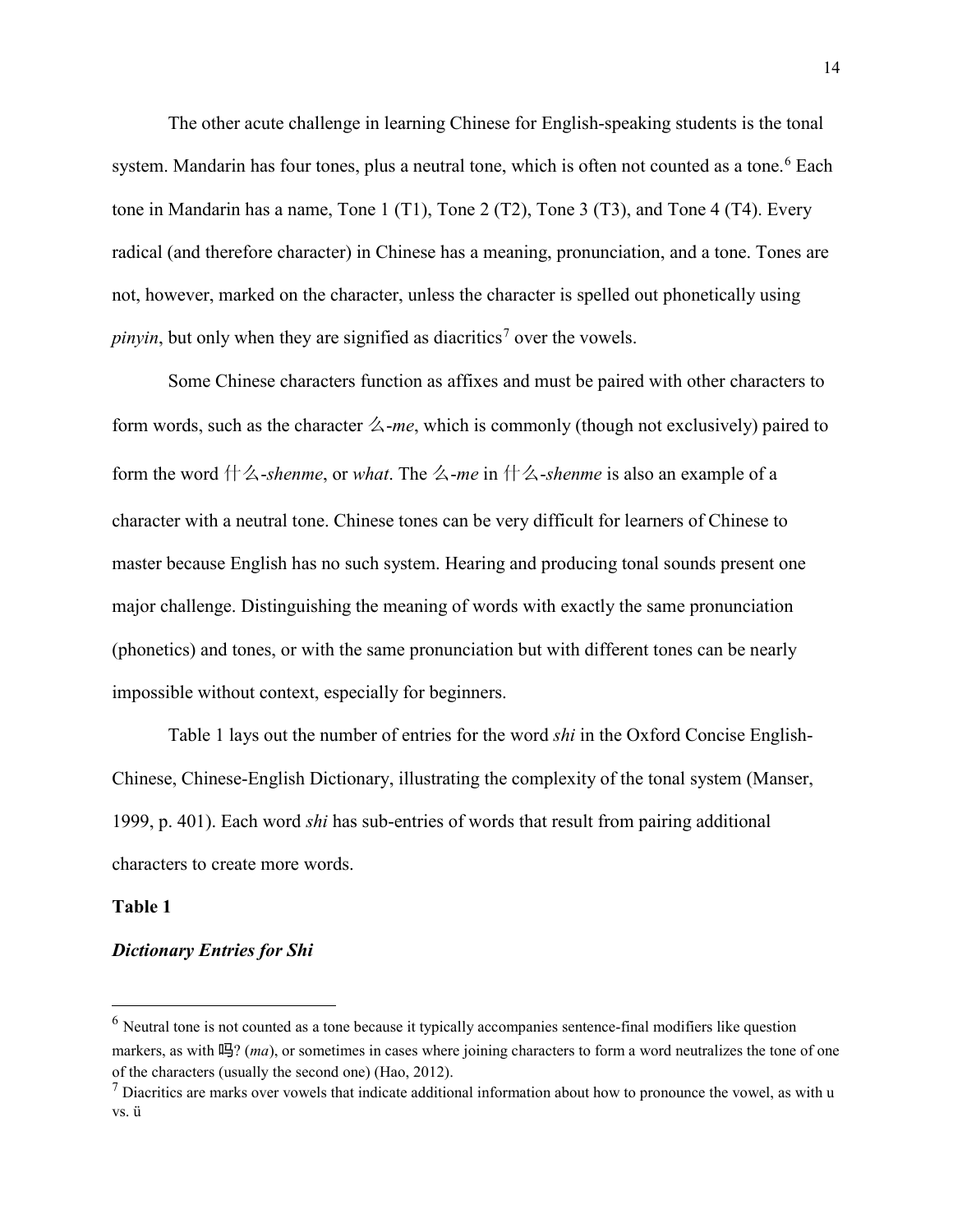The other acute challenge in learning Chinese for English-speaking students is the tonal system. Mandarin has four tones, plus a neutral tone, which is often not counted as a tone.[6] Each tone in Mandarin has a name, Tone 1 (T1), Tone 2 (T2), Tone 3 (T3), and Tone 4 (T4). Every radical (and therefore character) in Chinese has a meaning, pronunciation, and a tone. Tones are not, however, marked on the character, unless the character is spelled out phonetically using *pinyin*, but only when they are signified as diacritics[7] over the vowels.

Some Chinese characters function as affixes and must be paired with other characters to form words, such as the character 么-*me*, which is commonly (though not exclusively) paired to form the word 什么-*shenme*, or *what*. The 么-*me* in 什么-*shenme* is also an example of a character with a neutral tone. Chinese tones can be very difficult for learners of Chinese to master because English has no such system. Hearing and producing tonal sounds present one major challenge. Distinguishing the meaning of words with exactly the same pronunciation (phonetics) and tones, or with the same pronunciation but with different tones can be nearly impossible without context, especially for beginners.

Table 1 lays out the number of entries for the word *shi* in the Oxford Concise English-Chinese, Chinese-English Dictionary, illustrating the complexity of the tonal system (Manser, 1999, p. 401). Each word *shi* has sub-entries of words that result from pairing additional characters to create more words.

**Table 1**

***Dictionary Entries for Shi***

---

[6] Neutral tone is not counted as a tone because it typically accompanies sentence-final modifiers like question markers, as with 吗? (*ma*), or sometimes in cases where joining characters to form a word neutralizes the tone of one of the characters (usually the second one) (Hao, 2012).

[7] Diacritics are marks over vowels that indicate additional information about how to pronounce the vowel, as with u vs. ü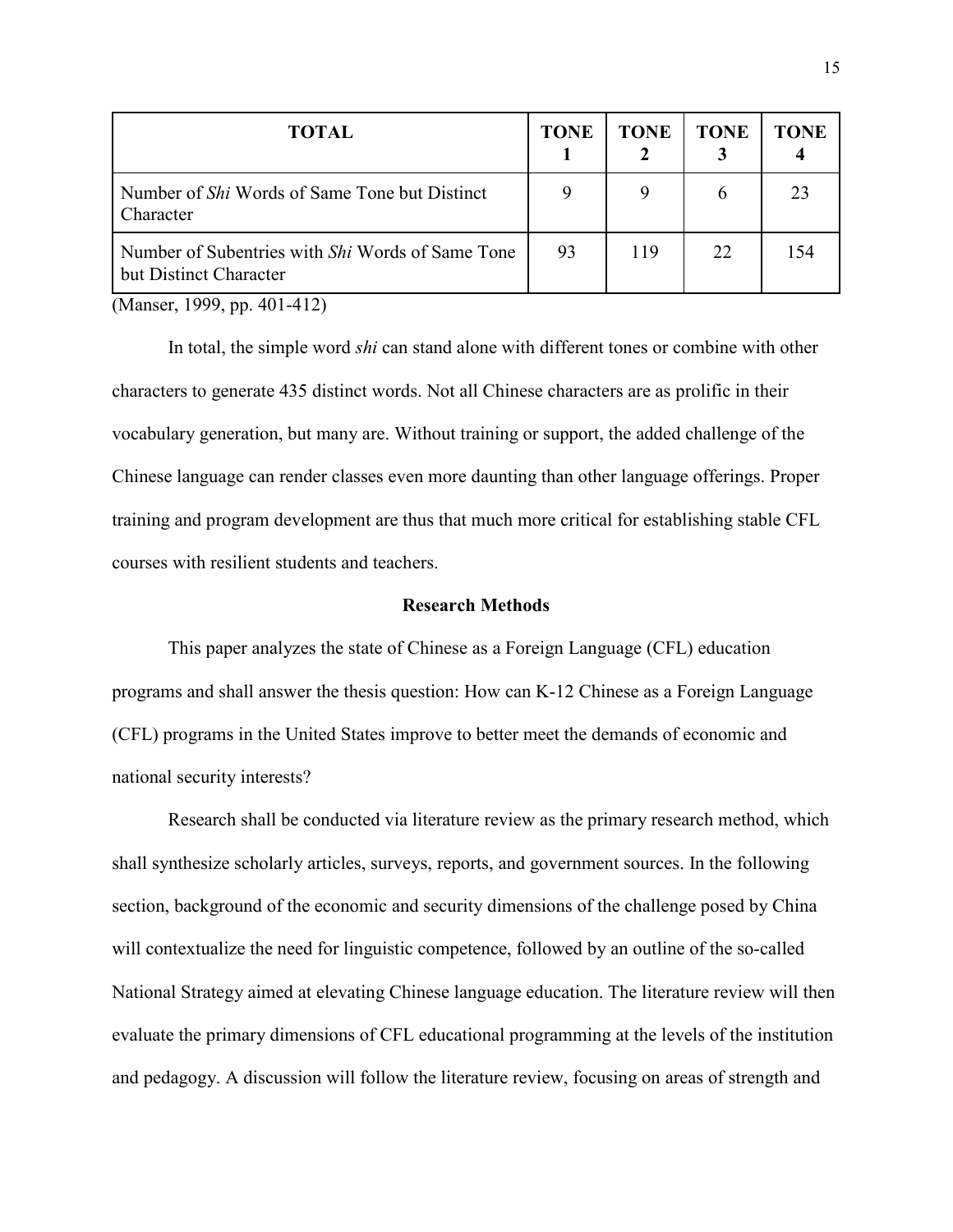| TOTAL | TONE 1 | TONE 2 | TONE 3 | TONE 4 |
|---|---|---|---|---|
| Number of *Shi* Words of Same Tone but Distinct Character | 9 | 9 | 6 | 23 |
| Number of Subentries with *Shi* Words of Same Tone but Distinct Character | 93 | 119 | 22 | 154 |

(Manser, 1999, pp. 401-412)

In total, the simple word *shi* can stand alone with different tones or combine with other characters to generate 435 distinct words. Not all Chinese characters are as prolific in their vocabulary generation, but many are. Without training or support, the added challenge of the Chinese language can render classes even more daunting than other language offerings. Proper training and program development are thus that much more critical for establishing stable CFL courses with resilient students and teachers.

## Research Methods

This paper analyzes the state of Chinese as a Foreign Language (CFL) education programs and shall answer the thesis question: How can K-12 Chinese as a Foreign Language (CFL) programs in the United States improve to better meet the demands of economic and national security interests?

Research shall be conducted via literature review as the primary research method, which shall synthesize scholarly articles, surveys, reports, and government sources. In the following section, background of the economic and security dimensions of the challenge posed by China will contextualize the need for linguistic competence, followed by an outline of the so-called National Strategy aimed at elevating Chinese language education. The literature review will then evaluate the primary dimensions of CFL educational programming at the levels of the institution and pedagogy. A discussion will follow the literature review, focusing on areas of strength and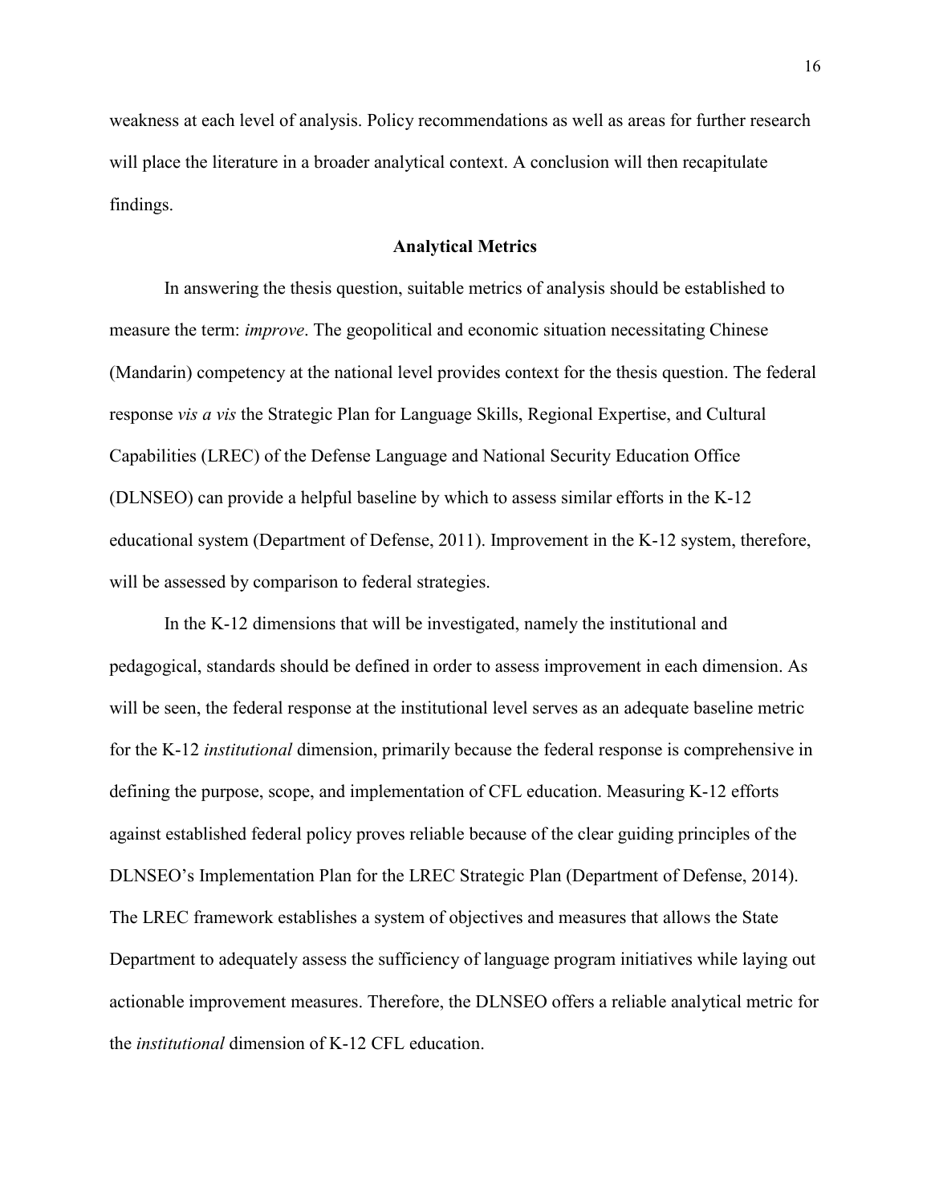weakness at each level of analysis. Policy recommendations as well as areas for further research will place the literature in a broader analytical context. A conclusion will then recapitulate findings.

## Analytical Metrics

In answering the thesis question, suitable metrics of analysis should be established to measure the term: *improve*. The geopolitical and economic situation necessitating Chinese (Mandarin) competency at the national level provides context for the thesis question. The federal response *vis a vis* the Strategic Plan for Language Skills, Regional Expertise, and Cultural Capabilities (LREC) of the Defense Language and National Security Education Office (DLNSEO) can provide a helpful baseline by which to assess similar efforts in the K-12 educational system (Department of Defense, 2011). Improvement in the K-12 system, therefore, will be assessed by comparison to federal strategies.

In the K-12 dimensions that will be investigated, namely the institutional and pedagogical, standards should be defined in order to assess improvement in each dimension. As will be seen, the federal response at the institutional level serves as an adequate baseline metric for the K-12 *institutional* dimension, primarily because the federal response is comprehensive in defining the purpose, scope, and implementation of CFL education. Measuring K-12 efforts against established federal policy proves reliable because of the clear guiding principles of the DLNSEO's Implementation Plan for the LREC Strategic Plan (Department of Defense, 2014). The LREC framework establishes a system of objectives and measures that allows the State Department to adequately assess the sufficiency of language program initiatives while laying out actionable improvement measures. Therefore, the DLNSEO offers a reliable analytical metric for the *institutional* dimension of K-12 CFL education.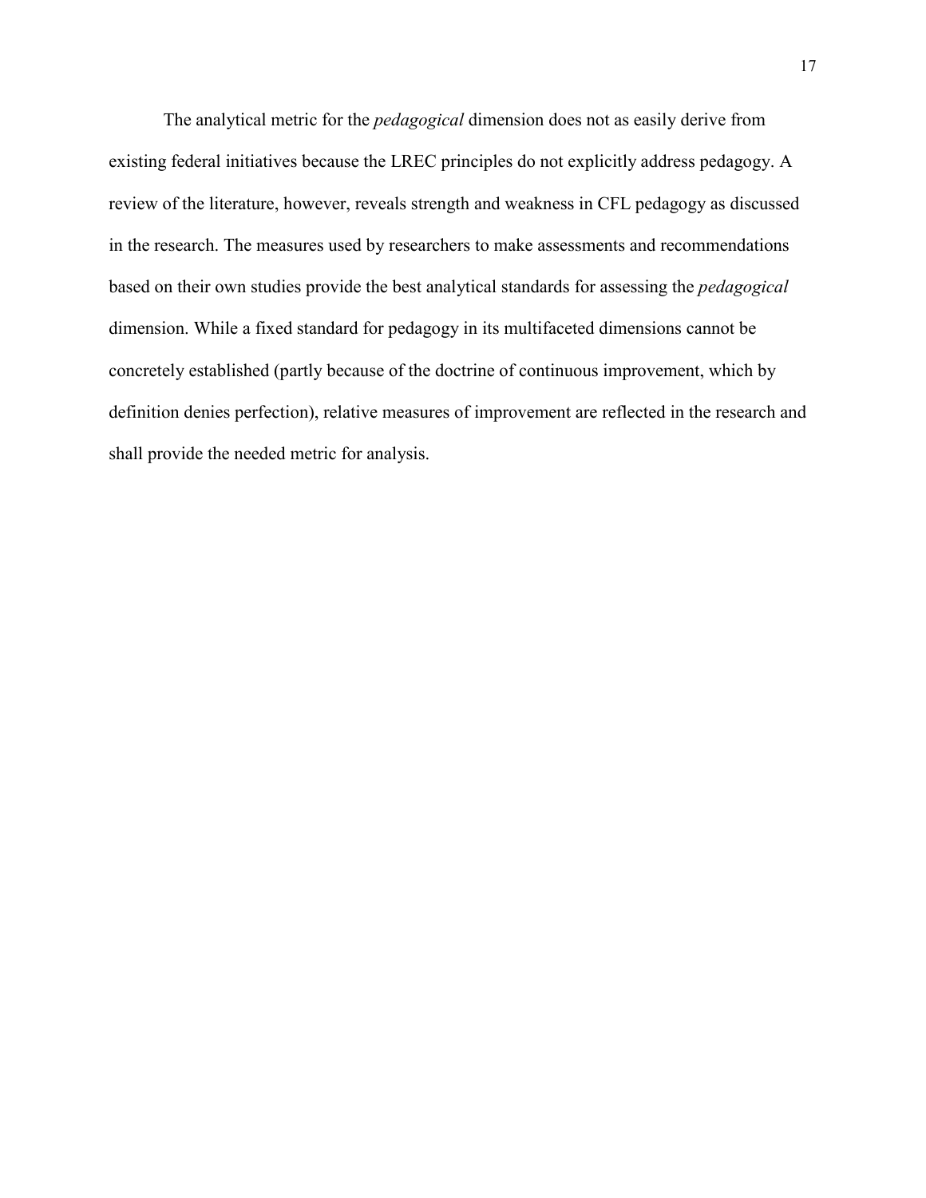The analytical metric for the *pedagogical* dimension does not as easily derive from existing federal initiatives because the LREC principles do not explicitly address pedagogy. A review of the literature, however, reveals strength and weakness in CFL pedagogy as discussed in the research. The measures used by researchers to make assessments and recommendations based on their own studies provide the best analytical standards for assessing the *pedagogical* dimension. While a fixed standard for pedagogy in its multifaceted dimensions cannot be concretely established (partly because of the doctrine of continuous improvement, which by definition denies perfection), relative measures of improvement are reflected in the research and shall provide the needed metric for analysis.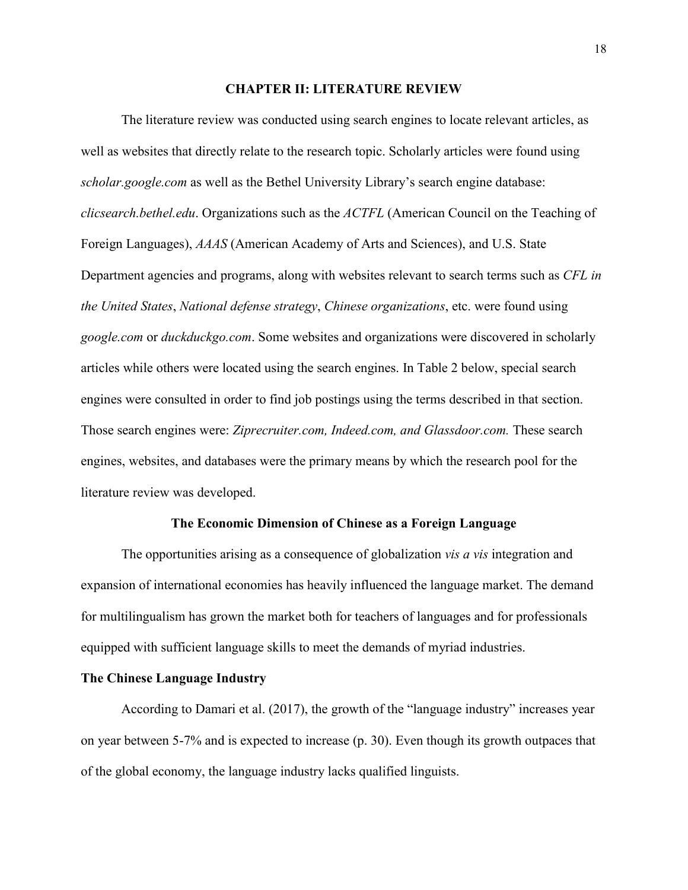# CHAPTER II: LITERATURE REVIEW

The literature review was conducted using search engines to locate relevant articles, as well as websites that directly relate to the research topic. Scholarly articles were found using *scholar.google.com* as well as the Bethel University Library's search engine database: *clicsearch.bethel.edu*. Organizations such as the *ACTFL* (American Council on the Teaching of Foreign Languages), *AAAS* (American Academy of Arts and Sciences), and U.S. State Department agencies and programs, along with websites relevant to search terms such as *CFL in the United States*, *National defense strategy*, *Chinese organizations*, etc. were found using *google.com* or *duckduckgo.com*. Some websites and organizations were discovered in scholarly articles while others were located using the search engines. In Table 2 below, special search engines were consulted in order to find job postings using the terms described in that section. Those search engines were: *Ziprecruiter.com, Indeed.com, and Glassdoor.com.* These search engines, websites, and databases were the primary means by which the research pool for the literature review was developed.

## The Economic Dimension of Chinese as a Foreign Language

The opportunities arising as a consequence of globalization *vis a vis* integration and expansion of international economies has heavily influenced the language market. The demand for multilingualism has grown the market both for teachers of languages and for professionals equipped with sufficient language skills to meet the demands of myriad industries.

### The Chinese Language Industry

According to Damari et al. (2017), the growth of the "language industry" increases year on year between 5-7% and is expected to increase (p. 30). Even though its growth outpaces that of the global economy, the language industry lacks qualified linguists.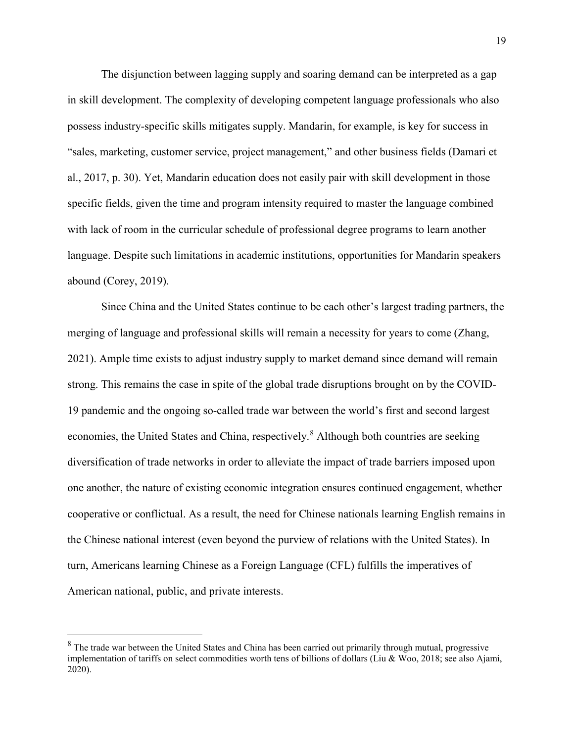The disjunction between lagging supply and soaring demand can be interpreted as a gap in skill development. The complexity of developing competent language professionals who also possess industry-specific skills mitigates supply. Mandarin, for example, is key for success in "sales, marketing, customer service, project management," and other business fields (Damari et al., 2017, p. 30). Yet, Mandarin education does not easily pair with skill development in those specific fields, given the time and program intensity required to master the language combined with lack of room in the curricular schedule of professional degree programs to learn another language. Despite such limitations in academic institutions, opportunities for Mandarin speakers abound (Corey, 2019).

Since China and the United States continue to be each other's largest trading partners, the merging of language and professional skills will remain a necessity for years to come (Zhang, 2021). Ample time exists to adjust industry supply to market demand since demand will remain strong. This remains the case in spite of the global trade disruptions brought on by the COVID-19 pandemic and the ongoing so-called trade war between the world's first and second largest economies, the United States and China, respectively.[8] Although both countries are seeking diversification of trade networks in order to alleviate the impact of trade barriers imposed upon one another, the nature of existing economic integration ensures continued engagement, whether cooperative or conflictual. As a result, the need for Chinese nationals learning English remains in the Chinese national interest (even beyond the purview of relations with the United States). In turn, Americans learning Chinese as a Foreign Language (CFL) fulfills the imperatives of American national, public, and private interests.

---

[8] The trade war between the United States and China has been carried out primarily through mutual, progressive implementation of tariffs on select commodities worth tens of billions of dollars (Liu & Woo, 2018; see also Ajami, 2020).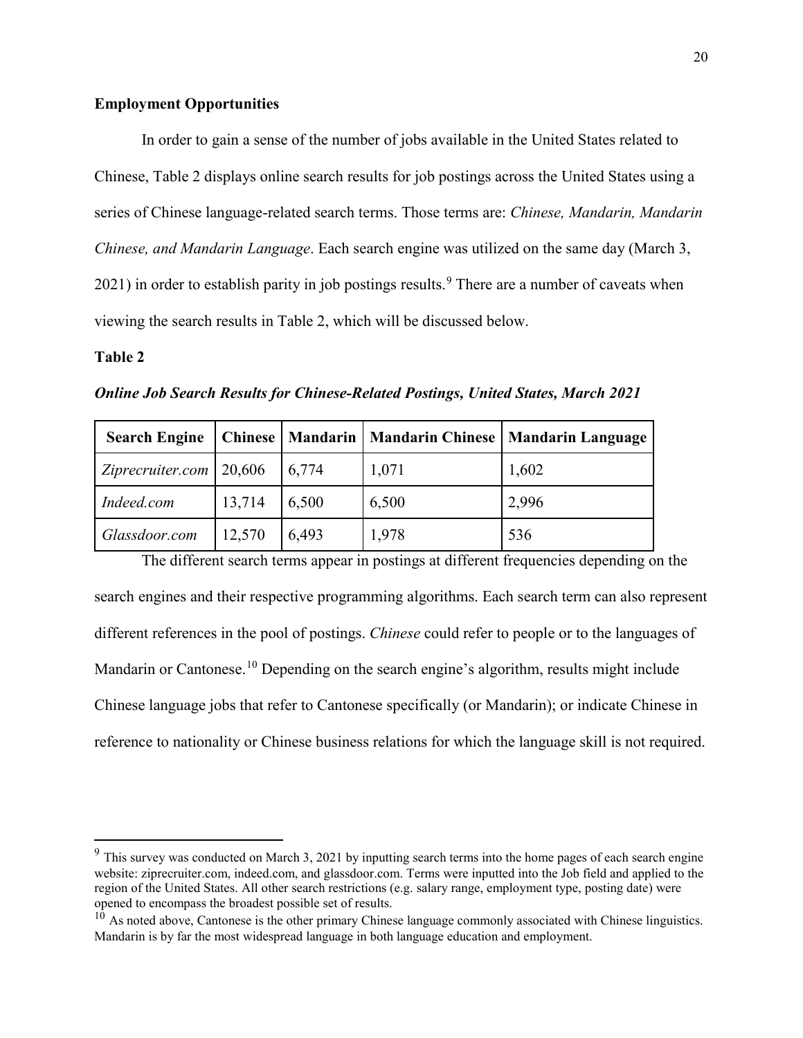**Employment Opportunities**

In order to gain a sense of the number of jobs available in the United States related to Chinese, Table 2 displays online search results for job postings across the United States using a series of Chinese language-related search terms. Those terms are: *Chinese, Mandarin, Mandarin Chinese, and Mandarin Language*. Each search engine was utilized on the same day (March 3, 2021) in order to establish parity in job postings results.[9] There are a number of caveats when viewing the search results in Table 2, which will be discussed below.

**Table 2**

***Online Job Search Results for Chinese-Related Postings, United States, March 2021***

| Search Engine | Chinese | Mandarin | Mandarin Chinese | Mandarin Language |
|---|---|---|---|---|
| *Ziprecruiter.com* | 20,606 | 6,774 | 1,071 | 1,602 |
| *Indeed.com* | 13,714 | 6,500 | 6,500 | 2,996 |
| *Glassdoor.com* | 12,570 | 6,493 | 1,978 | 536 |

The different search terms appear in postings at different frequencies depending on the search engines and their respective programming algorithms. Each search term can also represent different references in the pool of postings. *Chinese* could refer to people or to the languages of Mandarin or Cantonese.[10] Depending on the search engine's algorithm, results might include Chinese language jobs that refer to Cantonese specifically (or Mandarin); or indicate Chinese in reference to nationality or Chinese business relations for which the language skill is not required.

---

[9] This survey was conducted on March 3, 2021 by inputting search terms into the home pages of each search engine website: ziprecruiter.com, indeed.com, and glassdoor.com. Terms were inputted into the Job field and applied to the region of the United States. All other search restrictions (e.g. salary range, employment type, posting date) were opened to encompass the broadest possible set of results.

[10] As noted above, Cantonese is the other primary Chinese language commonly associated with Chinese linguistics. Mandarin is by far the most widespread language in both language education and employment.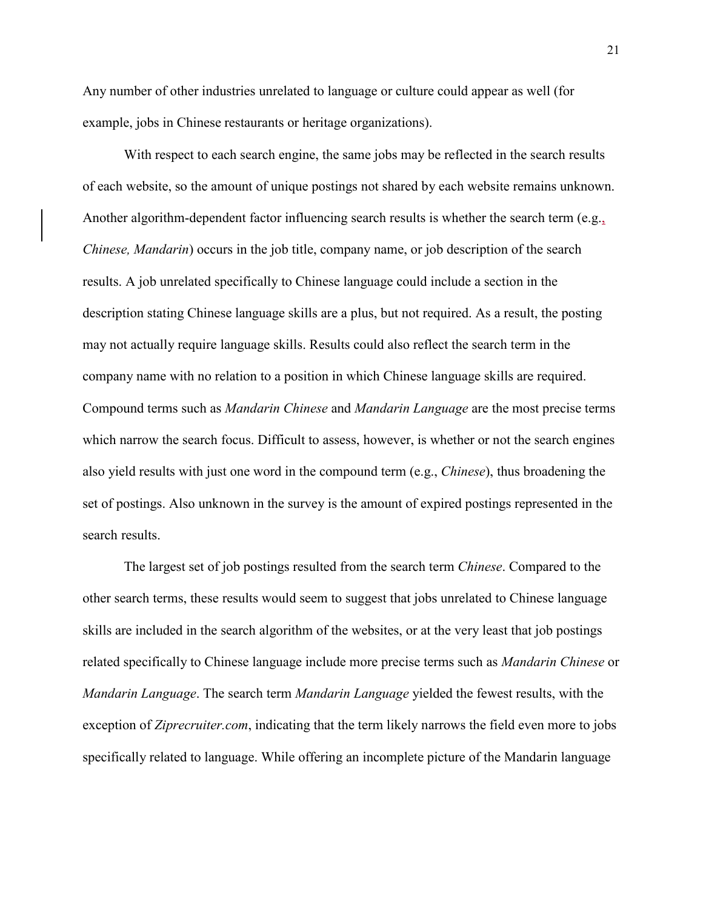Any number of other industries unrelated to language or culture could appear as well (for example, jobs in Chinese restaurants or heritage organizations).

With respect to each search engine, the same jobs may be reflected in the search results of each website, so the amount of unique postings not shared by each website remains unknown. Another algorithm-dependent factor influencing search results is whether the search term (e.g., *Chinese, Mandarin*) occurs in the job title, company name, or job description of the search results. A job unrelated specifically to Chinese language could include a section in the description stating Chinese language skills are a plus, but not required. As a result, the posting may not actually require language skills. Results could also reflect the search term in the company name with no relation to a position in which Chinese language skills are required. Compound terms such as *Mandarin Chinese* and *Mandarin Language* are the most precise terms which narrow the search focus. Difficult to assess, however, is whether or not the search engines also yield results with just one word in the compound term (e.g., *Chinese*), thus broadening the set of postings. Also unknown in the survey is the amount of expired postings represented in the search results.

The largest set of job postings resulted from the search term *Chinese*. Compared to the other search terms, these results would seem to suggest that jobs unrelated to Chinese language skills are included in the search algorithm of the websites, or at the very least that job postings related specifically to Chinese language include more precise terms such as *Mandarin Chinese* or *Mandarin Language*. The search term *Mandarin Language* yielded the fewest results, with the exception of *Ziprecruiter.com*, indicating that the term likely narrows the field even more to jobs specifically related to language. While offering an incomplete picture of the Mandarin language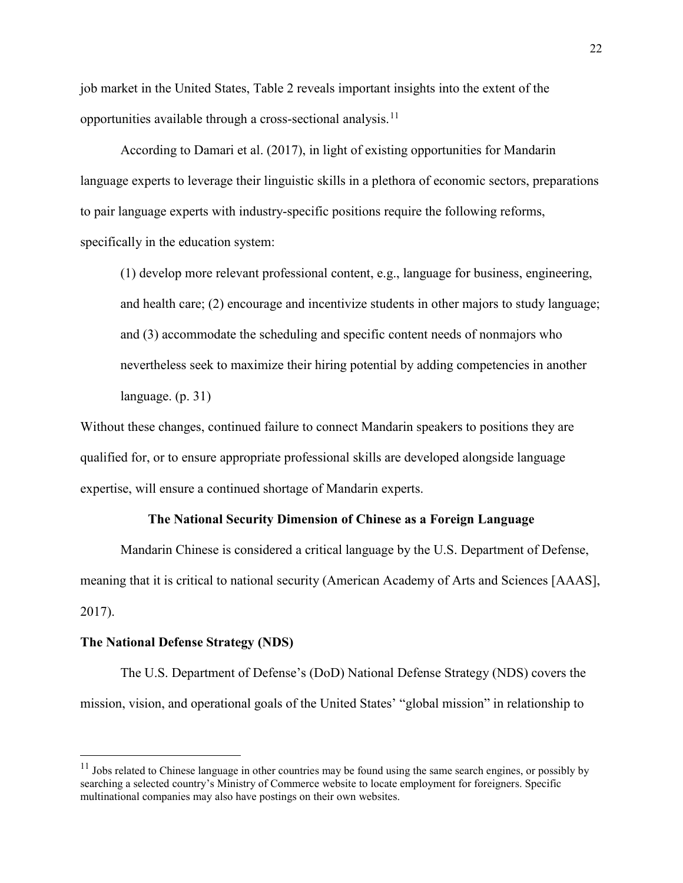job market in the United States, Table 2 reveals important insights into the extent of the opportunities available through a cross-sectional analysis.[11]

According to Damari et al. (2017), in light of existing opportunities for Mandarin language experts to leverage their linguistic skills in a plethora of economic sectors, preparations to pair language experts with industry-specific positions require the following reforms, specifically in the education system:

> (1) develop more relevant professional content, e.g., language for business, engineering, and health care; (2) encourage and incentivize students in other majors to study language; and (3) accommodate the scheduling and specific content needs of nonmajors who nevertheless seek to maximize their hiring potential by adding competencies in another language. (p. 31)

Without these changes, continued failure to connect Mandarin speakers to positions they are qualified for, or to ensure appropriate professional skills are developed alongside language expertise, will ensure a continued shortage of Mandarin experts.

## The National Security Dimension of Chinese as a Foreign Language

Mandarin Chinese is considered a critical language by the U.S. Department of Defense, meaning that it is critical to national security (American Academy of Arts and Sciences [AAAS], 2017).

### The National Defense Strategy (NDS)

The U.S. Department of Defense's (DoD) National Defense Strategy (NDS) covers the mission, vision, and operational goals of the United States' "global mission" in relationship to

---

[11] Jobs related to Chinese language in other countries may be found using the same search engines, or possibly by searching a selected country's Ministry of Commerce website to locate employment for foreigners. Specific multinational companies may also have postings on their own websites.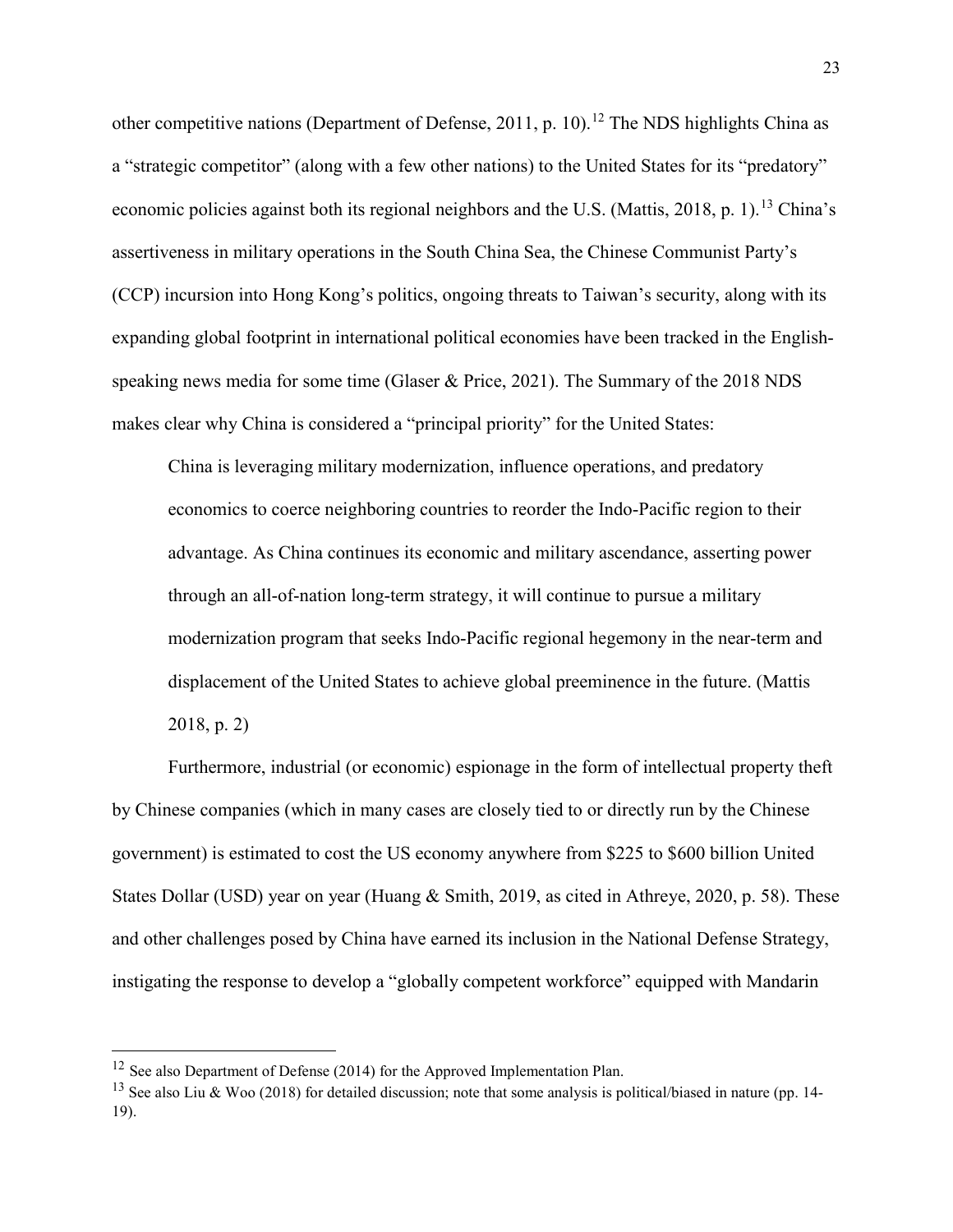other competitive nations (Department of Defense, 2011, p. 10).[12] The NDS highlights China as a "strategic competitor" (along with a few other nations) to the United States for its "predatory" economic policies against both its regional neighbors and the U.S. (Mattis, 2018, p. 1).[13] China's assertiveness in military operations in the South China Sea, the Chinese Communist Party's (CCP) incursion into Hong Kong's politics, ongoing threats to Taiwan's security, along with its expanding global footprint in international political economies have been tracked in the English-speaking news media for some time (Glaser & Price, 2021). The Summary of the 2018 NDS makes clear why China is considered a "principal priority" for the United States:

> China is leveraging military modernization, influence operations, and predatory economics to coerce neighboring countries to reorder the Indo-Pacific region to their advantage. As China continues its economic and military ascendance, asserting power through an all-of-nation long-term strategy, it will continue to pursue a military modernization program that seeks Indo-Pacific regional hegemony in the near-term and displacement of the United States to achieve global preeminence in the future. (Mattis 2018, p. 2)

Furthermore, industrial (or economic) espionage in the form of intellectual property theft by Chinese companies (which in many cases are closely tied to or directly run by the Chinese government) is estimated to cost the US economy anywhere from $225 to $600 billion United States Dollar (USD) year on year (Huang & Smith, 2019, as cited in Athreye, 2020, p. 58). These and other challenges posed by China have earned its inclusion in the National Defense Strategy, instigating the response to develop a "globally competent workforce" equipped with Mandarin

---

[12] See also Department of Defense (2014) for the Approved Implementation Plan.

[13] See also Liu & Woo (2018) for detailed discussion; note that some analysis is political/biased in nature (pp. 14-19).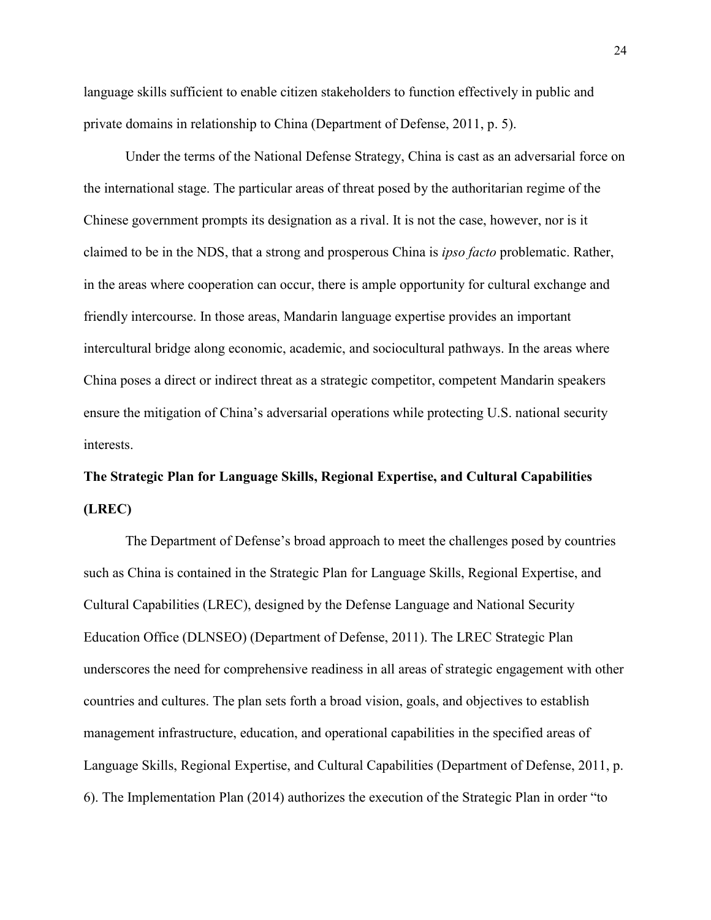language skills sufficient to enable citizen stakeholders to function effectively in public and private domains in relationship to China (Department of Defense, 2011, p. 5).

Under the terms of the National Defense Strategy, China is cast as an adversarial force on the international stage. The particular areas of threat posed by the authoritarian regime of the Chinese government prompts its designation as a rival. It is not the case, however, nor is it claimed to be in the NDS, that a strong and prosperous China is *ipso facto* problematic. Rather, in the areas where cooperation can occur, there is ample opportunity for cultural exchange and friendly intercourse. In those areas, Mandarin language expertise provides an important intercultural bridge along economic, academic, and sociocultural pathways. In the areas where China poses a direct or indirect threat as a strategic competitor, competent Mandarin speakers ensure the mitigation of China's adversarial operations while protecting U.S. national security interests.

## The Strategic Plan for Language Skills, Regional Expertise, and Cultural Capabilities (LREC)

The Department of Defense's broad approach to meet the challenges posed by countries such as China is contained in the Strategic Plan for Language Skills, Regional Expertise, and Cultural Capabilities (LREC), designed by the Defense Language and National Security Education Office (DLNSEO) (Department of Defense, 2011). The LREC Strategic Plan underscores the need for comprehensive readiness in all areas of strategic engagement with other countries and cultures. The plan sets forth a broad vision, goals, and objectives to establish management infrastructure, education, and operational capabilities in the specified areas of Language Skills, Regional Expertise, and Cultural Capabilities (Department of Defense, 2011, p. 6). The Implementation Plan (2014) authorizes the execution of the Strategic Plan in order "to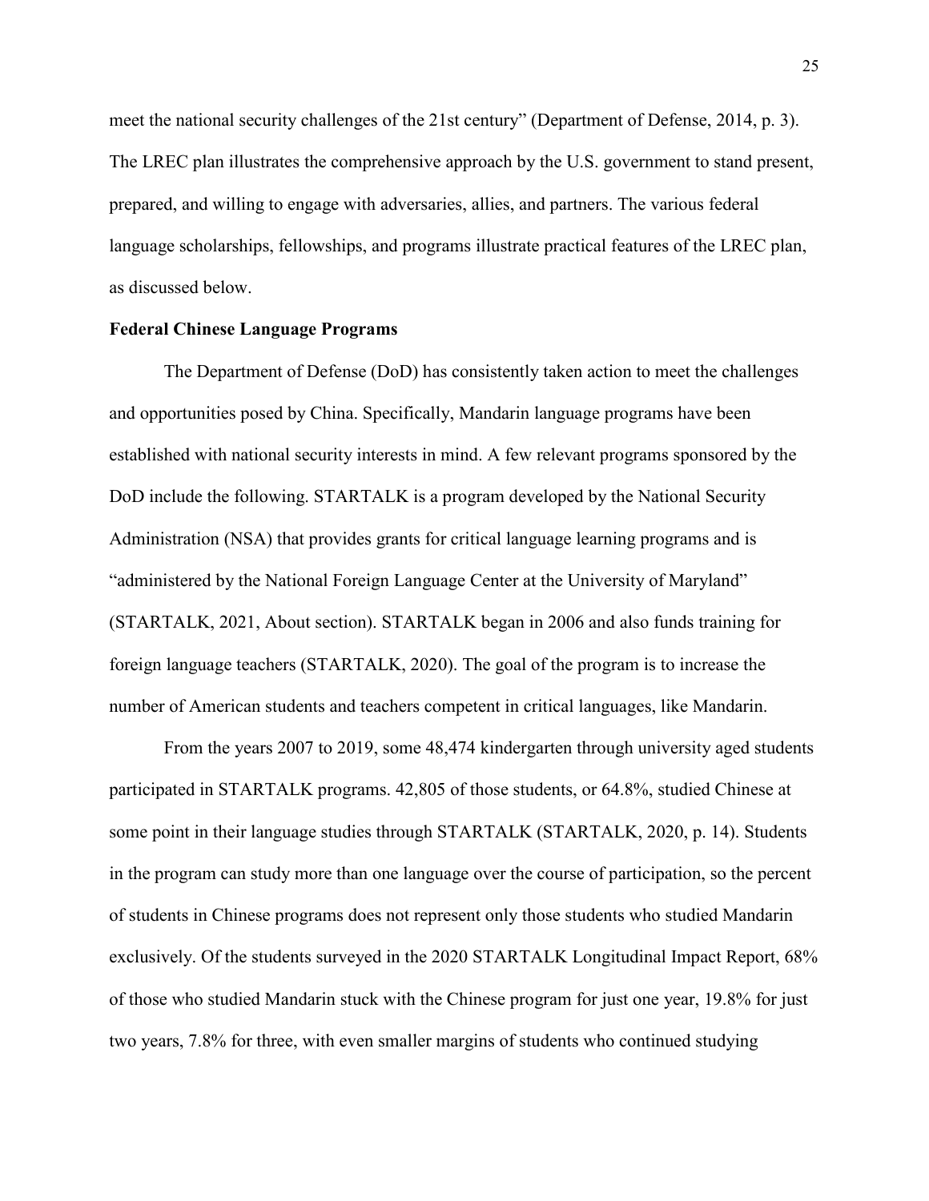meet the national security challenges of the 21st century" (Department of Defense, 2014, p. 3). The LREC plan illustrates the comprehensive approach by the U.S. government to stand present, prepared, and willing to engage with adversaries, allies, and partners. The various federal language scholarships, fellowships, and programs illustrate practical features of the LREC plan, as discussed below.

**Federal Chinese Language Programs**

The Department of Defense (DoD) has consistently taken action to meet the challenges and opportunities posed by China. Specifically, Mandarin language programs have been established with national security interests in mind. A few relevant programs sponsored by the DoD include the following. STARTALK is a program developed by the National Security Administration (NSA) that provides grants for critical language learning programs and is "administered by the National Foreign Language Center at the University of Maryland" (STARTALK, 2021, About section). STARTALK began in 2006 and also funds training for foreign language teachers (STARTALK, 2020). The goal of the program is to increase the number of American students and teachers competent in critical languages, like Mandarin.

From the years 2007 to 2019, some 48,474 kindergarten through university aged students participated in STARTALK programs. 42,805 of those students, or 64.8%, studied Chinese at some point in their language studies through STARTALK (STARTALK, 2020, p. 14). Students in the program can study more than one language over the course of participation, so the percent of students in Chinese programs does not represent only those students who studied Mandarin exclusively. Of the students surveyed in the 2020 STARTALK Longitudinal Impact Report, 68% of those who studied Mandarin stuck with the Chinese program for just one year, 19.8% for just two years, 7.8% for three, with even smaller margins of students who continued studying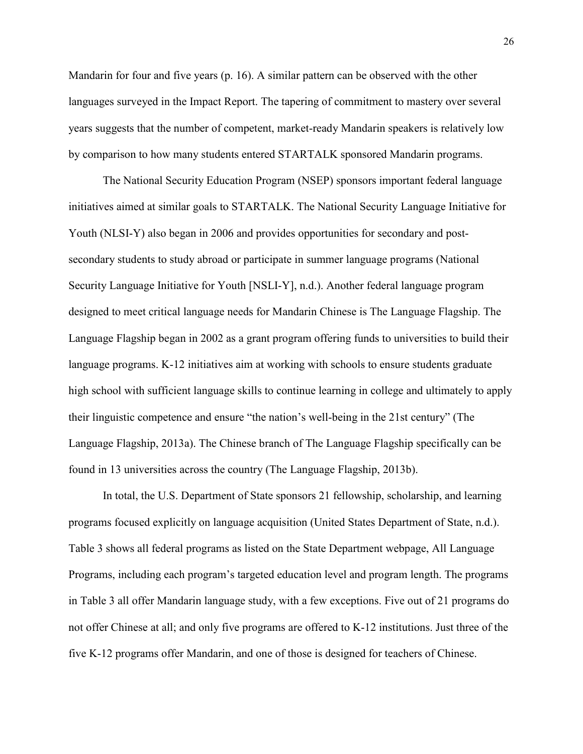Mandarin for four and five years (p. 16). A similar pattern can be observed with the other languages surveyed in the Impact Report. The tapering of commitment to mastery over several years suggests that the number of competent, market-ready Mandarin speakers is relatively low by comparison to how many students entered STARTALK sponsored Mandarin programs.

The National Security Education Program (NSEP) sponsors important federal language initiatives aimed at similar goals to STARTALK. The National Security Language Initiative for Youth (NLSI-Y) also began in 2006 and provides opportunities for secondary and post-secondary students to study abroad or participate in summer language programs (National Security Language Initiative for Youth [NSLI-Y], n.d.). Another federal language program designed to meet critical language needs for Mandarin Chinese is The Language Flagship. The Language Flagship began in 2002 as a grant program offering funds to universities to build their language programs. K-12 initiatives aim at working with schools to ensure students graduate high school with sufficient language skills to continue learning in college and ultimately to apply their linguistic competence and ensure "the nation's well-being in the 21st century" (The Language Flagship, 2013a). The Chinese branch of The Language Flagship specifically can be found in 13 universities across the country (The Language Flagship, 2013b).

In total, the U.S. Department of State sponsors 21 fellowship, scholarship, and learning programs focused explicitly on language acquisition (United States Department of State, n.d.). Table 3 shows all federal programs as listed on the State Department webpage, All Language Programs, including each program's targeted education level and program length. The programs in Table 3 all offer Mandarin language study, with a few exceptions. Five out of 21 programs do not offer Chinese at all; and only five programs are offered to K-12 institutions. Just three of the five K-12 programs offer Mandarin, and one of those is designed for teachers of Chinese.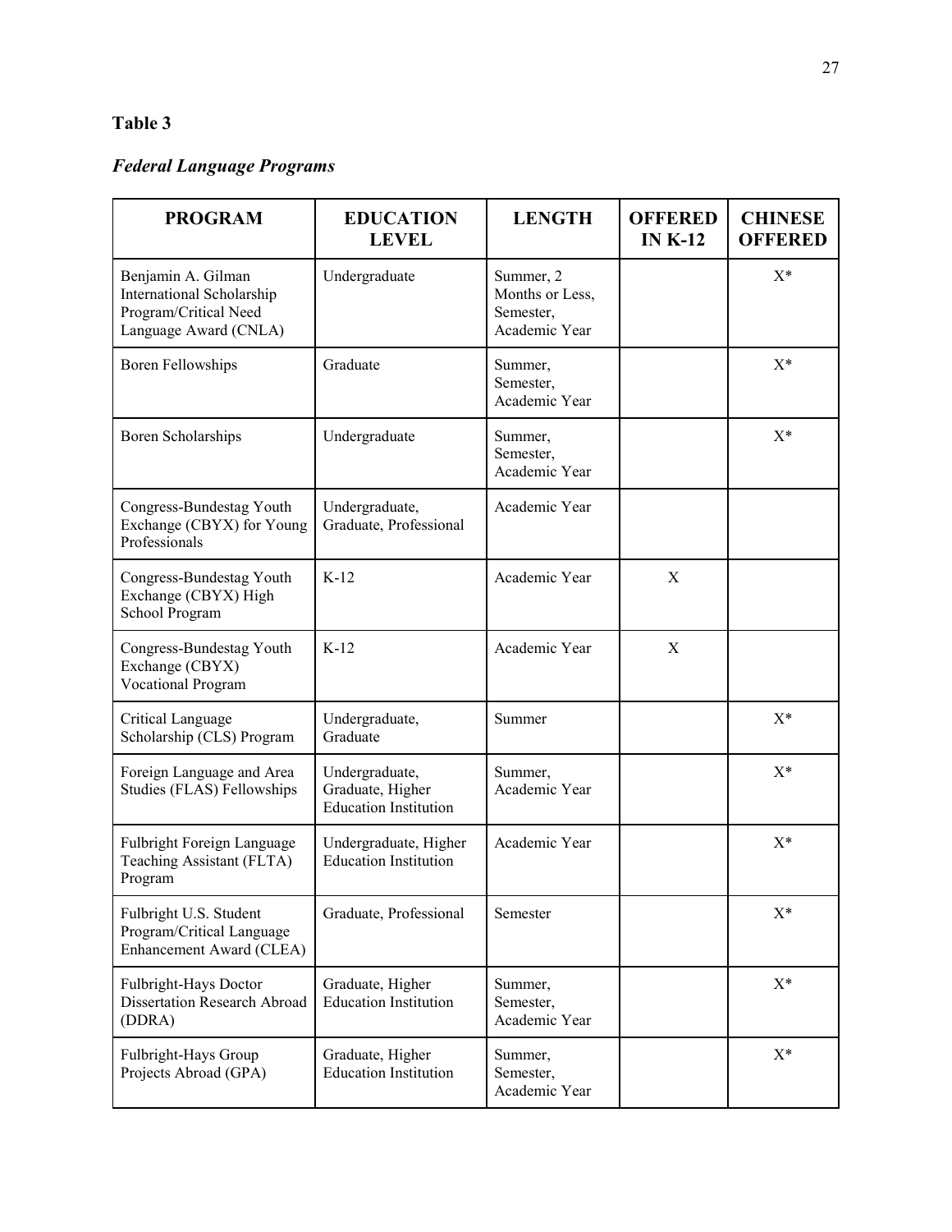**Table 3**

***Federal Language Programs***

| PROGRAM | EDUCATION LEVEL | LENGTH | OFFERED IN K-12 | CHINESE OFFERED |
|---|---|---|---|---|
| Benjamin A. Gilman International Scholarship Program/Critical Need Language Award (CNLA) | Undergraduate | Summer, 2 Months or Less, Semester, Academic Year | | X* |
| Boren Fellowships | Graduate | Summer, Semester, Academic Year | | X* |
| Boren Scholarships | Undergraduate | Summer, Semester, Academic Year | | X* |
| Congress-Bundestag Youth Exchange (CBYX) for Young Professionals | Undergraduate, Graduate, Professional | Academic Year | | |
| Congress-Bundestag Youth Exchange (CBYX) High School Program | K-12 | Academic Year | X | |
| Congress-Bundestag Youth Exchange (CBYX) Vocational Program | K-12 | Academic Year | X | |
| Critical Language Scholarship (CLS) Program | Undergraduate, Graduate | Summer | | X* |
| Foreign Language and Area Studies (FLAS) Fellowships | Undergraduate, Graduate, Higher Education Institution | Summer, Academic Year | | X* |
| Fulbright Foreign Language Teaching Assistant (FLTA) Program | Undergraduate, Higher Education Institution | Academic Year | | X* |
| Fulbright U.S. Student Program/Critical Language Enhancement Award (CLEA) | Graduate, Professional | Semester | | X* |
| Fulbright-Hays Doctor Dissertation Research Abroad (DDRA) | Graduate, Higher Education Institution | Summer, Semester, Academic Year | | X* |
| Fulbright-Hays Group Projects Abroad (GPA) | Graduate, Higher Education Institution | Summer, Semester, Academic Year | | X* |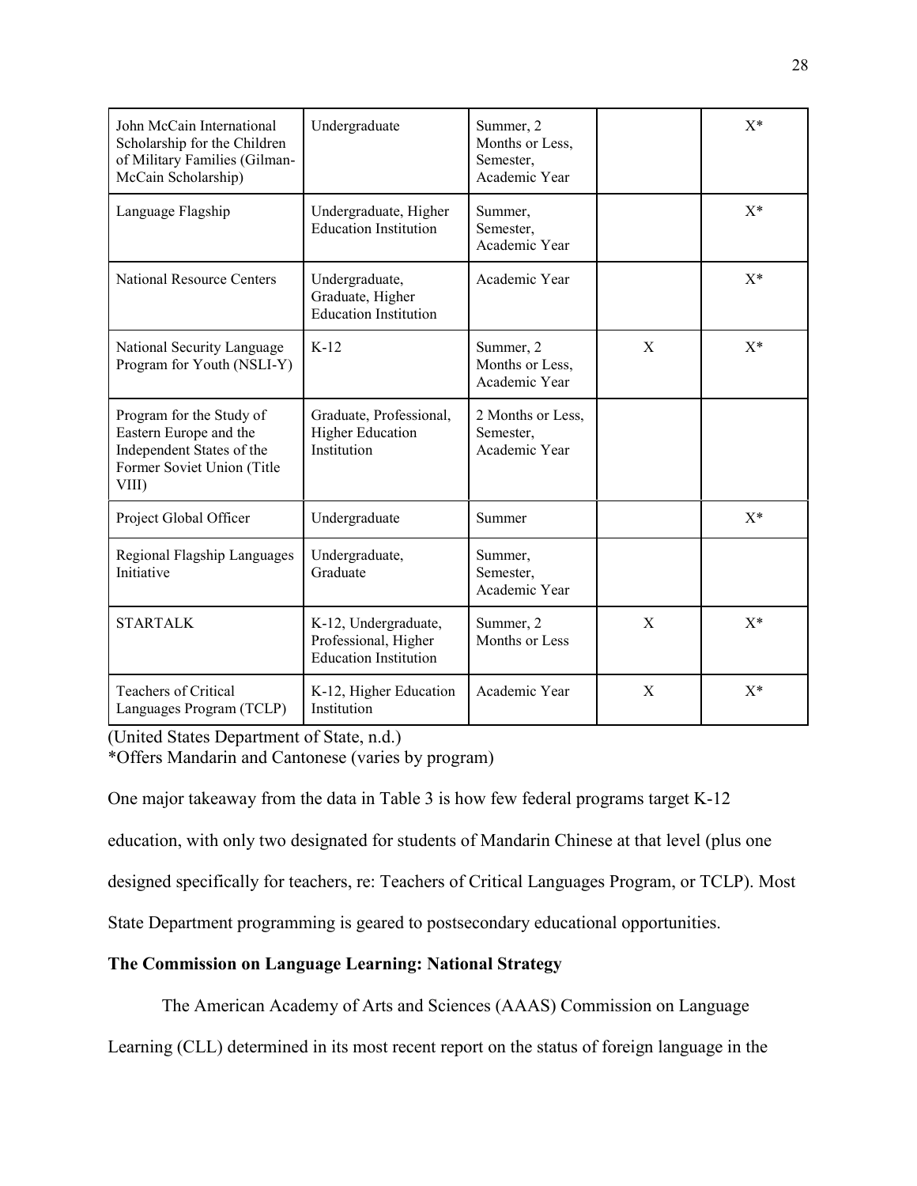| John McCain International Scholarship for the Children of Military Families (Gilman-McCain Scholarship) | Undergraduate | Summer, 2 Months or Less, Semester, Academic Year | | X* |
|---|---|---|---|---|
| Language Flagship | Undergraduate, Higher Education Institution | Summer, Semester, Academic Year | | X* |
| National Resource Centers | Undergraduate, Graduate, Higher Education Institution | Academic Year | | X* |
| National Security Language Program for Youth (NSLI-Y) | K-12 | Summer, 2 Months or Less, Academic Year | X | X* |
| Program for the Study of Eastern Europe and the Independent States of the Former Soviet Union (Title VIII) | Graduate, Professional, Higher Education Institution | 2 Months or Less, Semester, Academic Year | | |
| Project Global Officer | Undergraduate | Summer | | X* |
| Regional Flagship Languages Initiative | Undergraduate, Graduate | Summer, Semester, Academic Year | | |
| STARTALK | K-12, Undergraduate, Professional, Higher Education Institution | Summer, 2 Months or Less | X | X* |
| Teachers of Critical Languages Program (TCLP) | K-12, Higher Education Institution | Academic Year | X | X* |

(United States Department of State, n.d.)

*Offers Mandarin and Cantonese (varies by program)

One major takeaway from the data in Table 3 is how few federal programs target K-12 education, with only two designated for students of Mandarin Chinese at that level (plus one designed specifically for teachers, re: Teachers of Critical Languages Program, or TCLP). Most State Department programming is geared to postsecondary educational opportunities.

**The Commission on Language Learning: National Strategy**

The American Academy of Arts and Sciences (AAAS) Commission on Language Learning (CLL) determined in its most recent report on the status of foreign language in the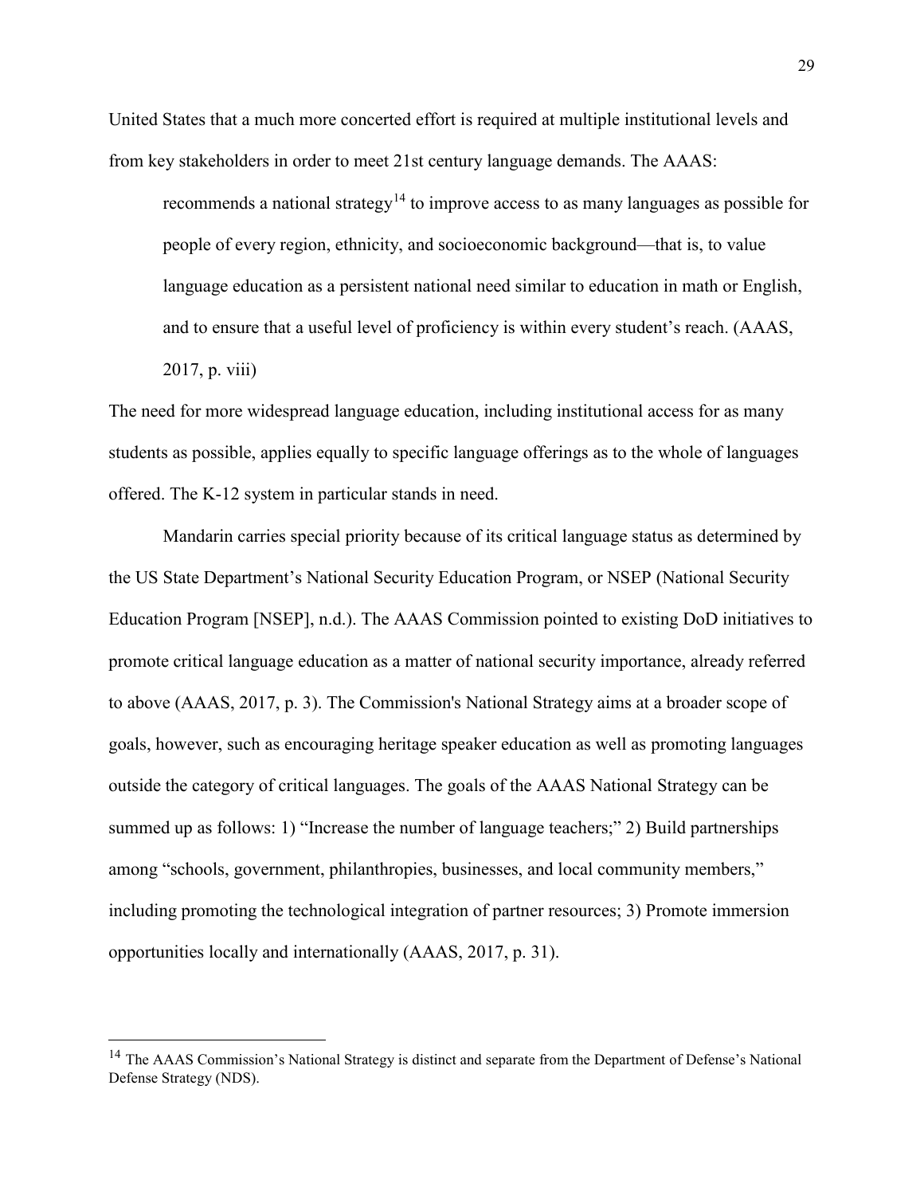United States that a much more concerted effort is required at multiple institutional levels and from key stakeholders in order to meet 21st century language demands. The AAAS:

> recommends a national strategy[14] to improve access to as many languages as possible for people of every region, ethnicity, and socioeconomic background—that is, to value language education as a persistent national need similar to education in math or English, and to ensure that a useful level of proficiency is within every student's reach. (AAAS, 2017, p. viii)

The need for more widespread language education, including institutional access for as many students as possible, applies equally to specific language offerings as to the whole of languages offered. The K-12 system in particular stands in need.

Mandarin carries special priority because of its critical language status as determined by the US State Department's National Security Education Program, or NSEP (National Security Education Program [NSEP], n.d.). The AAAS Commission pointed to existing DoD initiatives to promote critical language education as a matter of national security importance, already referred to above (AAAS, 2017, p. 3). The Commission's National Strategy aims at a broader scope of goals, however, such as encouraging heritage speaker education as well as promoting languages outside the category of critical languages. The goals of the AAAS National Strategy can be summed up as follows: 1) "Increase the number of language teachers;" 2) Build partnerships among "schools, government, philanthropies, businesses, and local community members," including promoting the technological integration of partner resources; 3) Promote immersion opportunities locally and internationally (AAAS, 2017, p. 31).

[14] The AAAS Commission's National Strategy is distinct and separate from the Department of Defense's National Defense Strategy (NDS).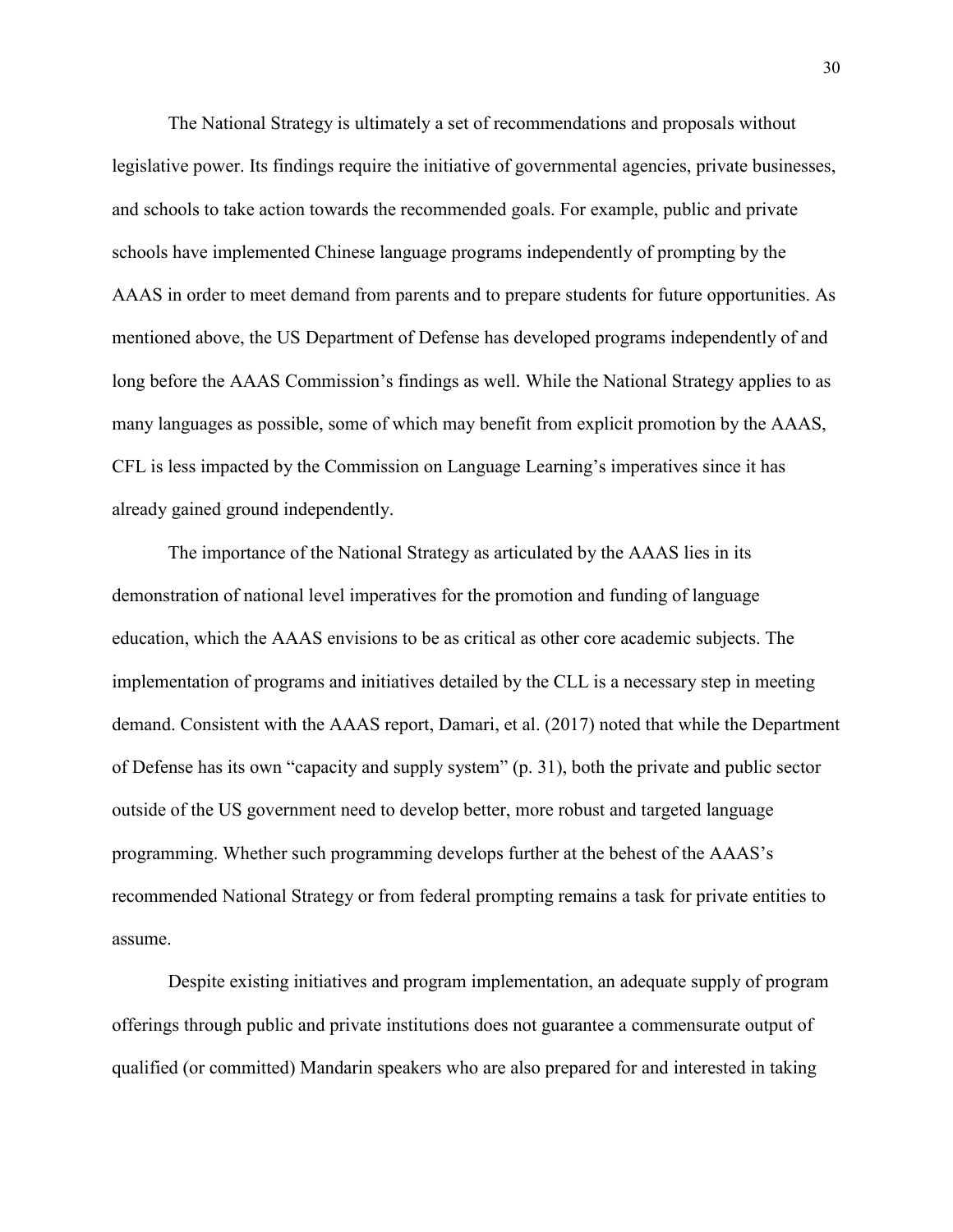The National Strategy is ultimately a set of recommendations and proposals without legislative power. Its findings require the initiative of governmental agencies, private businesses, and schools to take action towards the recommended goals. For example, public and private schools have implemented Chinese language programs independently of prompting by the AAAS in order to meet demand from parents and to prepare students for future opportunities. As mentioned above, the US Department of Defense has developed programs independently of and long before the AAAS Commission's findings as well. While the National Strategy applies to as many languages as possible, some of which may benefit from explicit promotion by the AAAS, CFL is less impacted by the Commission on Language Learning's imperatives since it has already gained ground independently.

The importance of the National Strategy as articulated by the AAAS lies in its demonstration of national level imperatives for the promotion and funding of language education, which the AAAS envisions to be as critical as other core academic subjects. The implementation of programs and initiatives detailed by the CLL is a necessary step in meeting demand. Consistent with the AAAS report, Damari, et al. (2017) noted that while the Department of Defense has its own "capacity and supply system" (p. 31), both the private and public sector outside of the US government need to develop better, more robust and targeted language programming. Whether such programming develops further at the behest of the AAAS's recommended National Strategy or from federal prompting remains a task for private entities to assume.

Despite existing initiatives and program implementation, an adequate supply of program offerings through public and private institutions does not guarantee a commensurate output of qualified (or committed) Mandarin speakers who are also prepared for and interested in taking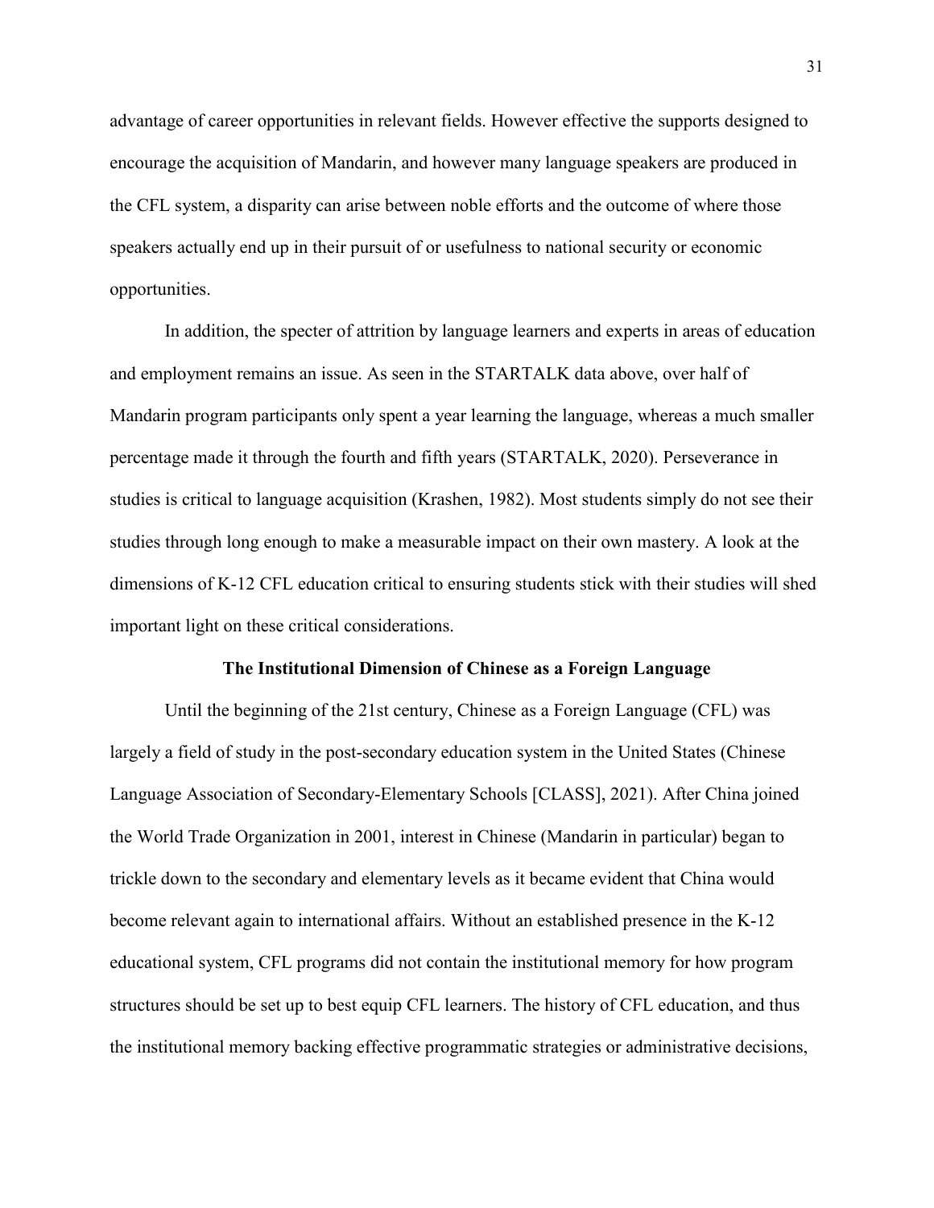advantage of career opportunities in relevant fields. However effective the supports designed to encourage the acquisition of Mandarin, and however many language speakers are produced in the CFL system, a disparity can arise between noble efforts and the outcome of where those speakers actually end up in their pursuit of or usefulness to national security or economic opportunities.

In addition, the specter of attrition by language learners and experts in areas of education and employment remains an issue. As seen in the STARTALK data above, over half of Mandarin program participants only spent a year learning the language, whereas a much smaller percentage made it through the fourth and fifth years (STARTALK, 2020). Perseverance in studies is critical to language acquisition (Krashen, 1982). Most students simply do not see their studies through long enough to make a measurable impact on their own mastery. A look at the dimensions of K-12 CFL education critical to ensuring students stick with their studies will shed important light on these critical considerations.

## The Institutional Dimension of Chinese as a Foreign Language

Until the beginning of the 21st century, Chinese as a Foreign Language (CFL) was largely a field of study in the post-secondary education system in the United States (Chinese Language Association of Secondary-Elementary Schools [CLASS], 2021). After China joined the World Trade Organization in 2001, interest in Chinese (Mandarin in particular) began to trickle down to the secondary and elementary levels as it became evident that China would become relevant again to international affairs. Without an established presence in the K-12 educational system, CFL programs did not contain the institutional memory for how program structures should be set up to best equip CFL learners. The history of CFL education, and thus the institutional memory backing effective programmatic strategies or administrative decisions,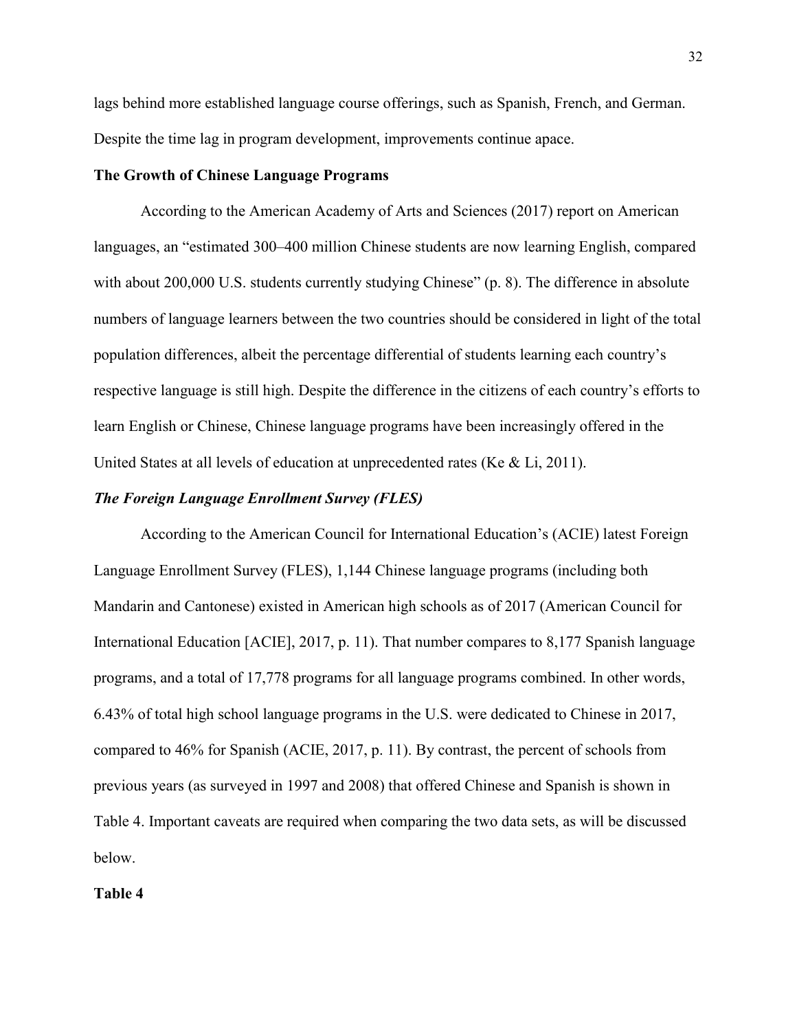lags behind more established language course offerings, such as Spanish, French, and German. Despite the time lag in program development, improvements continue apace.

## The Growth of Chinese Language Programs

According to the American Academy of Arts and Sciences (2017) report on American languages, an "estimated 300–400 million Chinese students are now learning English, compared with about 200,000 U.S. students currently studying Chinese" (p. 8). The difference in absolute numbers of language learners between the two countries should be considered in light of the total population differences, albeit the percentage differential of students learning each country's respective language is still high. Despite the difference in the citizens of each country's efforts to learn English or Chinese, Chinese language programs have been increasingly offered in the United States at all levels of education at unprecedented rates (Ke & Li, 2011).

### *The Foreign Language Enrollment Survey (FLES)*

According to the American Council for International Education's (ACIE) latest Foreign Language Enrollment Survey (FLES), 1,144 Chinese language programs (including both Mandarin and Cantonese) existed in American high schools as of 2017 (American Council for International Education [ACIE], 2017, p. 11). That number compares to 8,177 Spanish language programs, and a total of 17,778 programs for all language programs combined. In other words, 6.43% of total high school language programs in the U.S. were dedicated to Chinese in 2017, compared to 46% for Spanish (ACIE, 2017, p. 11). By contrast, the percent of schools from previous years (as surveyed in 1997 and 2008) that offered Chinese and Spanish is shown in Table 4. Important caveats are required when comparing the two data sets, as will be discussed below.

**Table 4**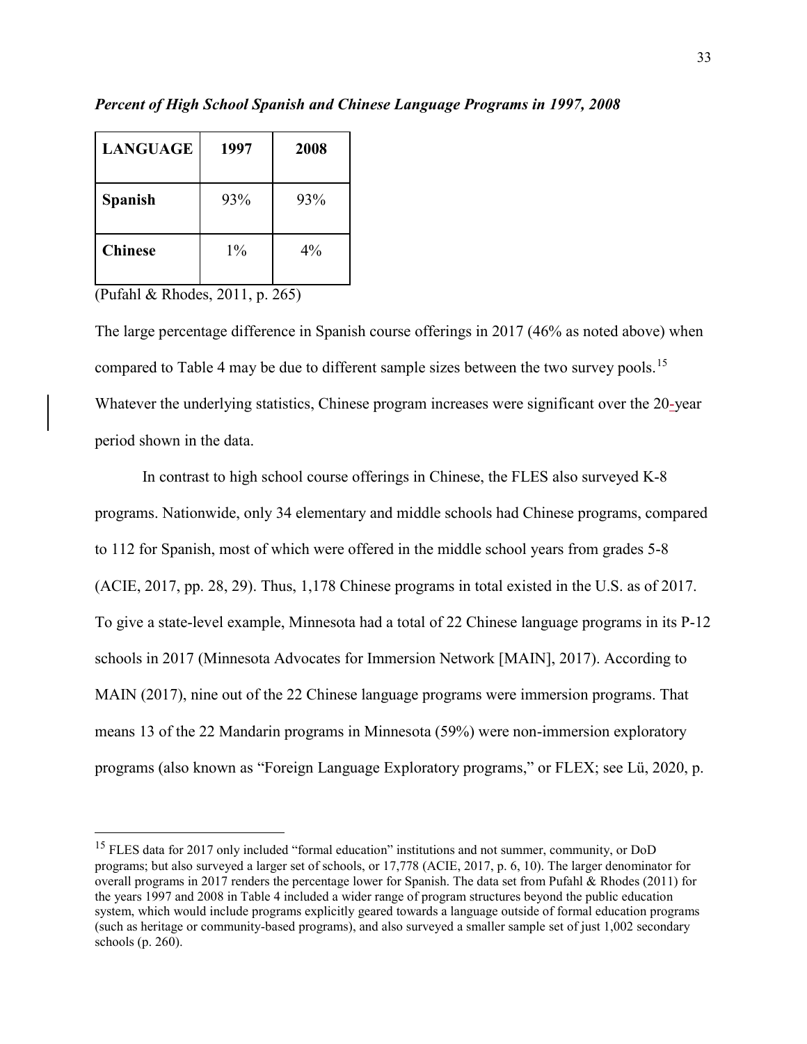*Percent of High School Spanish and Chinese Language Programs in 1997, 2008*

| LANGUAGE | 1997 | 2008 |
|---|---|---|
| **Spanish** | 93% | 93% |
| **Chinese** | 1% | 4% |

(Pufahl & Rhodes, 2011, p. 265)

The large percentage difference in Spanish course offerings in 2017 (46% as noted above) when compared to Table 4 may be due to different sample sizes between the two survey pools.[15] Whatever the underlying statistics, Chinese program increases were significant over the 20-year period shown in the data.

In contrast to high school course offerings in Chinese, the FLES also surveyed K-8 programs. Nationwide, only 34 elementary and middle schools had Chinese programs, compared to 112 for Spanish, most of which were offered in the middle school years from grades 5-8 (ACIE, 2017, pp. 28, 29). Thus, 1,178 Chinese programs in total existed in the U.S. as of 2017. To give a state-level example, Minnesota had a total of 22 Chinese language programs in its P-12 schools in 2017 (Minnesota Advocates for Immersion Network [MAIN], 2017). According to MAIN (2017), nine out of the 22 Chinese language programs were immersion programs. That means 13 of the 22 Mandarin programs in Minnesota (59%) were non-immersion exploratory programs (also known as "Foreign Language Exploratory programs," or FLEX; see Lü, 2020, p.

[15] FLES data for 2017 only included "formal education" institutions and not summer, community, or DoD programs; but also surveyed a larger set of schools, or 17,778 (ACIE, 2017, p. 6, 10). The larger denominator for overall programs in 2017 renders the percentage lower for Spanish. The data set from Pufahl & Rhodes (2011) for the years 1997 and 2008 in Table 4 included a wider range of program structures beyond the public education system, which would include programs explicitly geared towards a language outside of formal education programs (such as heritage or community-based programs), and also surveyed a smaller sample set of just 1,002 secondary schools (p. 260).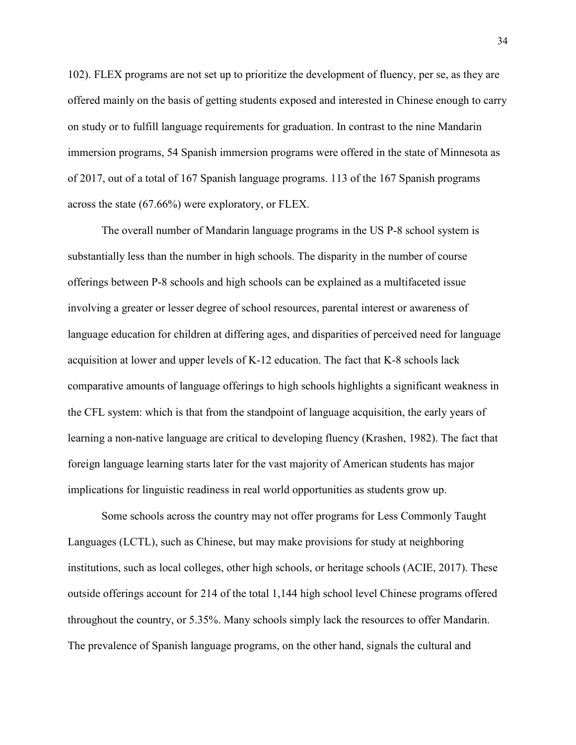102). FLEX programs are not set up to prioritize the development of fluency, per se, as they are offered mainly on the basis of getting students exposed and interested in Chinese enough to carry on study or to fulfill language requirements for graduation. In contrast to the nine Mandarin immersion programs, 54 Spanish immersion programs were offered in the state of Minnesota as of 2017, out of a total of 167 Spanish language programs. 113 of the 167 Spanish programs across the state (67.66%) were exploratory, or FLEX.

The overall number of Mandarin language programs in the US P-8 school system is substantially less than the number in high schools. The disparity in the number of course offerings between P-8 schools and high schools can be explained as a multifaceted issue involving a greater or lesser degree of school resources, parental interest or awareness of language education for children at differing ages, and disparities of perceived need for language acquisition at lower and upper levels of K-12 education. The fact that K-8 schools lack comparative amounts of language offerings to high schools highlights a significant weakness in the CFL system: which is that from the standpoint of language acquisition, the early years of learning a non-native language are critical to developing fluency (Krashen, 1982). The fact that foreign language learning starts later for the vast majority of American students has major implications for linguistic readiness in real world opportunities as students grow up.

Some schools across the country may not offer programs for Less Commonly Taught Languages (LCTL), such as Chinese, but may make provisions for study at neighboring institutions, such as local colleges, other high schools, or heritage schools (ACIE, 2017). These outside offerings account for 214 of the total 1,144 high school level Chinese programs offered throughout the country, or 5.35%. Many schools simply lack the resources to offer Mandarin. The prevalence of Spanish language programs, on the other hand, signals the cultural and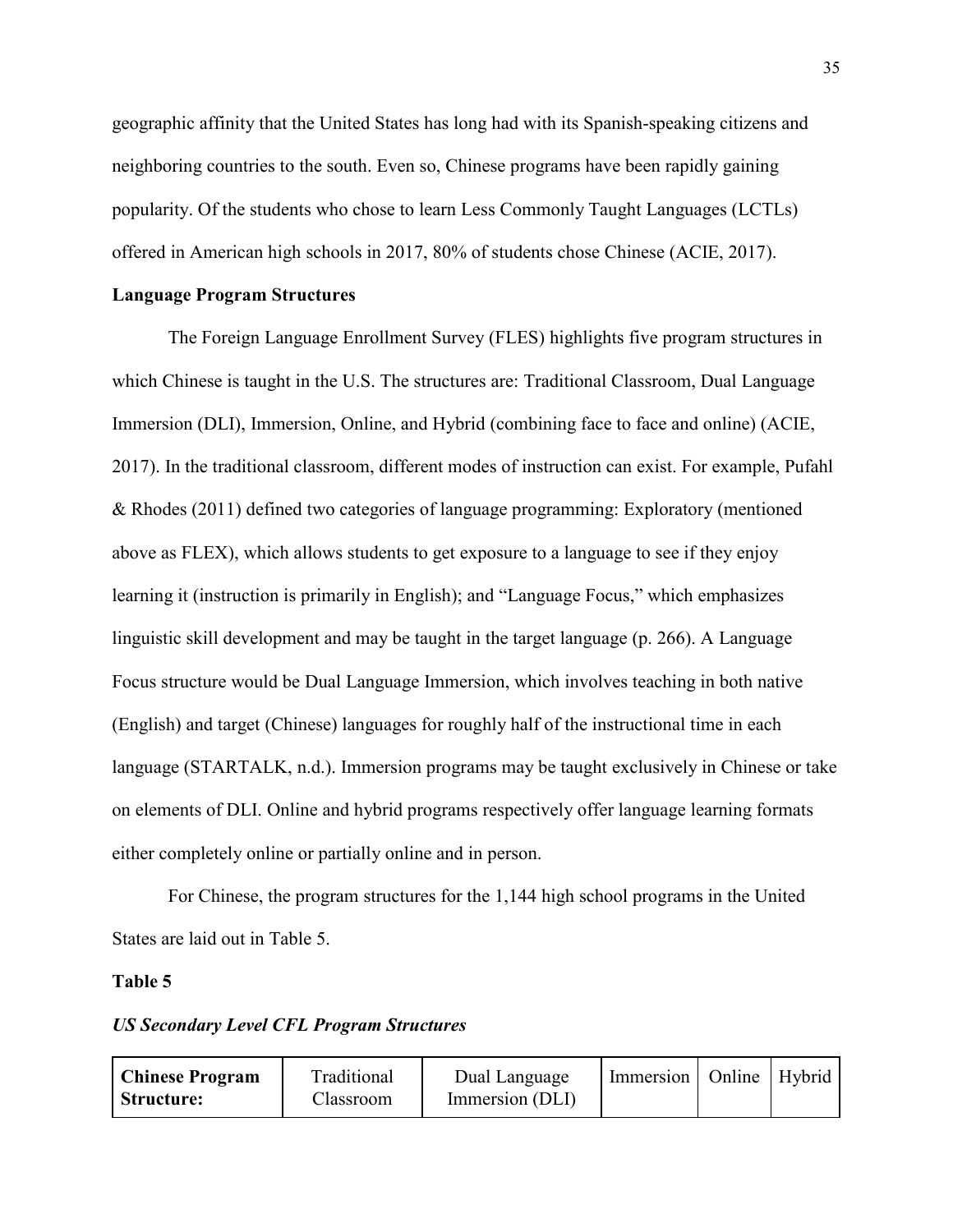geographic affinity that the United States has long had with its Spanish-speaking citizens and neighboring countries to the south. Even so, Chinese programs have been rapidly gaining popularity. Of the students who chose to learn Less Commonly Taught Languages (LCTLs) offered in American high schools in 2017, 80% of students chose Chinese (ACIE, 2017).

**Language Program Structures**

The Foreign Language Enrollment Survey (FLES) highlights five program structures in which Chinese is taught in the U.S. The structures are: Traditional Classroom, Dual Language Immersion (DLI), Immersion, Online, and Hybrid (combining face to face and online) (ACIE, 2017). In the traditional classroom, different modes of instruction can exist. For example, Pufahl & Rhodes (2011) defined two categories of language programming: Exploratory (mentioned above as FLEX), which allows students to get exposure to a language to see if they enjoy learning it (instruction is primarily in English); and "Language Focus," which emphasizes linguistic skill development and may be taught in the target language (p. 266). A Language Focus structure would be Dual Language Immersion, which involves teaching in both native (English) and target (Chinese) languages for roughly half of the instructional time in each language (STARTALK, n.d.). Immersion programs may be taught exclusively in Chinese or take on elements of DLI. Online and hybrid programs respectively offer language learning formats either completely online or partially online and in person.

For Chinese, the program structures for the 1,144 high school programs in the United States are laid out in Table 5.

**Table 5**

***US Secondary Level CFL Program Structures***

| **Chinese Program Structure:** | Traditional Classroom | Dual Language Immersion (DLI) | Immersion | Online | Hybrid |
|---|---|---|---|---|---|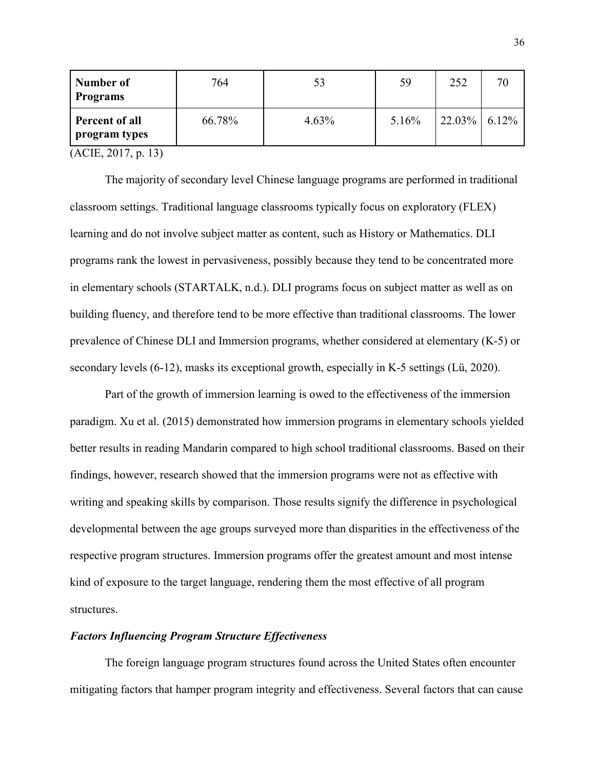| Number of Programs | 764 | 53 | 59 | 252 | 70 |
|---|---|---|---|---|---|
| Percent of all program types | 66.78% | 4.63% | 5.16% | 22.03% | 6.12% |

(ACIE, 2017, p. 13)

The majority of secondary level Chinese language programs are performed in traditional classroom settings. Traditional language classrooms typically focus on exploratory (FLEX) learning and do not involve subject matter as content, such as History or Mathematics. DLI programs rank the lowest in pervasiveness, possibly because they tend to be concentrated more in elementary schools (STARTALK, n.d.). DLI programs focus on subject matter as well as on building fluency, and therefore tend to be more effective than traditional classrooms. The lower prevalence of Chinese DLI and Immersion programs, whether considered at elementary (K-5) or secondary levels (6-12), masks its exceptional growth, especially in K-5 settings (Lü, 2020).

Part of the growth of immersion learning is owed to the effectiveness of the immersion paradigm. Xu et al. (2015) demonstrated how immersion programs in elementary schools yielded better results in reading Mandarin compared to high school traditional classrooms. Based on their findings, however, research showed that the immersion programs were not as effective with writing and speaking skills by comparison. Those results signify the difference in psychological developmental between the age groups surveyed more than disparities in the effectiveness of the respective program structures. Immersion programs offer the greatest amount and most intense kind of exposure to the target language, rendering them the most effective of all program structures.

### ***Factors Influencing Program Structure Effectiveness***

The foreign language program structures found across the United States often encounter mitigating factors that hamper program integrity and effectiveness. Several factors that can cause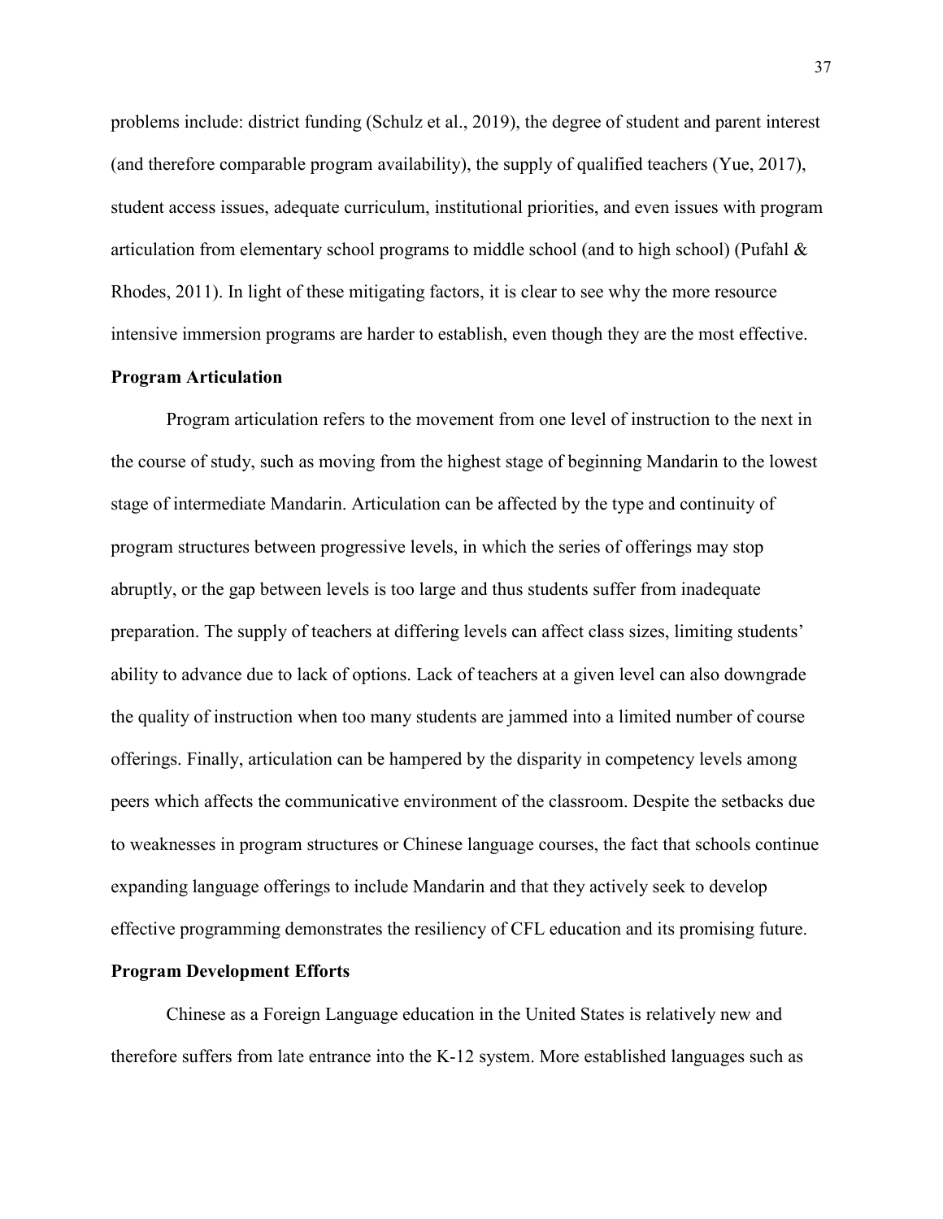problems include: district funding (Schulz et al., 2019), the degree of student and parent interest (and therefore comparable program availability), the supply of qualified teachers (Yue, 2017), student access issues, adequate curriculum, institutional priorities, and even issues with program articulation from elementary school programs to middle school (and to high school) (Pufahl & Rhodes, 2011). In light of these mitigating factors, it is clear to see why the more resource intensive immersion programs are harder to establish, even though they are the most effective.

## Program Articulation

Program articulation refers to the movement from one level of instruction to the next in the course of study, such as moving from the highest stage of beginning Mandarin to the lowest stage of intermediate Mandarin. Articulation can be affected by the type and continuity of program structures between progressive levels, in which the series of offerings may stop abruptly, or the gap between levels is too large and thus students suffer from inadequate preparation. The supply of teachers at differing levels can affect class sizes, limiting students' ability to advance due to lack of options. Lack of teachers at a given level can also downgrade the quality of instruction when too many students are jammed into a limited number of course offerings. Finally, articulation can be hampered by the disparity in competency levels among peers which affects the communicative environment of the classroom. Despite the setbacks due to weaknesses in program structures or Chinese language courses, the fact that schools continue expanding language offerings to include Mandarin and that they actively seek to develop effective programming demonstrates the resiliency of CFL education and its promising future.

## Program Development Efforts

Chinese as a Foreign Language education in the United States is relatively new and therefore suffers from late entrance into the K-12 system. More established languages such as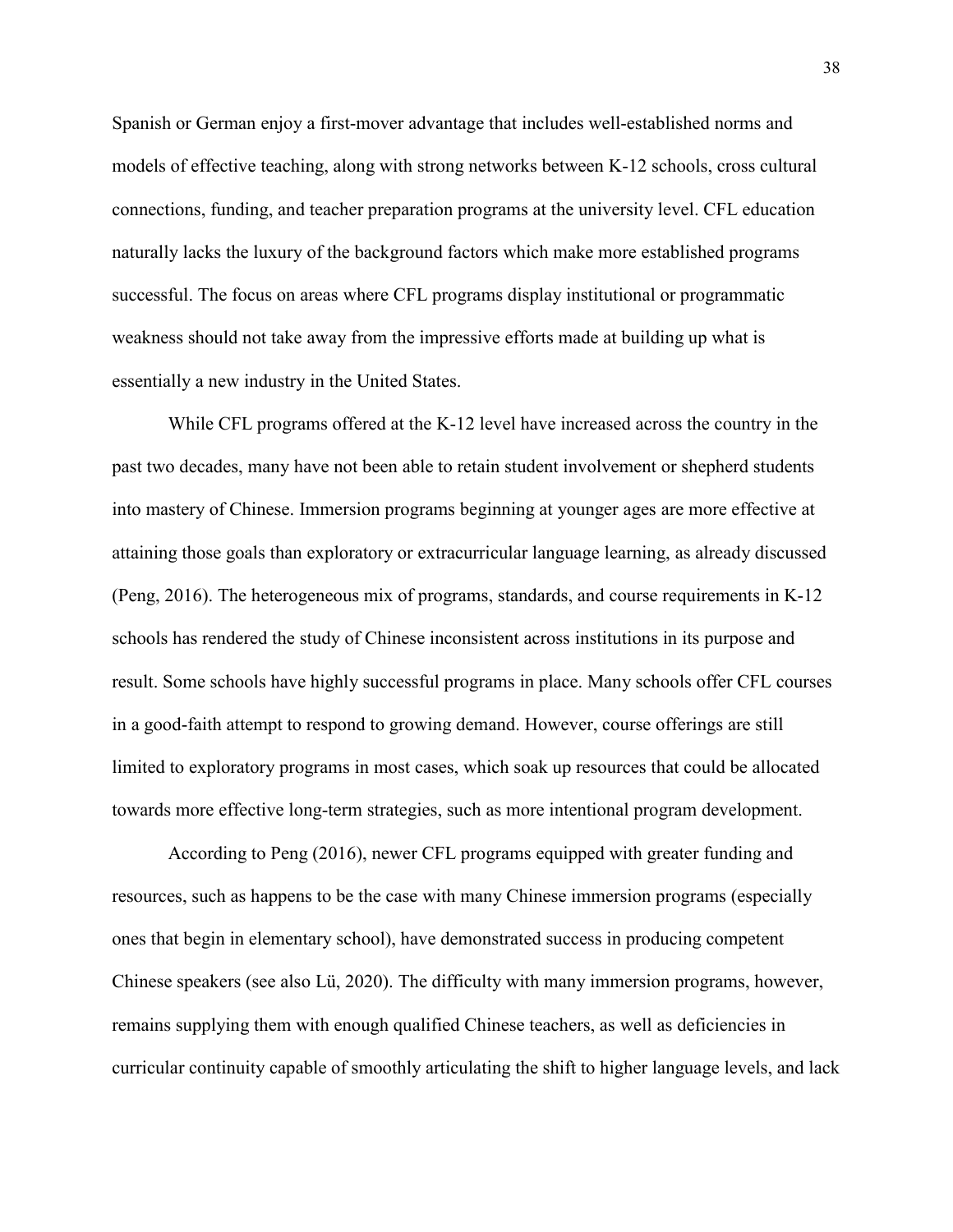Spanish or German enjoy a first-mover advantage that includes well-established norms and models of effective teaching, along with strong networks between K-12 schools, cross cultural connections, funding, and teacher preparation programs at the university level. CFL education naturally lacks the luxury of the background factors which make more established programs successful. The focus on areas where CFL programs display institutional or programmatic weakness should not take away from the impressive efforts made at building up what is essentially a new industry in the United States.

While CFL programs offered at the K-12 level have increased across the country in the past two decades, many have not been able to retain student involvement or shepherd students into mastery of Chinese. Immersion programs beginning at younger ages are more effective at attaining those goals than exploratory or extracurricular language learning, as already discussed (Peng, 2016). The heterogeneous mix of programs, standards, and course requirements in K-12 schools has rendered the study of Chinese inconsistent across institutions in its purpose and result. Some schools have highly successful programs in place. Many schools offer CFL courses in a good-faith attempt to respond to growing demand. However, course offerings are still limited to exploratory programs in most cases, which soak up resources that could be allocated towards more effective long-term strategies, such as more intentional program development.

According to Peng (2016), newer CFL programs equipped with greater funding and resources, such as happens to be the case with many Chinese immersion programs (especially ones that begin in elementary school), have demonstrated success in producing competent Chinese speakers (see also Lü, 2020). The difficulty with many immersion programs, however, remains supplying them with enough qualified Chinese teachers, as well as deficiencies in curricular continuity capable of smoothly articulating the shift to higher language levels, and lack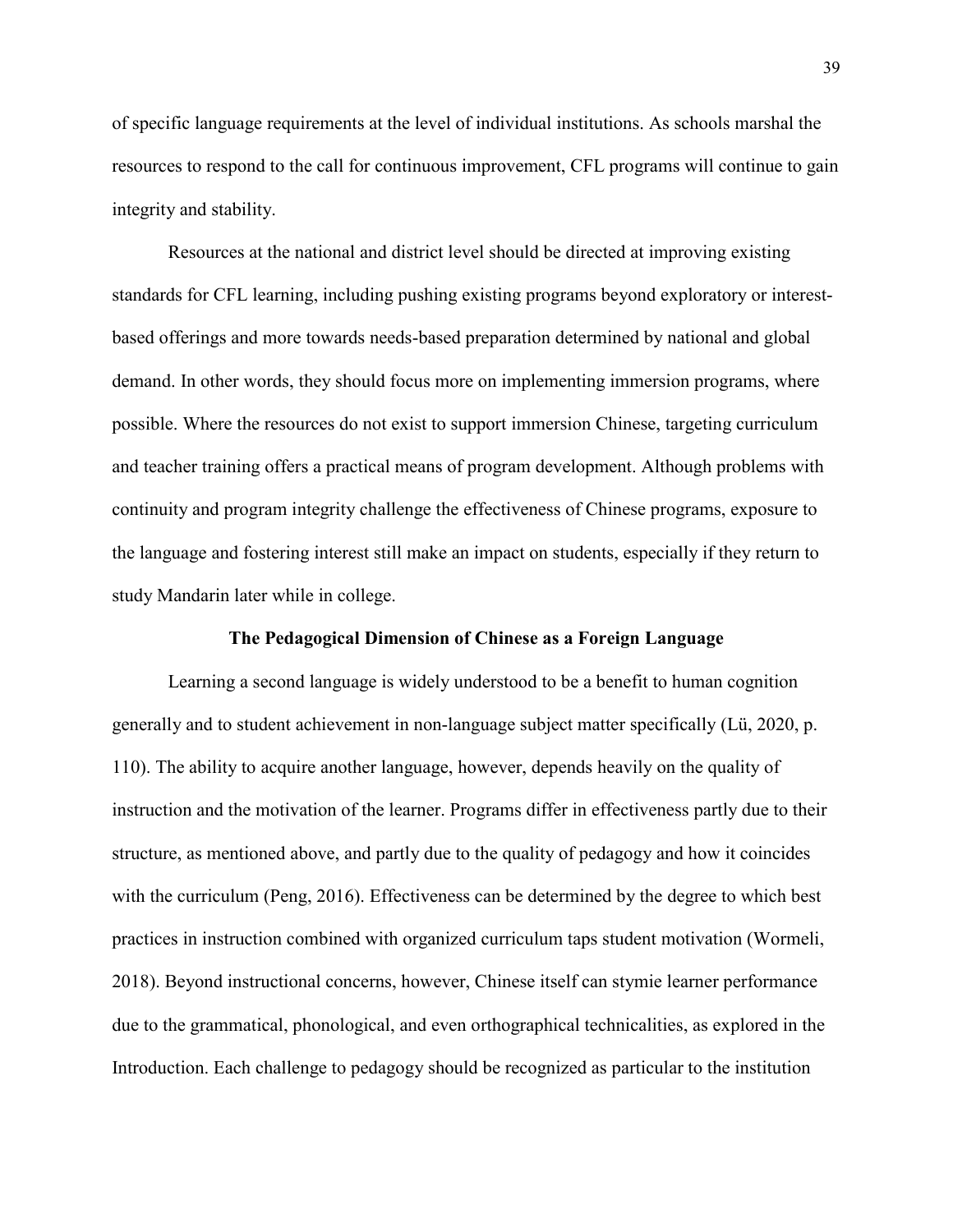of specific language requirements at the level of individual institutions. As schools marshal the resources to respond to the call for continuous improvement, CFL programs will continue to gain integrity and stability.

Resources at the national and district level should be directed at improving existing standards for CFL learning, including pushing existing programs beyond exploratory or interest-based offerings and more towards needs-based preparation determined by national and global demand. In other words, they should focus more on implementing immersion programs, where possible. Where the resources do not exist to support immersion Chinese, targeting curriculum and teacher training offers a practical means of program development. Although problems with continuity and program integrity challenge the effectiveness of Chinese programs, exposure to the language and fostering interest still make an impact on students, especially if they return to study Mandarin later while in college.

## The Pedagogical Dimension of Chinese as a Foreign Language

Learning a second language is widely understood to be a benefit to human cognition generally and to student achievement in non-language subject matter specifically (Lü, 2020, p. 110). The ability to acquire another language, however, depends heavily on the quality of instruction and the motivation of the learner. Programs differ in effectiveness partly due to their structure, as mentioned above, and partly due to the quality of pedagogy and how it coincides with the curriculum (Peng, 2016). Effectiveness can be determined by the degree to which best practices in instruction combined with organized curriculum taps student motivation (Wormeli, 2018). Beyond instructional concerns, however, Chinese itself can stymie learner performance due to the grammatical, phonological, and even orthographical technicalities, as explored in the Introduction. Each challenge to pedagogy should be recognized as particular to the institution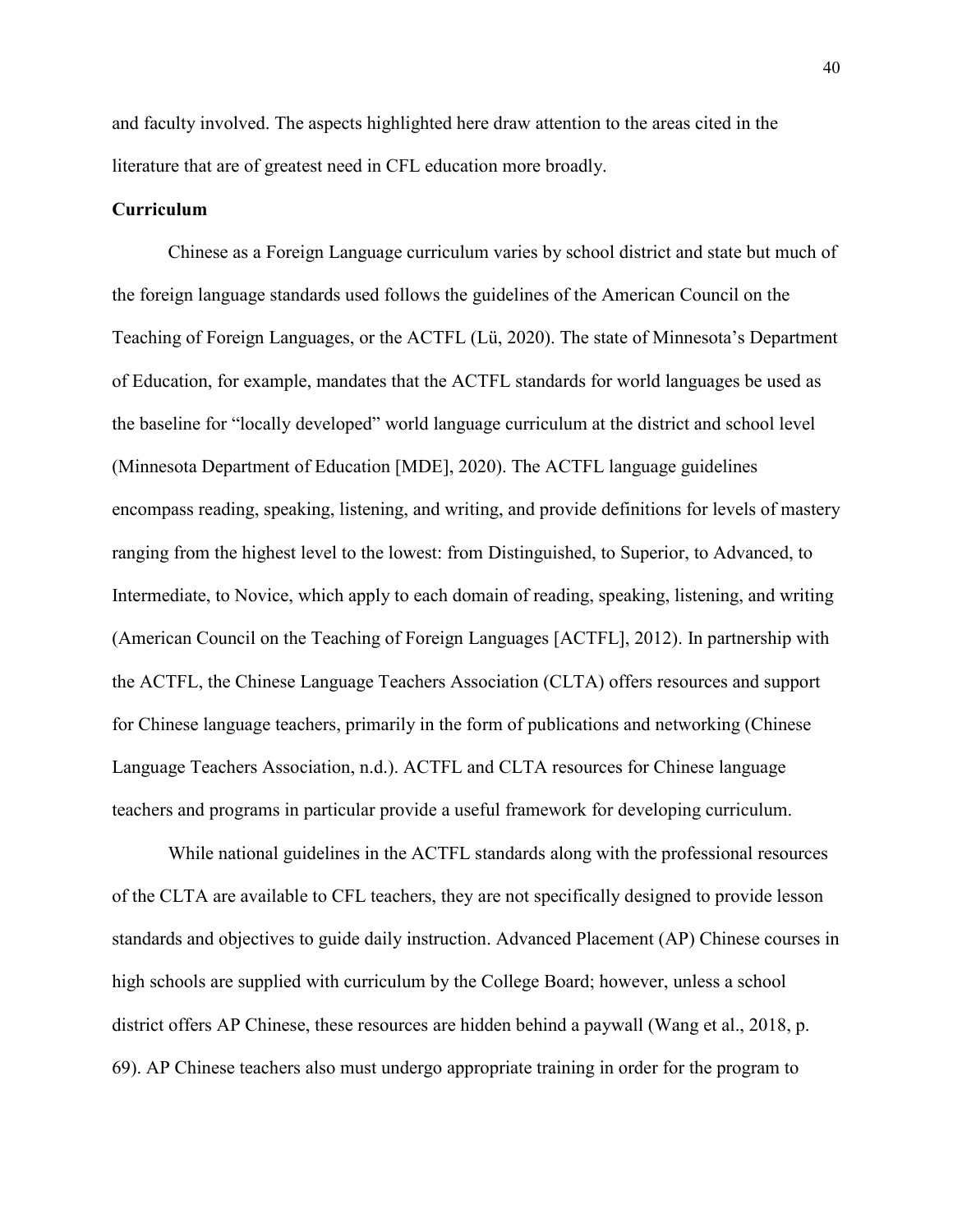and faculty involved. The aspects highlighted here draw attention to the areas cited in the literature that are of greatest need in CFL education more broadly.

**Curriculum**

Chinese as a Foreign Language curriculum varies by school district and state but much of the foreign language standards used follows the guidelines of the American Council on the Teaching of Foreign Languages, or the ACTFL (Lü, 2020). The state of Minnesota's Department of Education, for example, mandates that the ACTFL standards for world languages be used as the baseline for "locally developed" world language curriculum at the district and school level (Minnesota Department of Education [MDE], 2020). The ACTFL language guidelines encompass reading, speaking, listening, and writing, and provide definitions for levels of mastery ranging from the highest level to the lowest: from Distinguished, to Superior, to Advanced, to Intermediate, to Novice, which apply to each domain of reading, speaking, listening, and writing (American Council on the Teaching of Foreign Languages [ACTFL], 2012). In partnership with the ACTFL, the Chinese Language Teachers Association (CLTA) offers resources and support for Chinese language teachers, primarily in the form of publications and networking (Chinese Language Teachers Association, n.d.). ACTFL and CLTA resources for Chinese language teachers and programs in particular provide a useful framework for developing curriculum.

While national guidelines in the ACTFL standards along with the professional resources of the CLTA are available to CFL teachers, they are not specifically designed to provide lesson standards and objectives to guide daily instruction. Advanced Placement (AP) Chinese courses in high schools are supplied with curriculum by the College Board; however, unless a school district offers AP Chinese, these resources are hidden behind a paywall (Wang et al., 2018, p. 69). AP Chinese teachers also must undergo appropriate training in order for the program to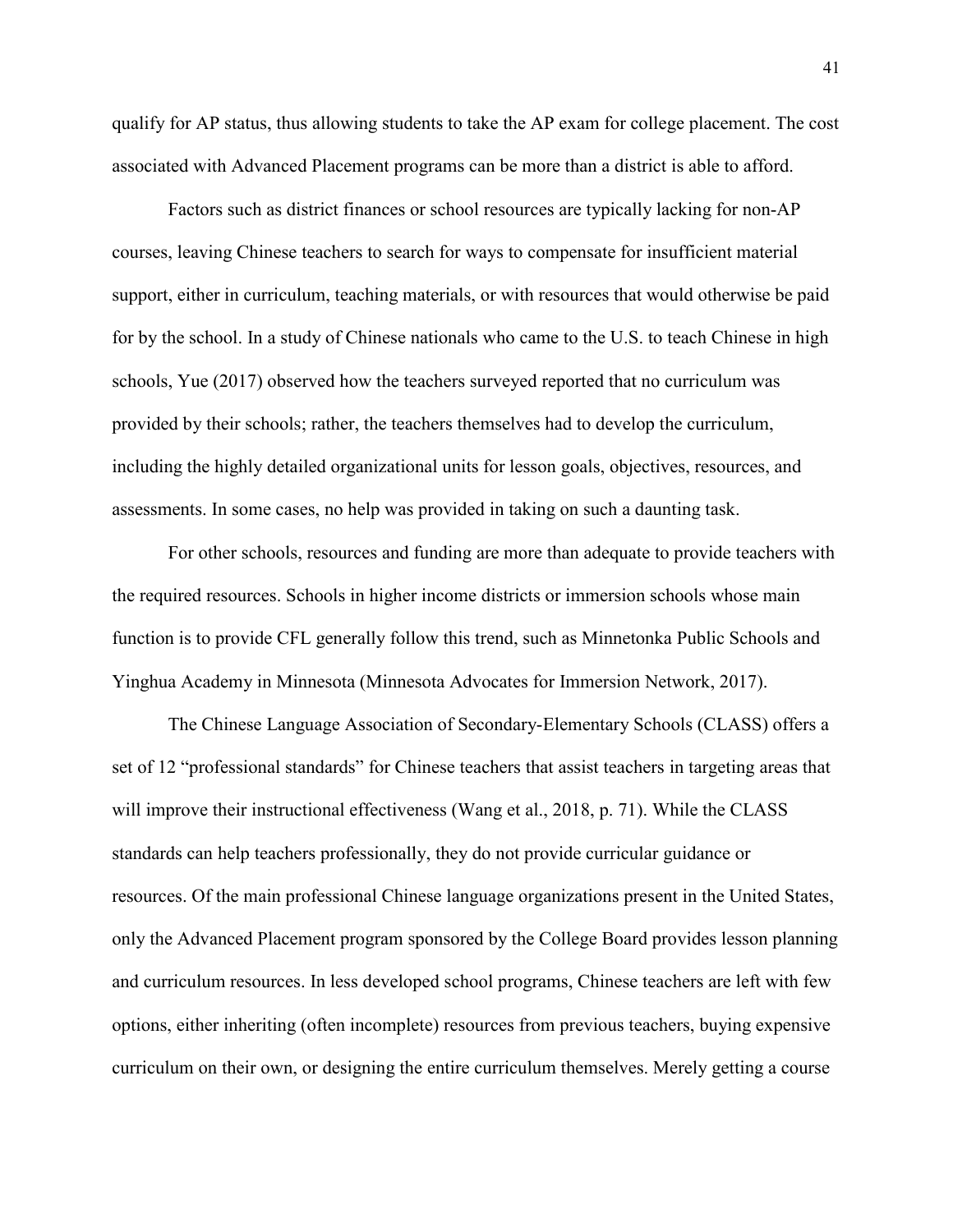qualify for AP status, thus allowing students to take the AP exam for college placement. The cost associated with Advanced Placement programs can be more than a district is able to afford.

Factors such as district finances or school resources are typically lacking for non-AP courses, leaving Chinese teachers to search for ways to compensate for insufficient material support, either in curriculum, teaching materials, or with resources that would otherwise be paid for by the school. In a study of Chinese nationals who came to the U.S. to teach Chinese in high schools, Yue (2017) observed how the teachers surveyed reported that no curriculum was provided by their schools; rather, the teachers themselves had to develop the curriculum, including the highly detailed organizational units for lesson goals, objectives, resources, and assessments. In some cases, no help was provided in taking on such a daunting task.

For other schools, resources and funding are more than adequate to provide teachers with the required resources. Schools in higher income districts or immersion schools whose main function is to provide CFL generally follow this trend, such as Minnetonka Public Schools and Yinghua Academy in Minnesota (Minnesota Advocates for Immersion Network, 2017).

The Chinese Language Association of Secondary-Elementary Schools (CLASS) offers a set of 12 "professional standards" for Chinese teachers that assist teachers in targeting areas that will improve their instructional effectiveness (Wang et al., 2018, p. 71). While the CLASS standards can help teachers professionally, they do not provide curricular guidance or resources. Of the main professional Chinese language organizations present in the United States, only the Advanced Placement program sponsored by the College Board provides lesson planning and curriculum resources. In less developed school programs, Chinese teachers are left with few options, either inheriting (often incomplete) resources from previous teachers, buying expensive curriculum on their own, or designing the entire curriculum themselves. Merely getting a course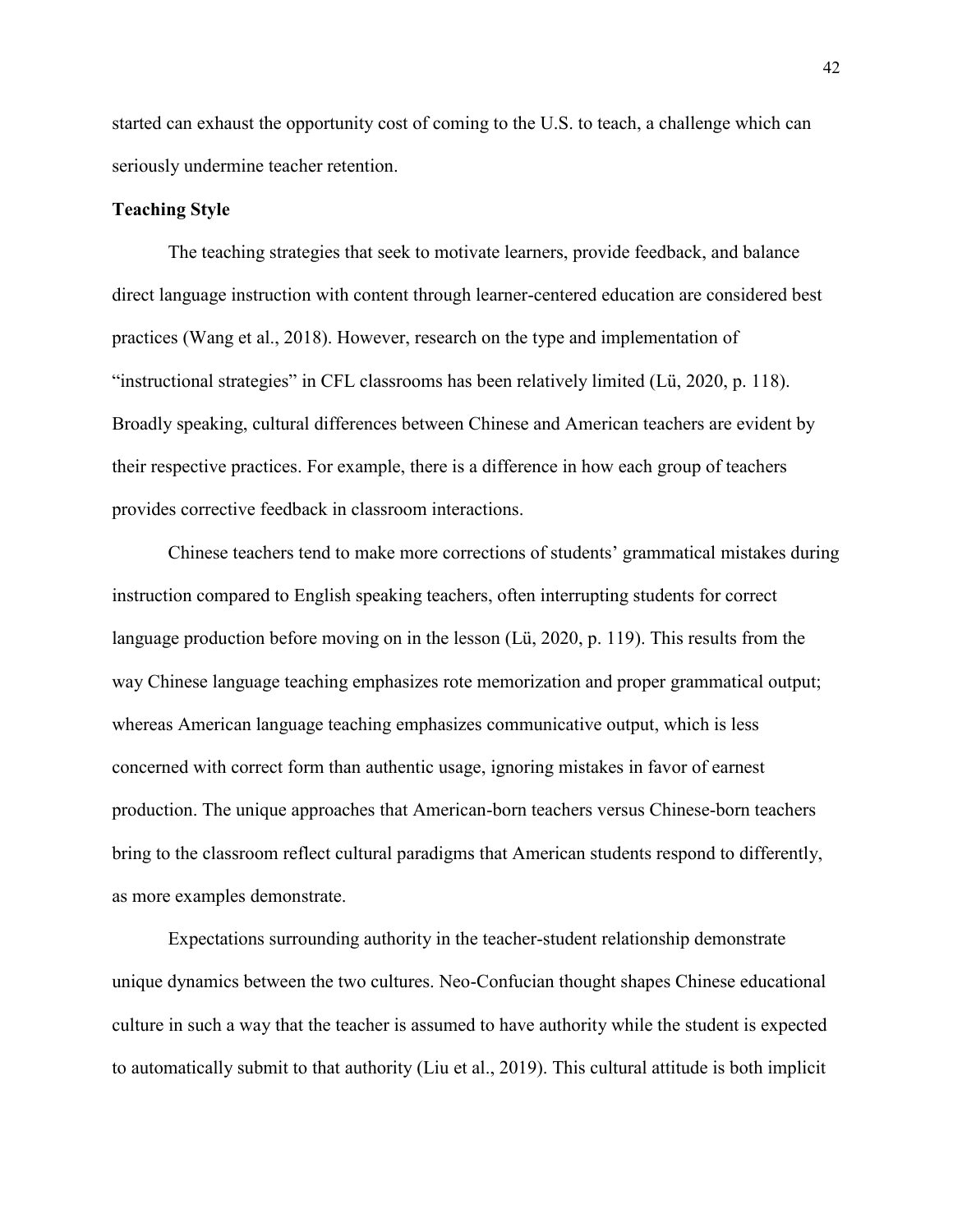started can exhaust the opportunity cost of coming to the U.S. to teach, a challenge which can seriously undermine teacher retention.

**Teaching Style**

The teaching strategies that seek to motivate learners, provide feedback, and balance direct language instruction with content through learner-centered education are considered best practices (Wang et al., 2018). However, research on the type and implementation of "instructional strategies" in CFL classrooms has been relatively limited (Lü, 2020, p. 118). Broadly speaking, cultural differences between Chinese and American teachers are evident by their respective practices. For example, there is a difference in how each group of teachers provides corrective feedback in classroom interactions.

Chinese teachers tend to make more corrections of students' grammatical mistakes during instruction compared to English speaking teachers, often interrupting students for correct language production before moving on in the lesson (Lü, 2020, p. 119). This results from the way Chinese language teaching emphasizes rote memorization and proper grammatical output; whereas American language teaching emphasizes communicative output, which is less concerned with correct form than authentic usage, ignoring mistakes in favor of earnest production. The unique approaches that American-born teachers versus Chinese-born teachers bring to the classroom reflect cultural paradigms that American students respond to differently, as more examples demonstrate.

Expectations surrounding authority in the teacher-student relationship demonstrate unique dynamics between the two cultures. Neo-Confucian thought shapes Chinese educational culture in such a way that the teacher is assumed to have authority while the student is expected to automatically submit to that authority (Liu et al., 2019). This cultural attitude is both implicit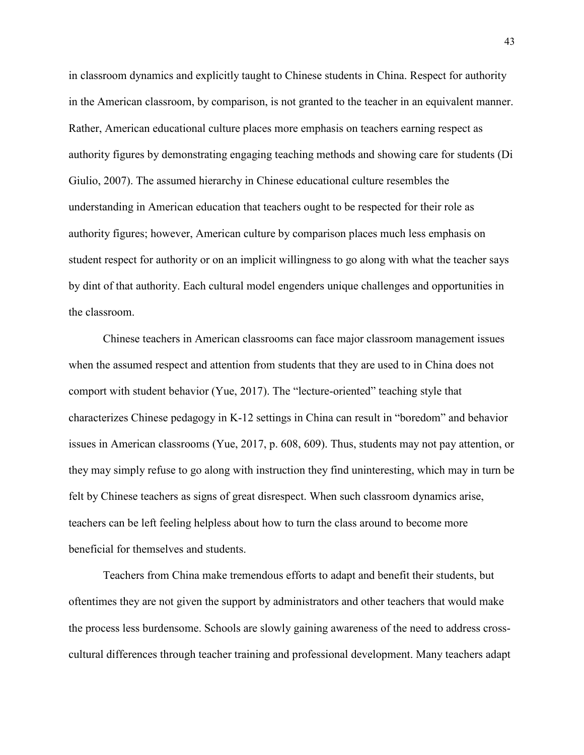in classroom dynamics and explicitly taught to Chinese students in China. Respect for authority in the American classroom, by comparison, is not granted to the teacher in an equivalent manner. Rather, American educational culture places more emphasis on teachers earning respect as authority figures by demonstrating engaging teaching methods and showing care for students (Di Giulio, 2007). The assumed hierarchy in Chinese educational culture resembles the understanding in American education that teachers ought to be respected for their role as authority figures; however, American culture by comparison places much less emphasis on student respect for authority or on an implicit willingness to go along with what the teacher says by dint of that authority. Each cultural model engenders unique challenges and opportunities in the classroom.

Chinese teachers in American classrooms can face major classroom management issues when the assumed respect and attention from students that they are used to in China does not comport with student behavior (Yue, 2017). The "lecture-oriented" teaching style that characterizes Chinese pedagogy in K-12 settings in China can result in "boredom" and behavior issues in American classrooms (Yue, 2017, p. 608, 609). Thus, students may not pay attention, or they may simply refuse to go along with instruction they find uninteresting, which may in turn be felt by Chinese teachers as signs of great disrespect. When such classroom dynamics arise, teachers can be left feeling helpless about how to turn the class around to become more beneficial for themselves and students.

Teachers from China make tremendous efforts to adapt and benefit their students, but oftentimes they are not given the support by administrators and other teachers that would make the process less burdensome. Schools are slowly gaining awareness of the need to address cross-cultural differences through teacher training and professional development. Many teachers adapt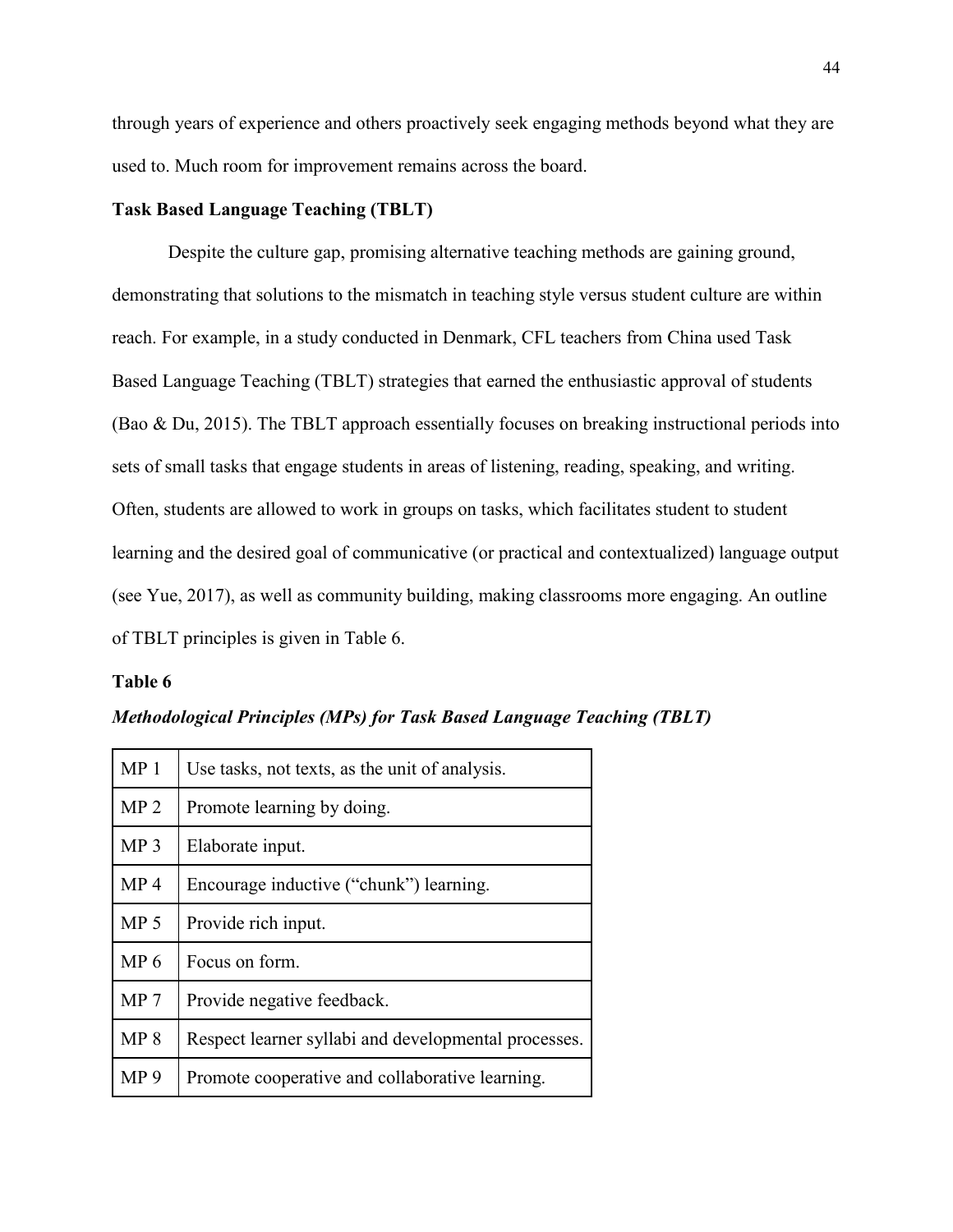through years of experience and others proactively seek engaging methods beyond what they are used to. Much room for improvement remains across the board.

### Task Based Language Teaching (TBLT)

Despite the culture gap, promising alternative teaching methods are gaining ground, demonstrating that solutions to the mismatch in teaching style versus student culture are within reach. For example, in a study conducted in Denmark, CFL teachers from China used Task Based Language Teaching (TBLT) strategies that earned the enthusiastic approval of students (Bao & Du, 2015). The TBLT approach essentially focuses on breaking instructional periods into sets of small tasks that engage students in areas of listening, reading, speaking, and writing. Often, students are allowed to work in groups on tasks, which facilitates student to student learning and the desired goal of communicative (or practical and contextualized) language output (see Yue, 2017), as well as community building, making classrooms more engaging. An outline of TBLT principles is given in Table 6.

**Table 6**

***Methodological Principles (MPs) for Task Based Language Teaching (TBLT)***

| | |
|---|---|
| MP 1 | Use tasks, not texts, as the unit of analysis. |
| MP 2 | Promote learning by doing. |
| MP 3 | Elaborate input. |
| MP 4 | Encourage inductive ("chunk") learning. |
| MP 5 | Provide rich input. |
| MP 6 | Focus on form. |
| MP 7 | Provide negative feedback. |
| MP 8 | Respect learner syllabi and developmental processes. |
| MP 9 | Promote cooperative and collaborative learning. |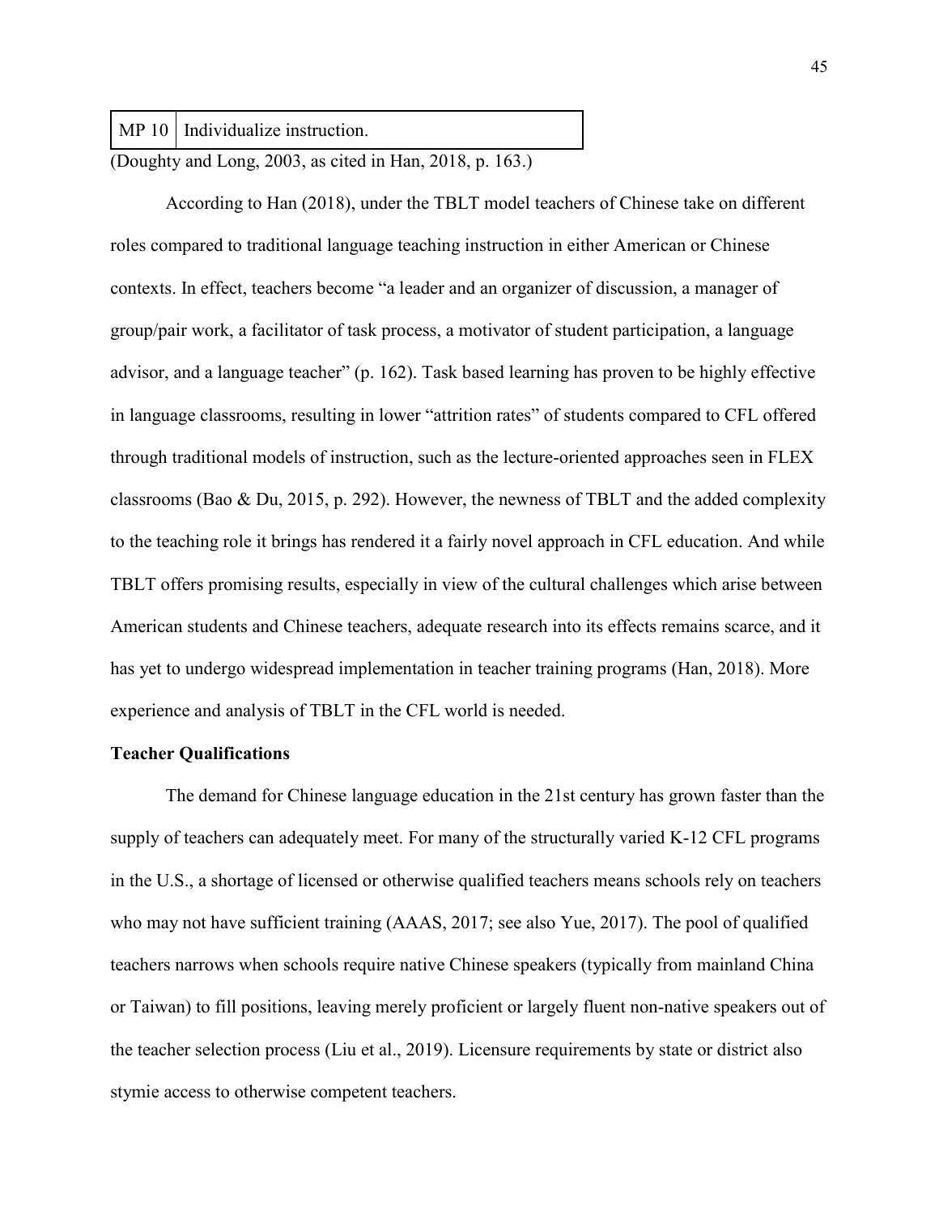| MP 10 | Individualize instruction. |
|---|---|

(Doughty and Long, 2003, as cited in Han, 2018, p. 163.)

According to Han (2018), under the TBLT model teachers of Chinese take on different roles compared to traditional language teaching instruction in either American or Chinese contexts. In effect, teachers become "a leader and an organizer of discussion, a manager of group/pair work, a facilitator of task process, a motivator of student participation, a language advisor, and a language teacher" (p. 162). Task based learning has proven to be highly effective in language classrooms, resulting in lower "attrition rates" of students compared to CFL offered through traditional models of instruction, such as the lecture-oriented approaches seen in FLEX classrooms (Bao & Du, 2015, p. 292). However, the newness of TBLT and the added complexity to the teaching role it brings has rendered it a fairly novel approach in CFL education. And while TBLT offers promising results, especially in view of the cultural challenges which arise between American students and Chinese teachers, adequate research into its effects remains scarce, and it has yet to undergo widespread implementation in teacher training programs (Han, 2018). More experience and analysis of TBLT in the CFL world is needed.

**Teacher Qualifications**

The demand for Chinese language education in the 21st century has grown faster than the supply of teachers can adequately meet. For many of the structurally varied K-12 CFL programs in the U.S., a shortage of licensed or otherwise qualified teachers means schools rely on teachers who may not have sufficient training (AAAS, 2017; see also Yue, 2017). The pool of qualified teachers narrows when schools require native Chinese speakers (typically from mainland China or Taiwan) to fill positions, leaving merely proficient or largely fluent non-native speakers out of the teacher selection process (Liu et al., 2019). Licensure requirements by state or district also stymie access to otherwise competent teachers.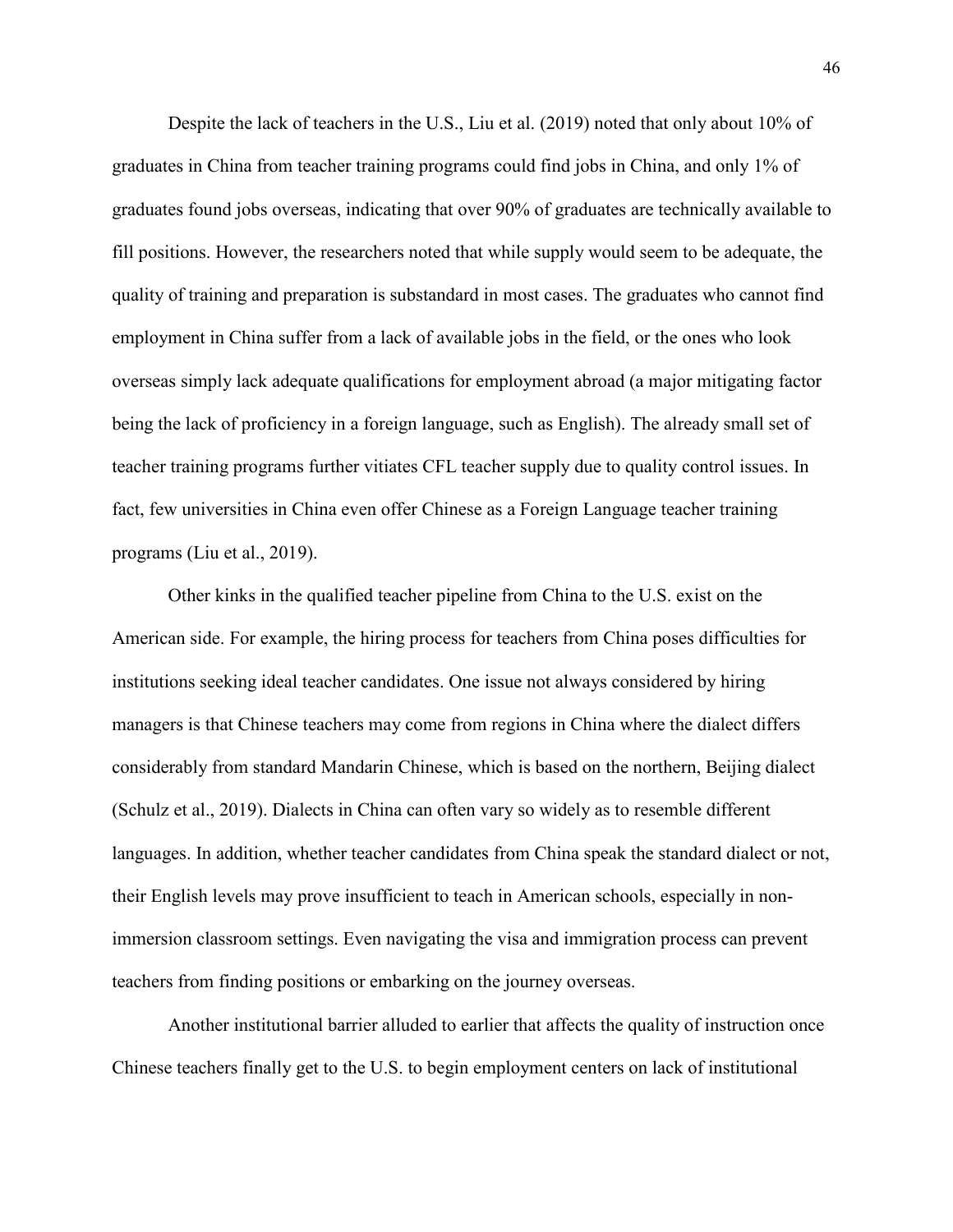Despite the lack of teachers in the U.S., Liu et al. (2019) noted that only about 10% of graduates in China from teacher training programs could find jobs in China, and only 1% of graduates found jobs overseas, indicating that over 90% of graduates are technically available to fill positions. However, the researchers noted that while supply would seem to be adequate, the quality of training and preparation is substandard in most cases. The graduates who cannot find employment in China suffer from a lack of available jobs in the field, or the ones who look overseas simply lack adequate qualifications for employment abroad (a major mitigating factor being the lack of proficiency in a foreign language, such as English). The already small set of teacher training programs further vitiates CFL teacher supply due to quality control issues. In fact, few universities in China even offer Chinese as a Foreign Language teacher training programs (Liu et al., 2019).

Other kinks in the qualified teacher pipeline from China to the U.S. exist on the American side. For example, the hiring process for teachers from China poses difficulties for institutions seeking ideal teacher candidates. One issue not always considered by hiring managers is that Chinese teachers may come from regions in China where the dialect differs considerably from standard Mandarin Chinese, which is based on the northern, Beijing dialect (Schulz et al., 2019). Dialects in China can often vary so widely as to resemble different languages. In addition, whether teacher candidates from China speak the standard dialect or not, their English levels may prove insufficient to teach in American schools, especially in non-immersion classroom settings. Even navigating the visa and immigration process can prevent teachers from finding positions or embarking on the journey overseas.

Another institutional barrier alluded to earlier that affects the quality of instruction once Chinese teachers finally get to the U.S. to begin employment centers on lack of institutional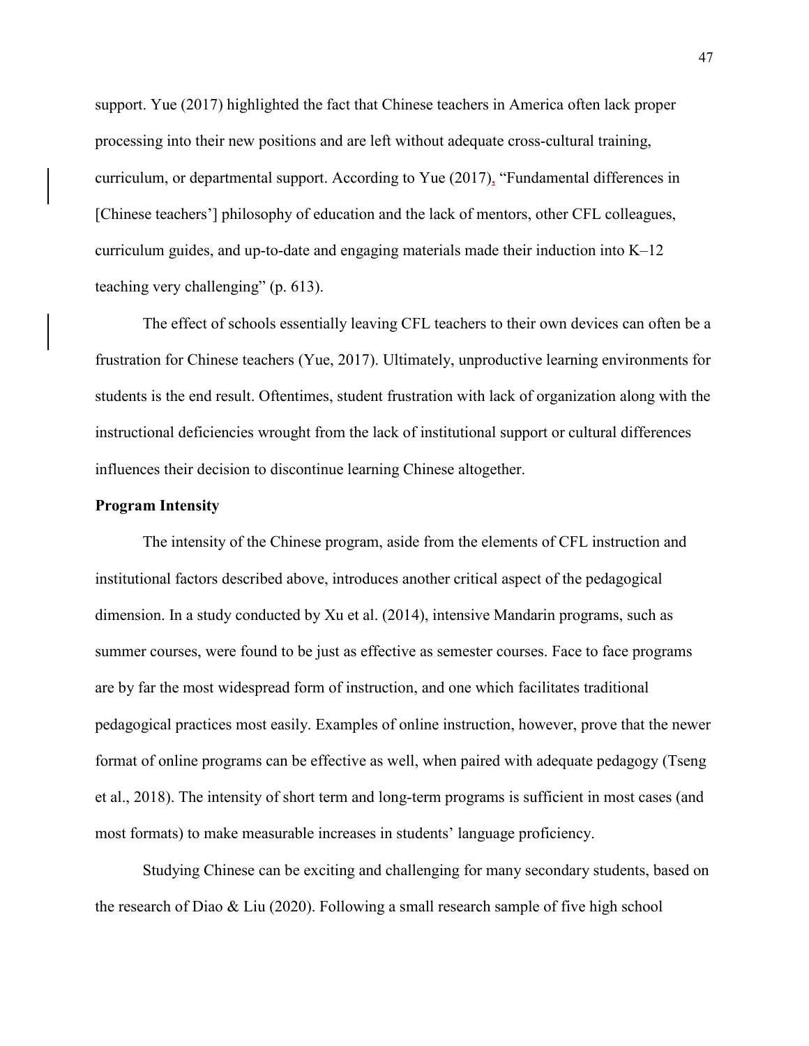support. Yue (2017) highlighted the fact that Chinese teachers in America often lack proper processing into their new positions and are left without adequate cross-cultural training, curriculum, or departmental support. According to Yue (2017), "Fundamental differences in [Chinese teachers'] philosophy of education and the lack of mentors, other CFL colleagues, curriculum guides, and up-to-date and engaging materials made their induction into K–12 teaching very challenging" (p. 613).

The effect of schools essentially leaving CFL teachers to their own devices can often be a frustration for Chinese teachers (Yue, 2017). Ultimately, unproductive learning environments for students is the end result. Oftentimes, student frustration with lack of organization along with the instructional deficiencies wrought from the lack of institutional support or cultural differences influences their decision to discontinue learning Chinese altogether.

**Program Intensity**

The intensity of the Chinese program, aside from the elements of CFL instruction and institutional factors described above, introduces another critical aspect of the pedagogical dimension. In a study conducted by Xu et al. (2014), intensive Mandarin programs, such as summer courses, were found to be just as effective as semester courses. Face to face programs are by far the most widespread form of instruction, and one which facilitates traditional pedagogical practices most easily. Examples of online instruction, however, prove that the newer format of online programs can be effective as well, when paired with adequate pedagogy (Tseng et al., 2018). The intensity of short term and long-term programs is sufficient in most cases (and most formats) to make measurable increases in students' language proficiency.

Studying Chinese can be exciting and challenging for many secondary students, based on the research of Diao & Liu (2020). Following a small research sample of five high school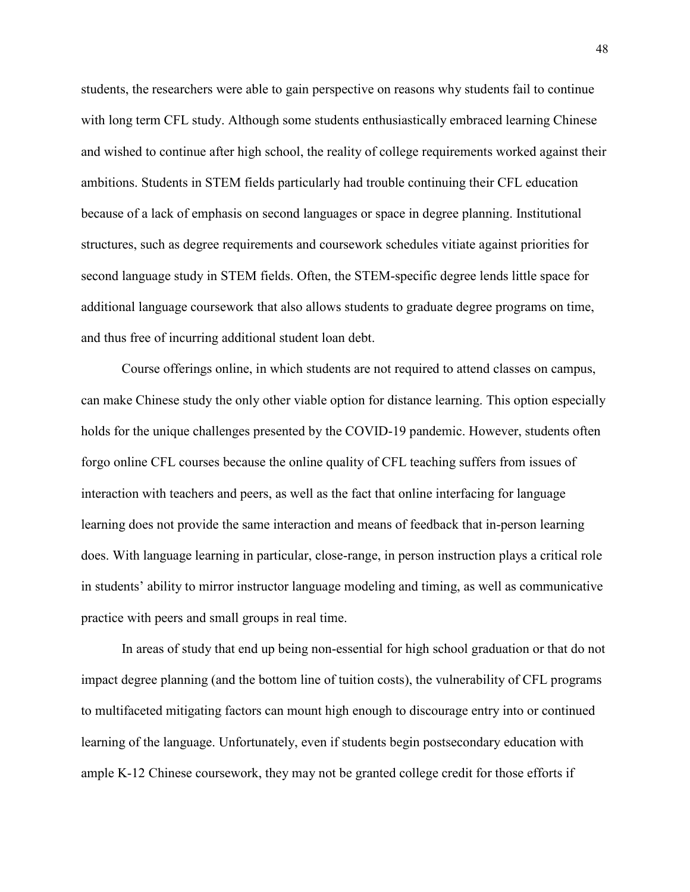students, the researchers were able to gain perspective on reasons why students fail to continue with long term CFL study. Although some students enthusiastically embraced learning Chinese and wished to continue after high school, the reality of college requirements worked against their ambitions. Students in STEM fields particularly had trouble continuing their CFL education because of a lack of emphasis on second languages or space in degree planning. Institutional structures, such as degree requirements and coursework schedules vitiate against priorities for second language study in STEM fields. Often, the STEM-specific degree lends little space for additional language coursework that also allows students to graduate degree programs on time, and thus free of incurring additional student loan debt.

Course offerings online, in which students are not required to attend classes on campus, can make Chinese study the only other viable option for distance learning. This option especially holds for the unique challenges presented by the COVID-19 pandemic. However, students often forgo online CFL courses because the online quality of CFL teaching suffers from issues of interaction with teachers and peers, as well as the fact that online interfacing for language learning does not provide the same interaction and means of feedback that in-person learning does. With language learning in particular, close-range, in person instruction plays a critical role in students' ability to mirror instructor language modeling and timing, as well as communicative practice with peers and small groups in real time.

In areas of study that end up being non-essential for high school graduation or that do not impact degree planning (and the bottom line of tuition costs), the vulnerability of CFL programs to multifaceted mitigating factors can mount high enough to discourage entry into or continued learning of the language. Unfortunately, even if students begin postsecondary education with ample K-12 Chinese coursework, they may not be granted college credit for those efforts if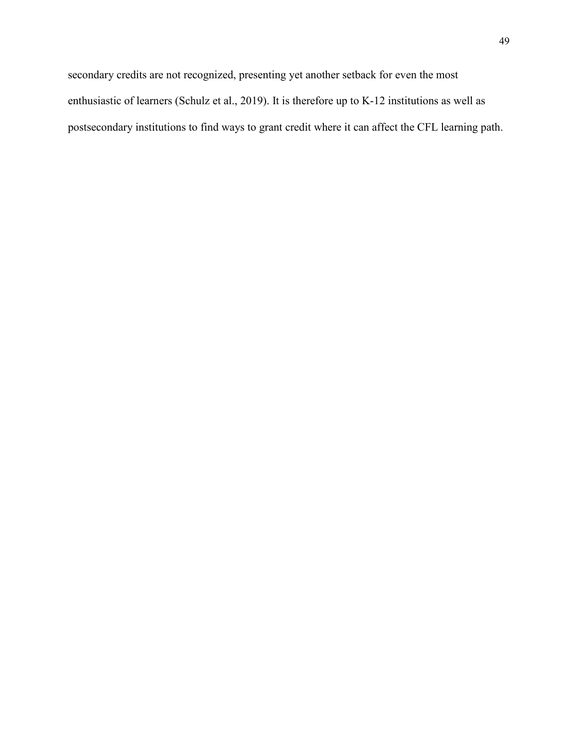secondary credits are not recognized, presenting yet another setback for even the most enthusiastic of learners (Schulz et al., 2019). It is therefore up to K-12 institutions as well as postsecondary institutions to find ways to grant credit where it can affect the CFL learning path.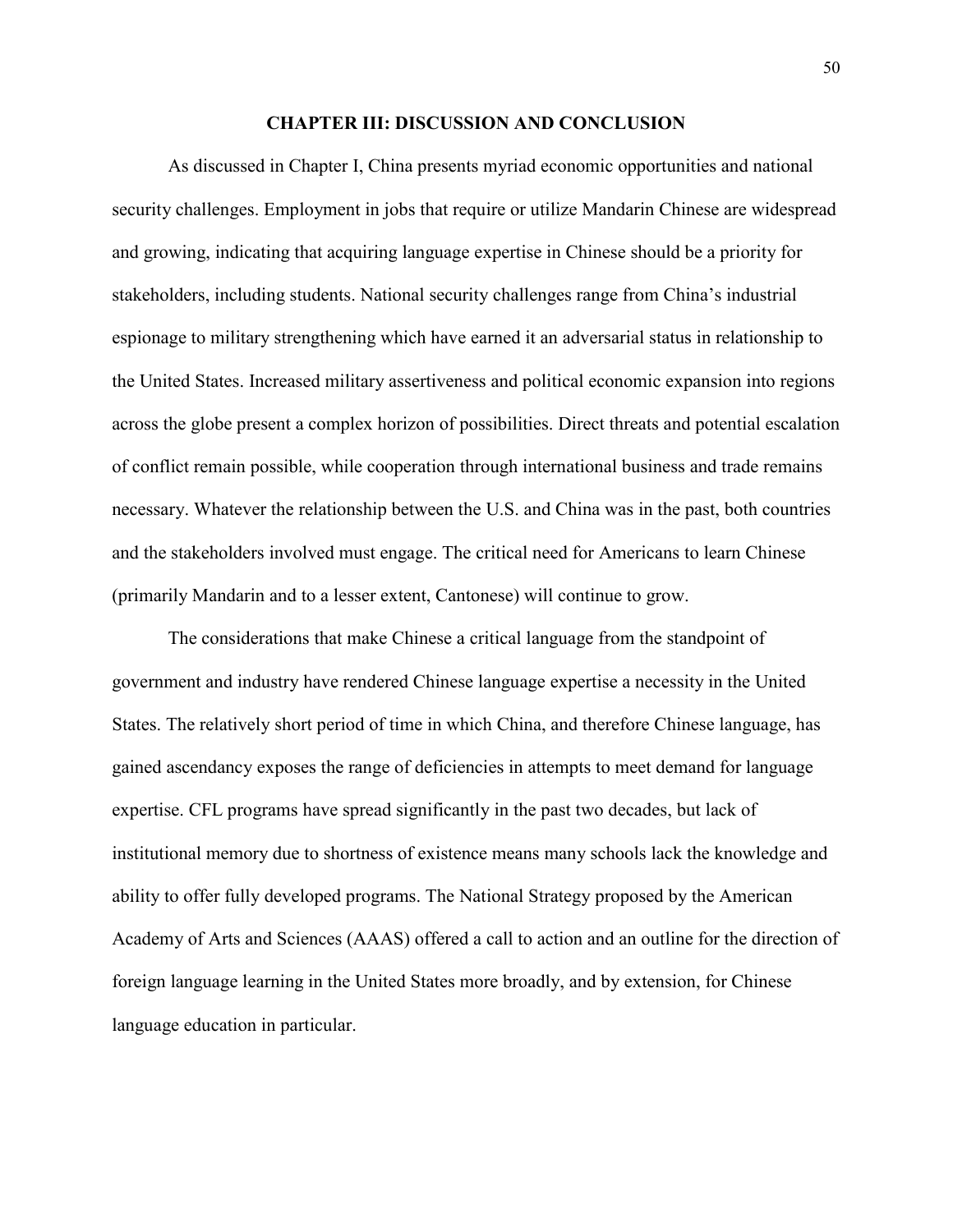# CHAPTER III: DISCUSSION AND CONCLUSION

As discussed in Chapter I, China presents myriad economic opportunities and national security challenges. Employment in jobs that require or utilize Mandarin Chinese are widespread and growing, indicating that acquiring language expertise in Chinese should be a priority for stakeholders, including students. National security challenges range from China's industrial espionage to military strengthening which have earned it an adversarial status in relationship to the United States. Increased military assertiveness and political economic expansion into regions across the globe present a complex horizon of possibilities. Direct threats and potential escalation of conflict remain possible, while cooperation through international business and trade remains necessary. Whatever the relationship between the U.S. and China was in the past, both countries and the stakeholders involved must engage. The critical need for Americans to learn Chinese (primarily Mandarin and to a lesser extent, Cantonese) will continue to grow.

The considerations that make Chinese a critical language from the standpoint of government and industry have rendered Chinese language expertise a necessity in the United States. The relatively short period of time in which China, and therefore Chinese language, has gained ascendancy exposes the range of deficiencies in attempts to meet demand for language expertise. CFL programs have spread significantly in the past two decades, but lack of institutional memory due to shortness of existence means many schools lack the knowledge and ability to offer fully developed programs. The National Strategy proposed by the American Academy of Arts and Sciences (AAAS) offered a call to action and an outline for the direction of foreign language learning in the United States more broadly, and by extension, for Chinese language education in particular.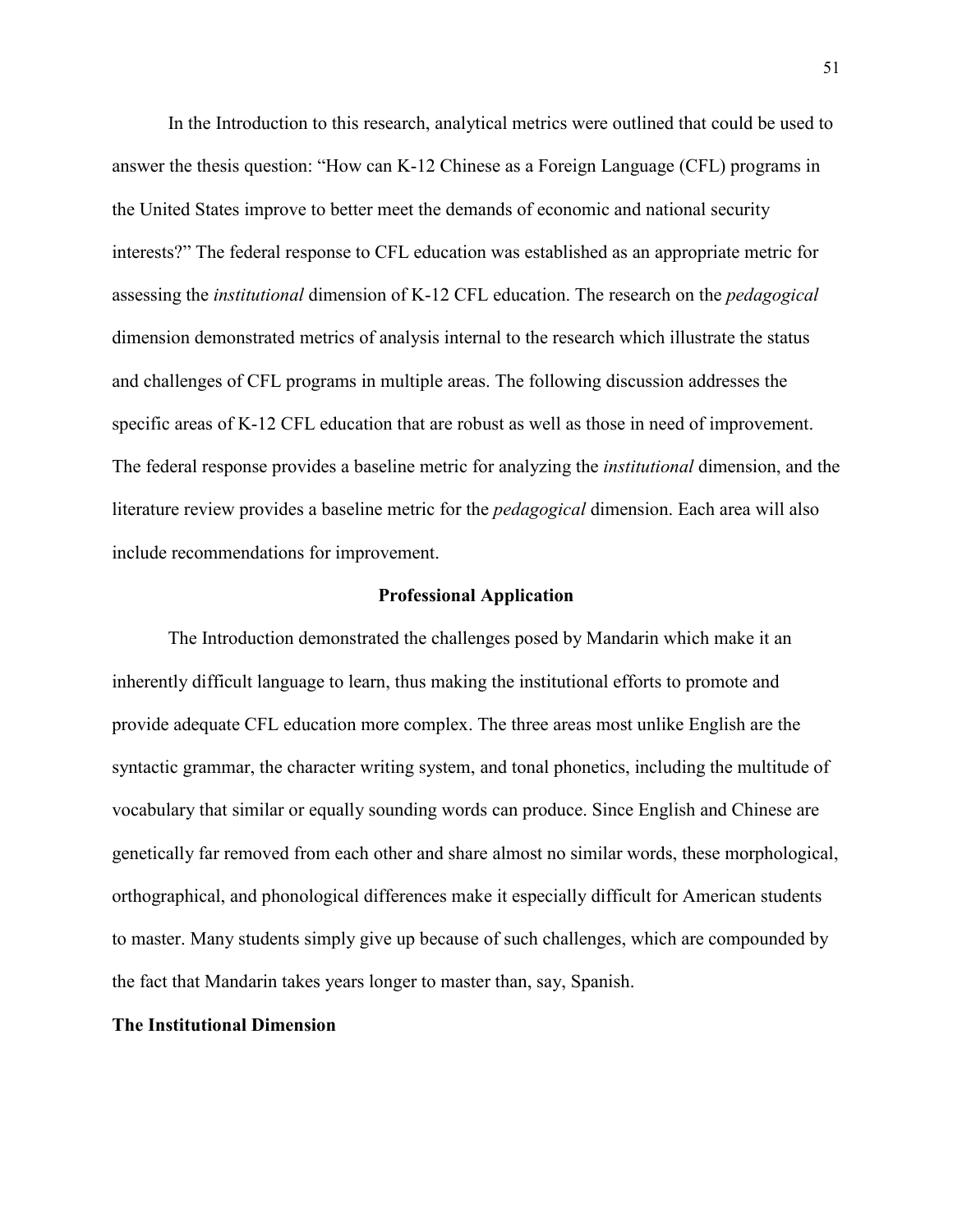In the Introduction to this research, analytical metrics were outlined that could be used to answer the thesis question: "How can K-12 Chinese as a Foreign Language (CFL) programs in the United States improve to better meet the demands of economic and national security interests?" The federal response to CFL education was established as an appropriate metric for assessing the *institutional* dimension of K-12 CFL education. The research on the *pedagogical* dimension demonstrated metrics of analysis internal to the research which illustrate the status and challenges of CFL programs in multiple areas. The following discussion addresses the specific areas of K-12 CFL education that are robust as well as those in need of improvement. The federal response provides a baseline metric for analyzing the *institutional* dimension, and the literature review provides a baseline metric for the *pedagogical* dimension. Each area will also include recommendations for improvement.

## Professional Application

The Introduction demonstrated the challenges posed by Mandarin which make it an inherently difficult language to learn, thus making the institutional efforts to promote and provide adequate CFL education more complex. The three areas most unlike English are the syntactic grammar, the character writing system, and tonal phonetics, including the multitude of vocabulary that similar or equally sounding words can produce. Since English and Chinese are genetically far removed from each other and share almost no similar words, these morphological, orthographical, and phonological differences make it especially difficult for American students to master. Many students simply give up because of such challenges, which are compounded by the fact that Mandarin takes years longer to master than, say, Spanish.

### The Institutional Dimension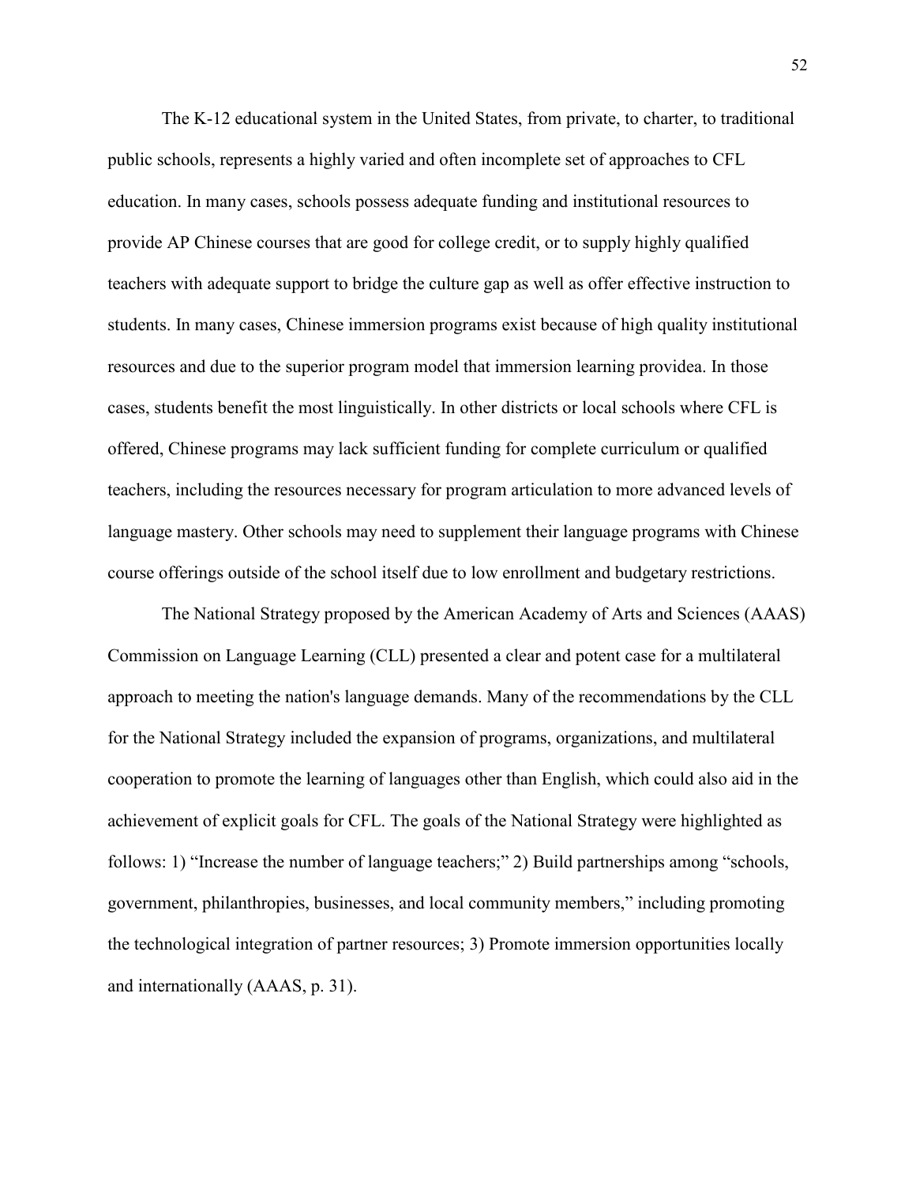The K-12 educational system in the United States, from private, to charter, to traditional public schools, represents a highly varied and often incomplete set of approaches to CFL education. In many cases, schools possess adequate funding and institutional resources to provide AP Chinese courses that are good for college credit, or to supply highly qualified teachers with adequate support to bridge the culture gap as well as offer effective instruction to students. In many cases, Chinese immersion programs exist because of high quality institutional resources and due to the superior program model that immersion learning providea. In those cases, students benefit the most linguistically. In other districts or local schools where CFL is offered, Chinese programs may lack sufficient funding for complete curriculum or qualified teachers, including the resources necessary for program articulation to more advanced levels of language mastery. Other schools may need to supplement their language programs with Chinese course offerings outside of the school itself due to low enrollment and budgetary restrictions.

The National Strategy proposed by the American Academy of Arts and Sciences (AAAS) Commission on Language Learning (CLL) presented a clear and potent case for a multilateral approach to meeting the nation's language demands. Many of the recommendations by the CLL for the National Strategy included the expansion of programs, organizations, and multilateral cooperation to promote the learning of languages other than English, which could also aid in the achievement of explicit goals for CFL. The goals of the National Strategy were highlighted as follows: 1) "Increase the number of language teachers;" 2) Build partnerships among "schools, government, philanthropies, businesses, and local community members," including promoting the technological integration of partner resources; 3) Promote immersion opportunities locally and internationally (AAAS, p. 31).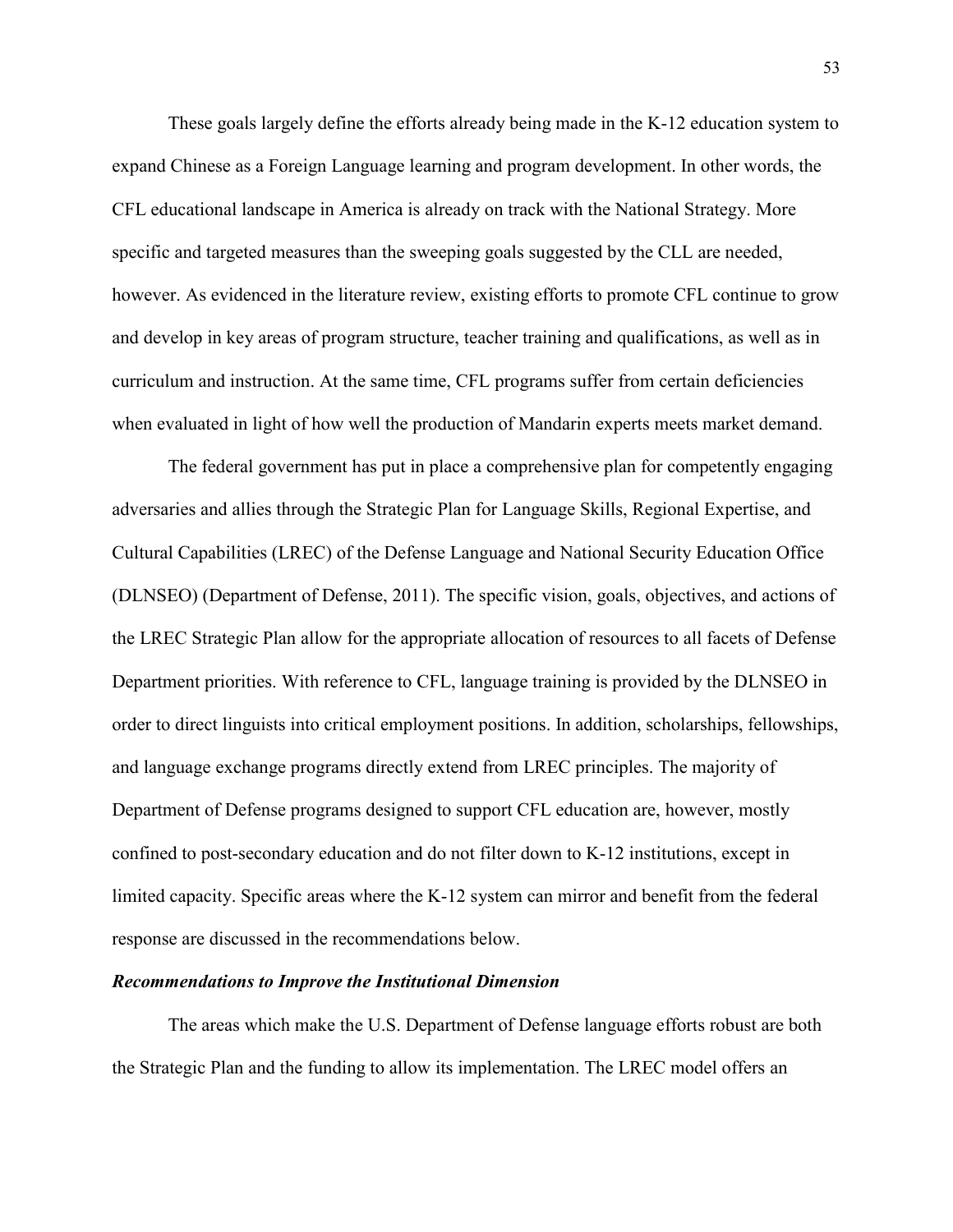These goals largely define the efforts already being made in the K-12 education system to expand Chinese as a Foreign Language learning and program development. In other words, the CFL educational landscape in America is already on track with the National Strategy. More specific and targeted measures than the sweeping goals suggested by the CLL are needed, however. As evidenced in the literature review, existing efforts to promote CFL continue to grow and develop in key areas of program structure, teacher training and qualifications, as well as in curriculum and instruction. At the same time, CFL programs suffer from certain deficiencies when evaluated in light of how well the production of Mandarin experts meets market demand.

The federal government has put in place a comprehensive plan for competently engaging adversaries and allies through the Strategic Plan for Language Skills, Regional Expertise, and Cultural Capabilities (LREC) of the Defense Language and National Security Education Office (DLNSEO) (Department of Defense, 2011). The specific vision, goals, objectives, and actions of the LREC Strategic Plan allow for the appropriate allocation of resources to all facets of Defense Department priorities. With reference to CFL, language training is provided by the DLNSEO in order to direct linguists into critical employment positions. In addition, scholarships, fellowships, and language exchange programs directly extend from LREC principles. The majority of Department of Defense programs designed to support CFL education are, however, mostly confined to post-secondary education and do not filter down to K-12 institutions, except in limited capacity. Specific areas where the K-12 system can mirror and benefit from the federal response are discussed in the recommendations below.

### *Recommendations to Improve the Institutional Dimension*

The areas which make the U.S. Department of Defense language efforts robust are both the Strategic Plan and the funding to allow its implementation. The LREC model offers an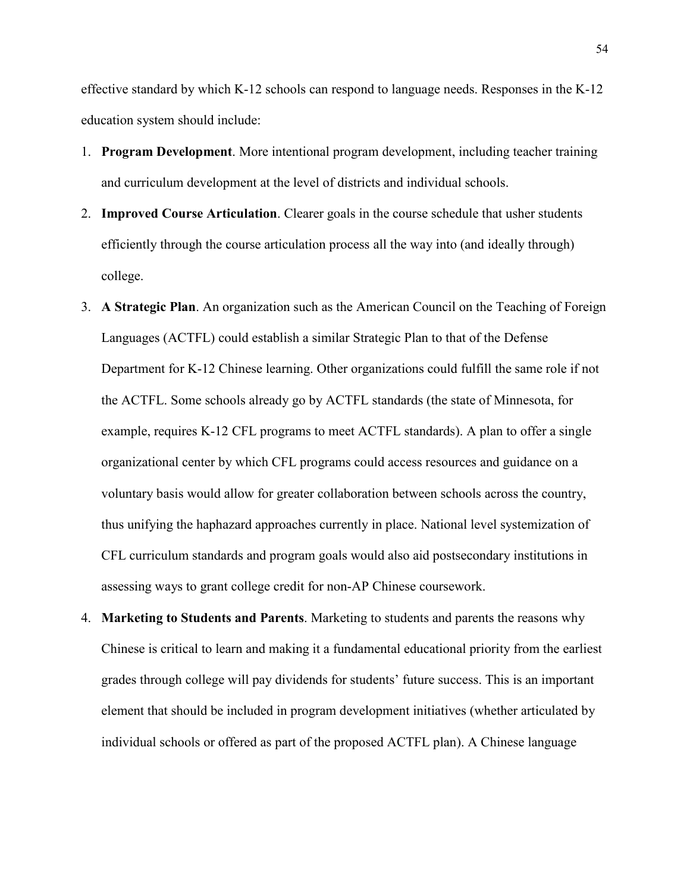effective standard by which K-12 schools can respond to language needs. Responses in the K-12 education system should include:

1. **Program Development**. More intentional program development, including teacher training and curriculum development at the level of districts and individual schools.
2. **Improved Course Articulation**. Clearer goals in the course schedule that usher students efficiently through the course articulation process all the way into (and ideally through) college.
3. **A Strategic Plan**. An organization such as the American Council on the Teaching of Foreign Languages (ACTFL) could establish a similar Strategic Plan to that of the Defense Department for K-12 Chinese learning. Other organizations could fulfill the same role if not the ACTFL. Some schools already go by ACTFL standards (the state of Minnesota, for example, requires K-12 CFL programs to meet ACTFL standards). A plan to offer a single organizational center by which CFL programs could access resources and guidance on a voluntary basis would allow for greater collaboration between schools across the country, thus unifying the haphazard approaches currently in place. National level systemization of CFL curriculum standards and program goals would also aid postsecondary institutions in assessing ways to grant college credit for non-AP Chinese coursework.
4. **Marketing to Students and Parents**. Marketing to students and parents the reasons why Chinese is critical to learn and making it a fundamental educational priority from the earliest grades through college will pay dividends for students' future success. This is an important element that should be included in program development initiatives (whether articulated by individual schools or offered as part of the proposed ACTFL plan). A Chinese language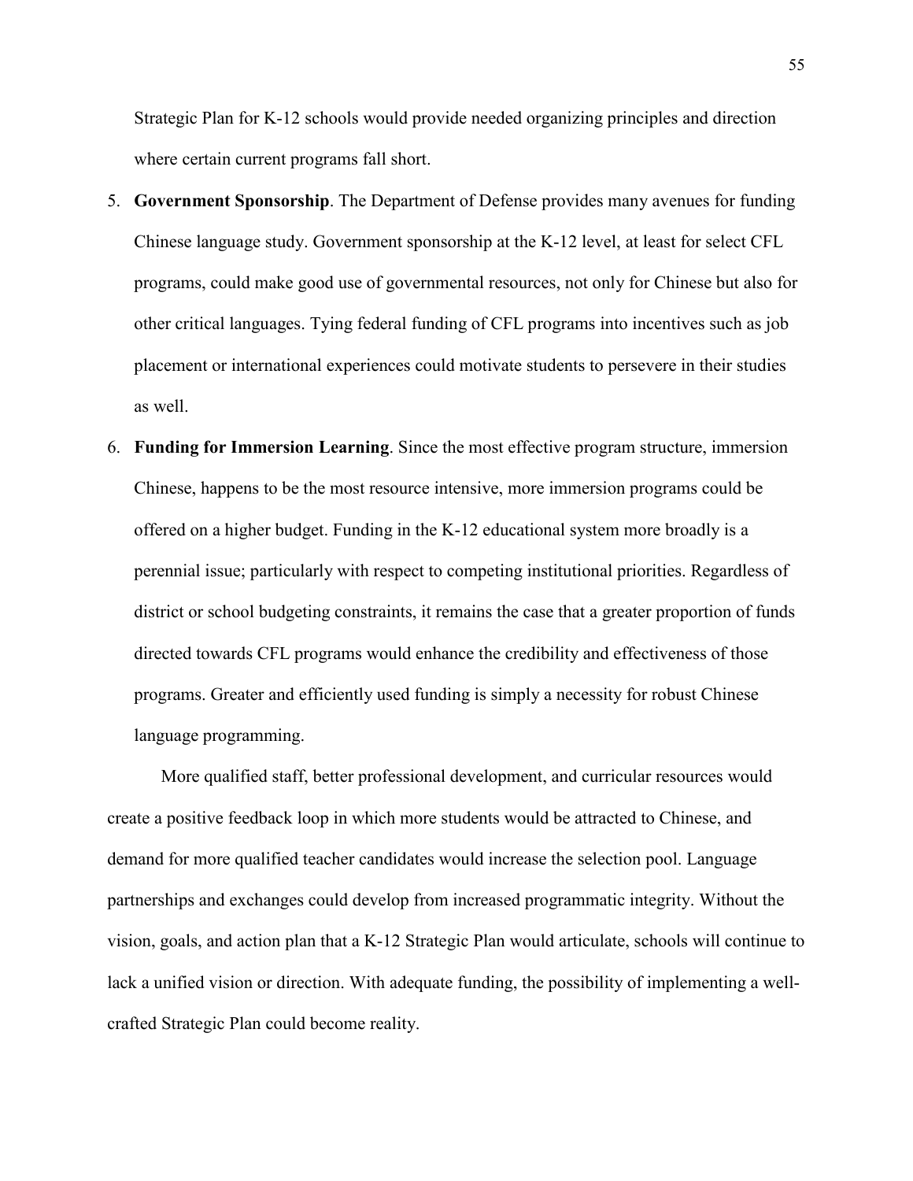Strategic Plan for K-12 schools would provide needed organizing principles and direction where certain current programs fall short.

5. **Government Sponsorship**. The Department of Defense provides many avenues for funding Chinese language study. Government sponsorship at the K-12 level, at least for select CFL programs, could make good use of governmental resources, not only for Chinese but also for other critical languages. Tying federal funding of CFL programs into incentives such as job placement or international experiences could motivate students to persevere in their studies as well.
6. **Funding for Immersion Learning**. Since the most effective program structure, immersion Chinese, happens to be the most resource intensive, more immersion programs could be offered on a higher budget. Funding in the K-12 educational system more broadly is a perennial issue; particularly with respect to competing institutional priorities. Regardless of district or school budgeting constraints, it remains the case that a greater proportion of funds directed towards CFL programs would enhance the credibility and effectiveness of those programs. Greater and efficiently used funding is simply a necessity for robust Chinese language programming.

More qualified staff, better professional development, and curricular resources would create a positive feedback loop in which more students would be attracted to Chinese, and demand for more qualified teacher candidates would increase the selection pool. Language partnerships and exchanges could develop from increased programmatic integrity. Without the vision, goals, and action plan that a K-12 Strategic Plan would articulate, schools will continue to lack a unified vision or direction. With adequate funding, the possibility of implementing a well-crafted Strategic Plan could become reality.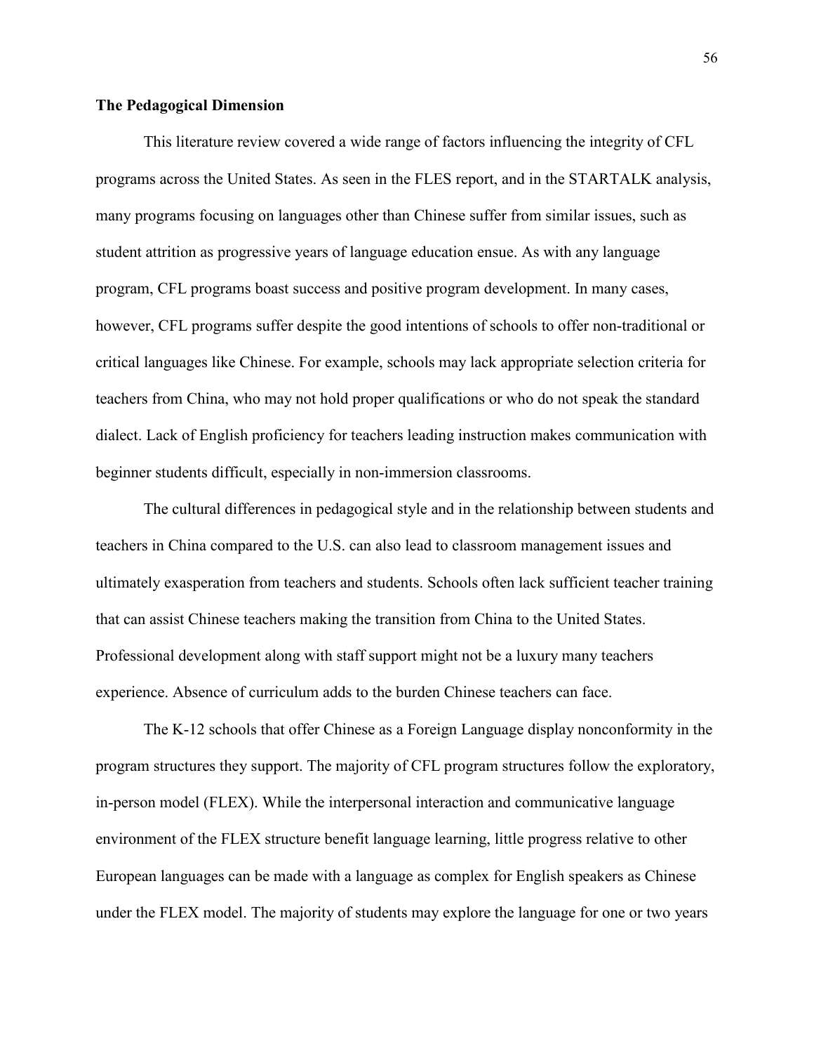### The Pedagogical Dimension

This literature review covered a wide range of factors influencing the integrity of CFL programs across the United States. As seen in the FLES report, and in the STARTALK analysis, many programs focusing on languages other than Chinese suffer from similar issues, such as student attrition as progressive years of language education ensue. As with any language program, CFL programs boast success and positive program development. In many cases, however, CFL programs suffer despite the good intentions of schools to offer non-traditional or critical languages like Chinese. For example, schools may lack appropriate selection criteria for teachers from China, who may not hold proper qualifications or who do not speak the standard dialect. Lack of English proficiency for teachers leading instruction makes communication with beginner students difficult, especially in non-immersion classrooms.

The cultural differences in pedagogical style and in the relationship between students and teachers in China compared to the U.S. can also lead to classroom management issues and ultimately exasperation from teachers and students. Schools often lack sufficient teacher training that can assist Chinese teachers making the transition from China to the United States. Professional development along with staff support might not be a luxury many teachers experience. Absence of curriculum adds to the burden Chinese teachers can face.

The K-12 schools that offer Chinese as a Foreign Language display nonconformity in the program structures they support. The majority of CFL program structures follow the exploratory, in-person model (FLEX). While the interpersonal interaction and communicative language environment of the FLEX structure benefit language learning, little progress relative to other European languages can be made with a language as complex for English speakers as Chinese under the FLEX model. The majority of students may explore the language for one or two years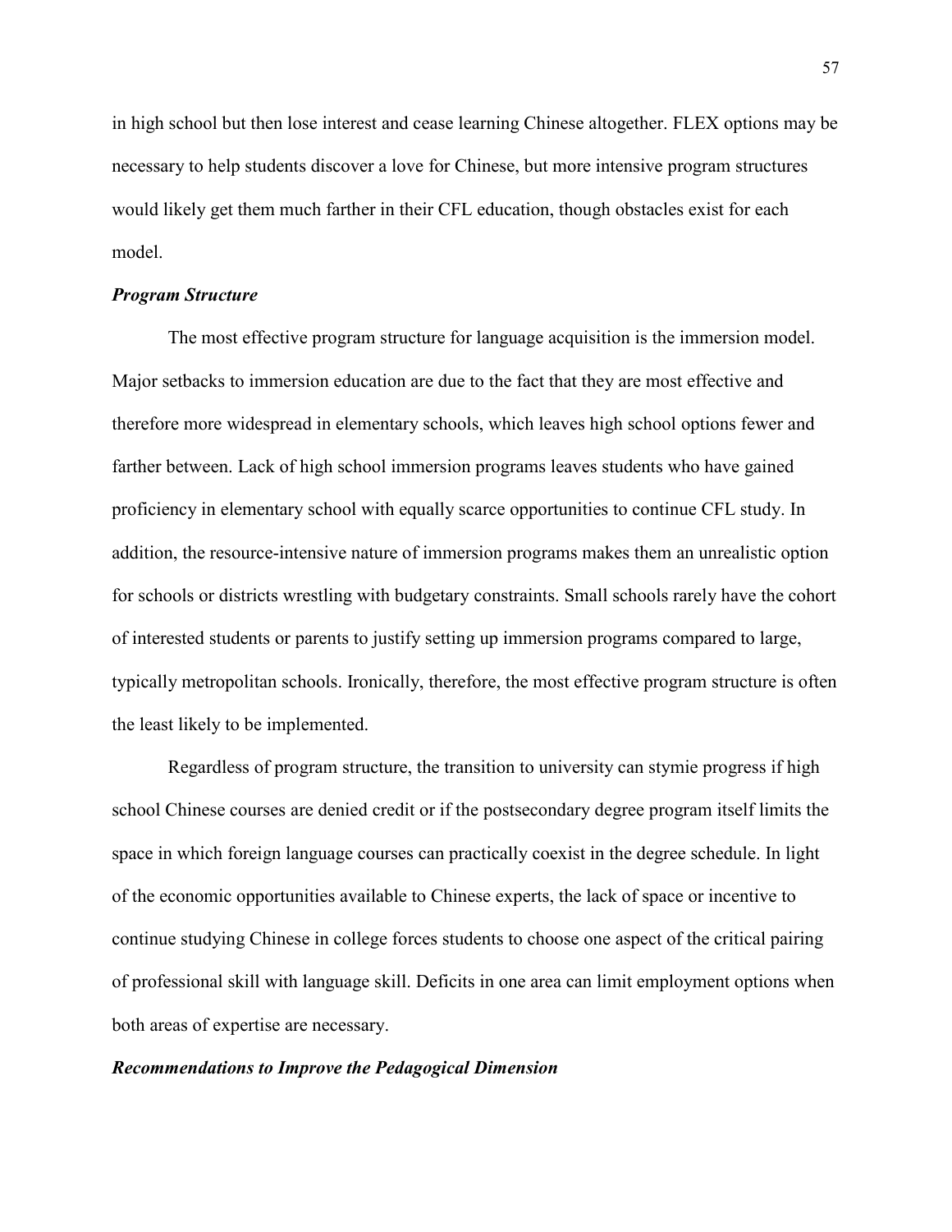in high school but then lose interest and cease learning Chinese altogether. FLEX options may be necessary to help students discover a love for Chinese, but more intensive program structures would likely get them much farther in their CFL education, though obstacles exist for each model.

### *Program Structure*

The most effective program structure for language acquisition is the immersion model. Major setbacks to immersion education are due to the fact that they are most effective and therefore more widespread in elementary schools, which leaves high school options fewer and farther between. Lack of high school immersion programs leaves students who have gained proficiency in elementary school with equally scarce opportunities to continue CFL study. In addition, the resource-intensive nature of immersion programs makes them an unrealistic option for schools or districts wrestling with budgetary constraints. Small schools rarely have the cohort of interested students or parents to justify setting up immersion programs compared to large, typically metropolitan schools. Ironically, therefore, the most effective program structure is often the least likely to be implemented.

Regardless of program structure, the transition to university can stymie progress if high school Chinese courses are denied credit or if the postsecondary degree program itself limits the space in which foreign language courses can practically coexist in the degree schedule. In light of the economic opportunities available to Chinese experts, the lack of space or incentive to continue studying Chinese in college forces students to choose one aspect of the critical pairing of professional skill with language skill. Deficits in one area can limit employment options when both areas of expertise are necessary.

### *Recommendations to Improve the Pedagogical Dimension*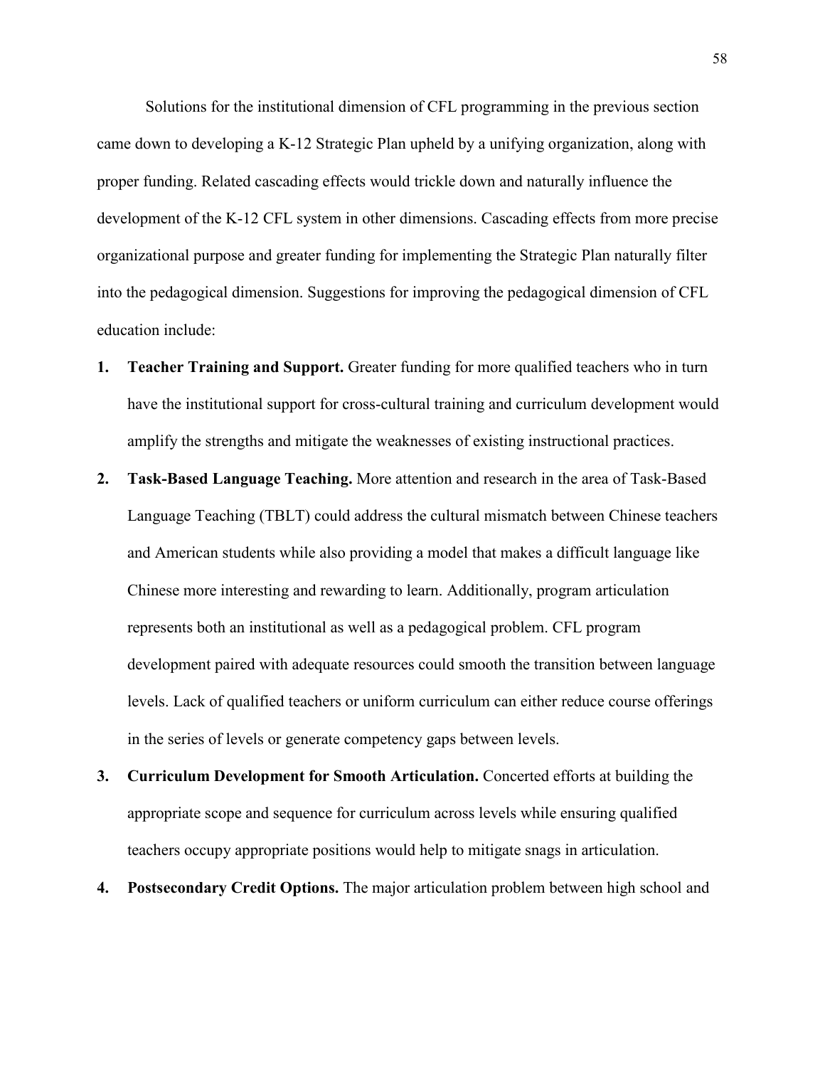Solutions for the institutional dimension of CFL programming in the previous section came down to developing a K-12 Strategic Plan upheld by a unifying organization, along with proper funding. Related cascading effects would trickle down and naturally influence the development of the K-12 CFL system in other dimensions. Cascading effects from more precise organizational purpose and greater funding for implementing the Strategic Plan naturally filter into the pedagogical dimension. Suggestions for improving the pedagogical dimension of CFL education include:

1. **Teacher Training and Support.** Greater funding for more qualified teachers who in turn have the institutional support for cross-cultural training and curriculum development would amplify the strengths and mitigate the weaknesses of existing instructional practices.
2. **Task-Based Language Teaching.** More attention and research in the area of Task-Based Language Teaching (TBLT) could address the cultural mismatch between Chinese teachers and American students while also providing a model that makes a difficult language like Chinese more interesting and rewarding to learn. Additionally, program articulation represents both an institutional as well as a pedagogical problem. CFL program development paired with adequate resources could smooth the transition between language levels. Lack of qualified teachers or uniform curriculum can either reduce course offerings in the series of levels or generate competency gaps between levels.
3. **Curriculum Development for Smooth Articulation.** Concerted efforts at building the appropriate scope and sequence for curriculum across levels while ensuring qualified teachers occupy appropriate positions would help to mitigate snags in articulation.
4. **Postsecondary Credit Options.** The major articulation problem between high school and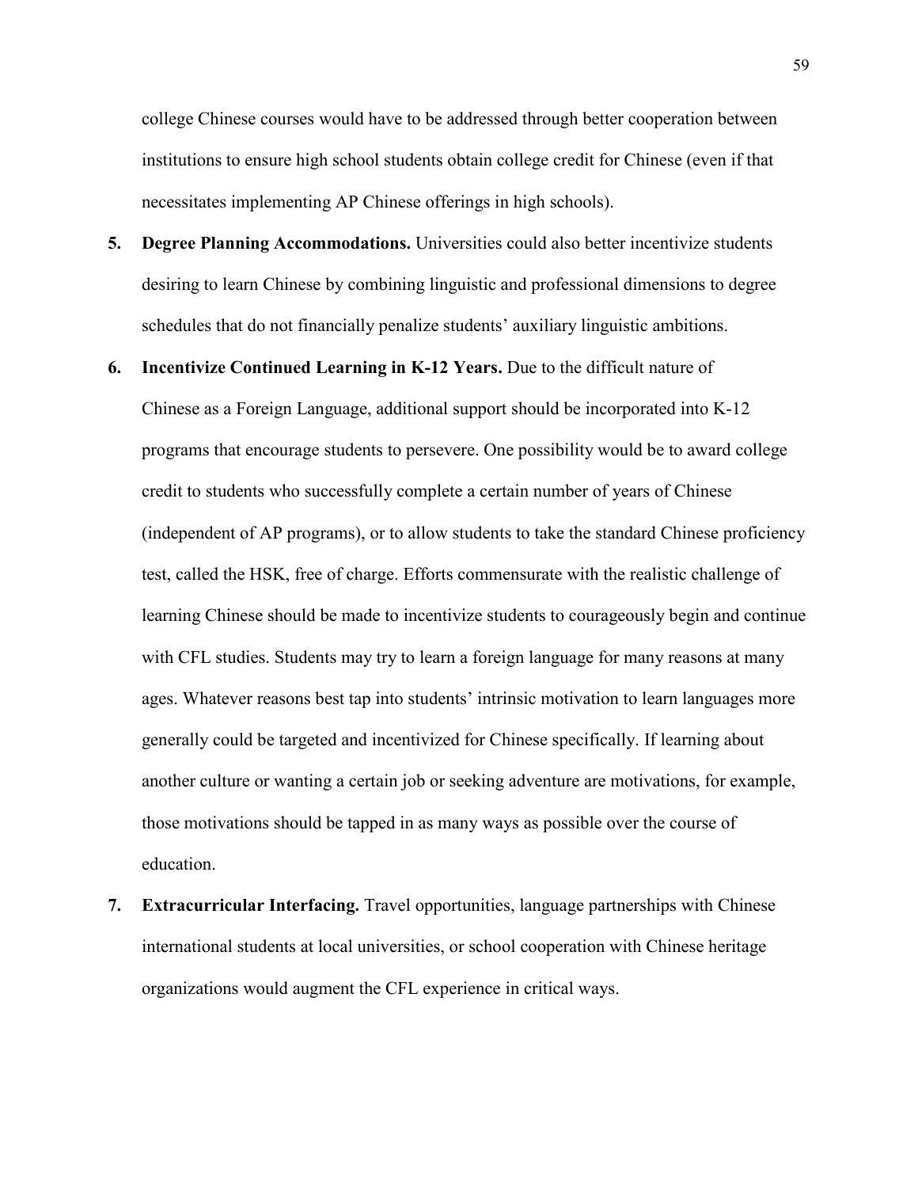college Chinese courses would have to be addressed through better cooperation between institutions to ensure high school students obtain college credit for Chinese (even if that necessitates implementing AP Chinese offerings in high schools).

5. **Degree Planning Accommodations.** Universities could also better incentivize students desiring to learn Chinese by combining linguistic and professional dimensions to degree schedules that do not financially penalize students' auxiliary linguistic ambitions.

6. **Incentivize Continued Learning in K-12 Years.** Due to the difficult nature of Chinese as a Foreign Language, additional support should be incorporated into K-12 programs that encourage students to persevere. One possibility would be to award college credit to students who successfully complete a certain number of years of Chinese (independent of AP programs), or to allow students to take the standard Chinese proficiency test, called the HSK, free of charge. Efforts commensurate with the realistic challenge of learning Chinese should be made to incentivize students to courageously begin and continue with CFL studies. Students may try to learn a foreign language for many reasons at many ages. Whatever reasons best tap into students' intrinsic motivation to learn languages more generally could be targeted and incentivized for Chinese specifically. If learning about another culture or wanting a certain job or seeking adventure are motivations, for example, those motivations should be tapped in as many ways as possible over the course of education.

7. **Extracurricular Interfacing.** Travel opportunities, language partnerships with Chinese international students at local universities, or school cooperation with Chinese heritage organizations would augment the CFL experience in critical ways.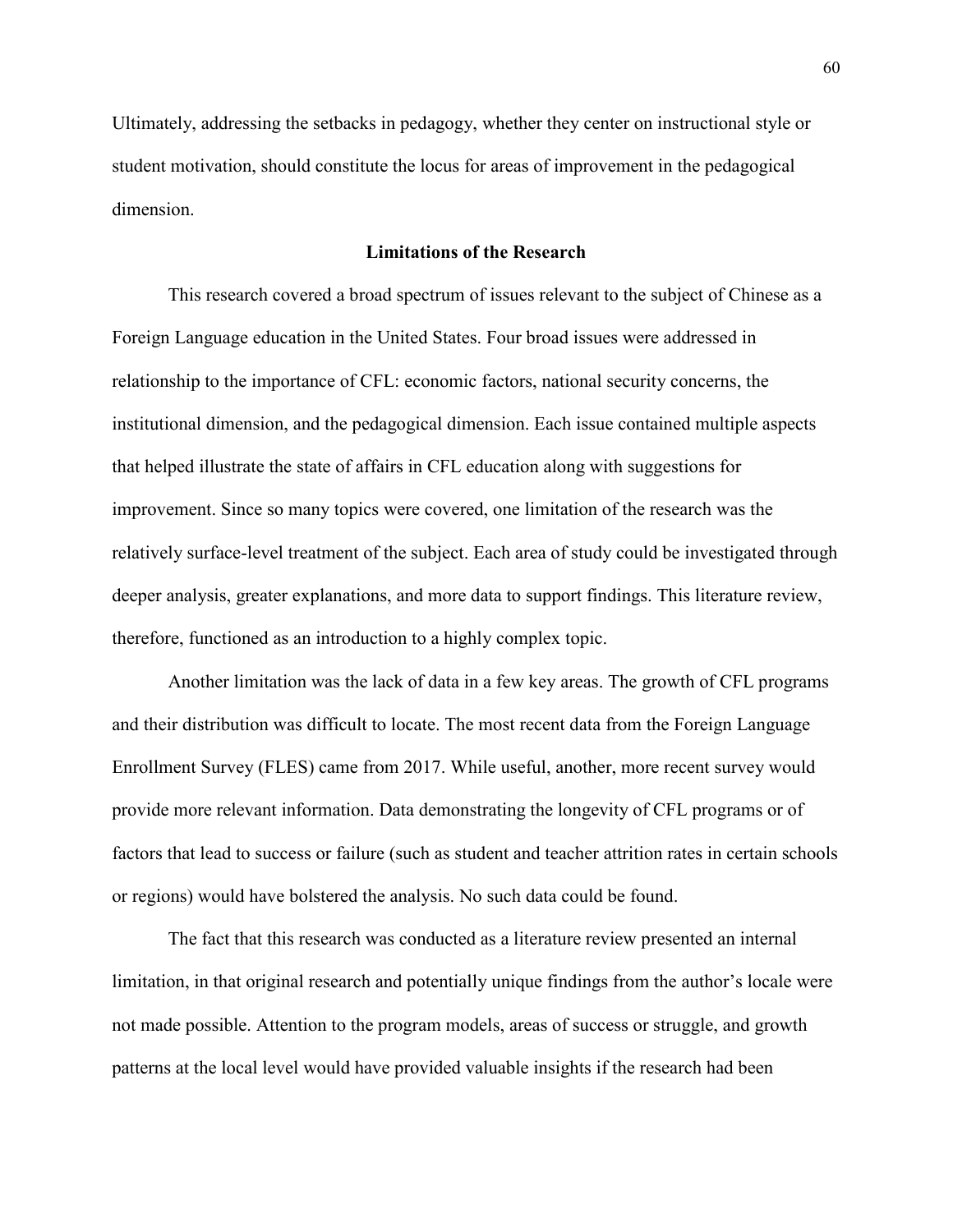Ultimately, addressing the setbacks in pedagogy, whether they center on instructional style or student motivation, should constitute the locus for areas of improvement in the pedagogical dimension.

## Limitations of the Research

This research covered a broad spectrum of issues relevant to the subject of Chinese as a Foreign Language education in the United States. Four broad issues were addressed in relationship to the importance of CFL: economic factors, national security concerns, the institutional dimension, and the pedagogical dimension. Each issue contained multiple aspects that helped illustrate the state of affairs in CFL education along with suggestions for improvement. Since so many topics were covered, one limitation of the research was the relatively surface-level treatment of the subject. Each area of study could be investigated through deeper analysis, greater explanations, and more data to support findings. This literature review, therefore, functioned as an introduction to a highly complex topic.

Another limitation was the lack of data in a few key areas. The growth of CFL programs and their distribution was difficult to locate. The most recent data from the Foreign Language Enrollment Survey (FLES) came from 2017. While useful, another, more recent survey would provide more relevant information. Data demonstrating the longevity of CFL programs or of factors that lead to success or failure (such as student and teacher attrition rates in certain schools or regions) would have bolstered the analysis. No such data could be found.

The fact that this research was conducted as a literature review presented an internal limitation, in that original research and potentially unique findings from the author's locale were not made possible. Attention to the program models, areas of success or struggle, and growth patterns at the local level would have provided valuable insights if the research had been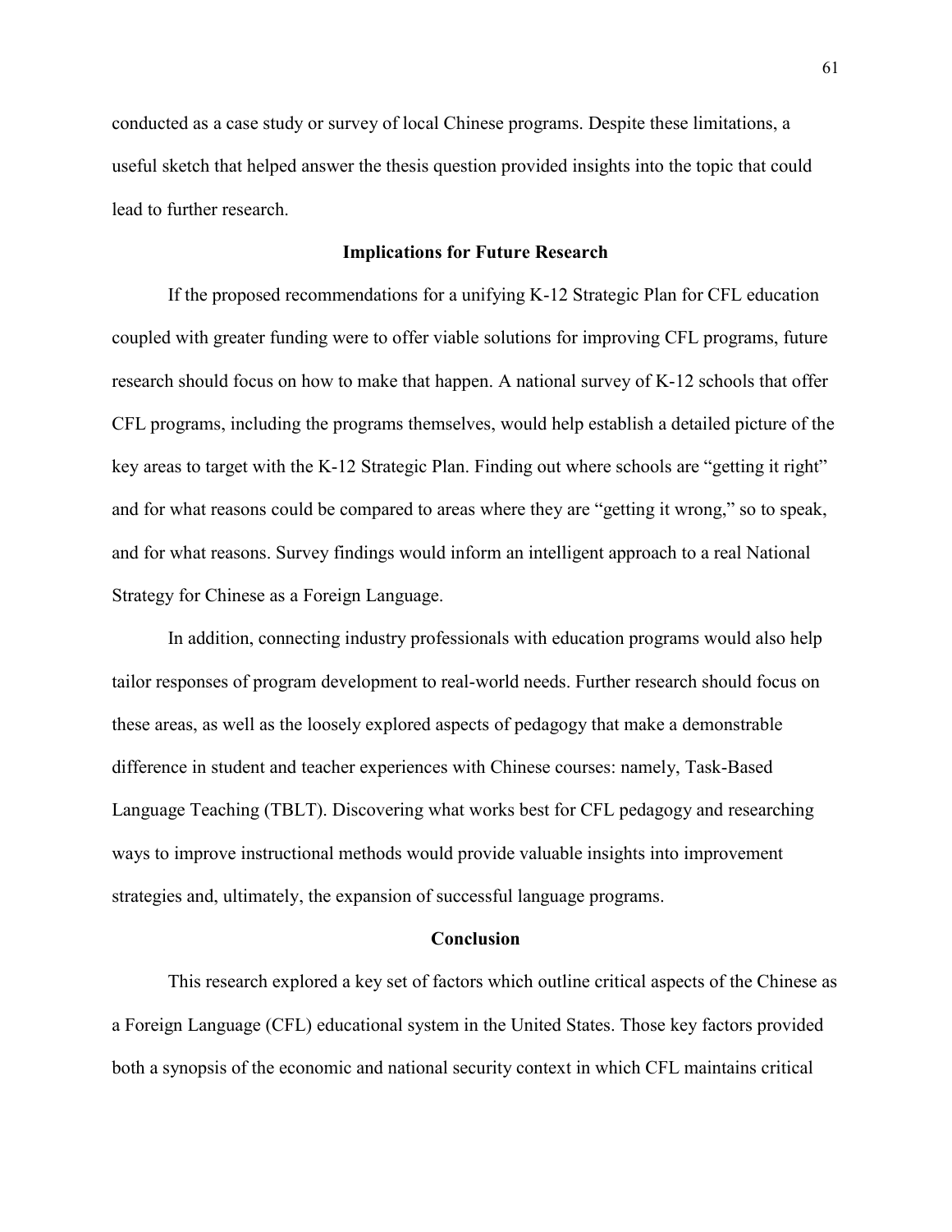conducted as a case study or survey of local Chinese programs. Despite these limitations, a useful sketch that helped answer the thesis question provided insights into the topic that could lead to further research.

## Implications for Future Research

If the proposed recommendations for a unifying K-12 Strategic Plan for CFL education coupled with greater funding were to offer viable solutions for improving CFL programs, future research should focus on how to make that happen. A national survey of K-12 schools that offer CFL programs, including the programs themselves, would help establish a detailed picture of the key areas to target with the K-12 Strategic Plan. Finding out where schools are "getting it right" and for what reasons could be compared to areas where they are "getting it wrong," so to speak, and for what reasons. Survey findings would inform an intelligent approach to a real National Strategy for Chinese as a Foreign Language.

In addition, connecting industry professionals with education programs would also help tailor responses of program development to real-world needs. Further research should focus on these areas, as well as the loosely explored aspects of pedagogy that make a demonstrable difference in student and teacher experiences with Chinese courses: namely, Task-Based Language Teaching (TBLT). Discovering what works best for CFL pedagogy and researching ways to improve instructional methods would provide valuable insights into improvement strategies and, ultimately, the expansion of successful language programs.

## Conclusion

This research explored a key set of factors which outline critical aspects of the Chinese as a Foreign Language (CFL) educational system in the United States. Those key factors provided both a synopsis of the economic and national security context in which CFL maintains critical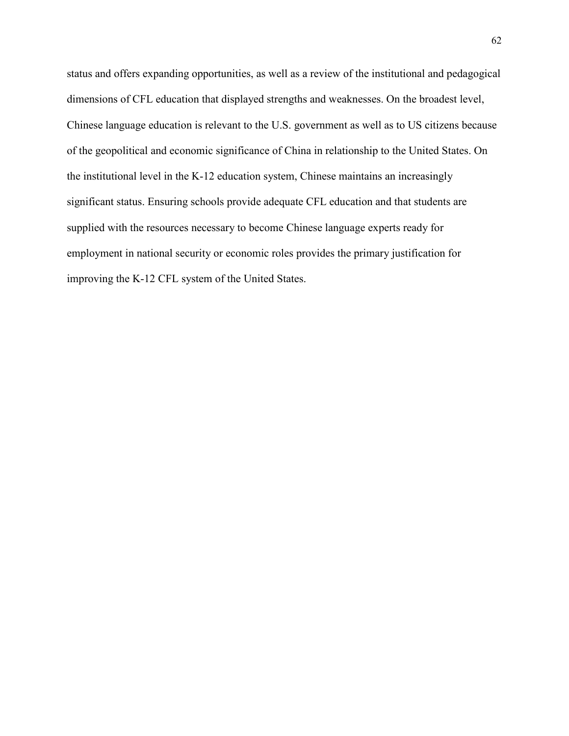status and offers expanding opportunities, as well as a review of the institutional and pedagogical dimensions of CFL education that displayed strengths and weaknesses. On the broadest level, Chinese language education is relevant to the U.S. government as well as to US citizens because of the geopolitical and economic significance of China in relationship to the United States. On the institutional level in the K-12 education system, Chinese maintains an increasingly significant status. Ensuring schools provide adequate CFL education and that students are supplied with the resources necessary to become Chinese language experts ready for employment in national security or economic roles provides the primary justification for improving the K-12 CFL system of the United States.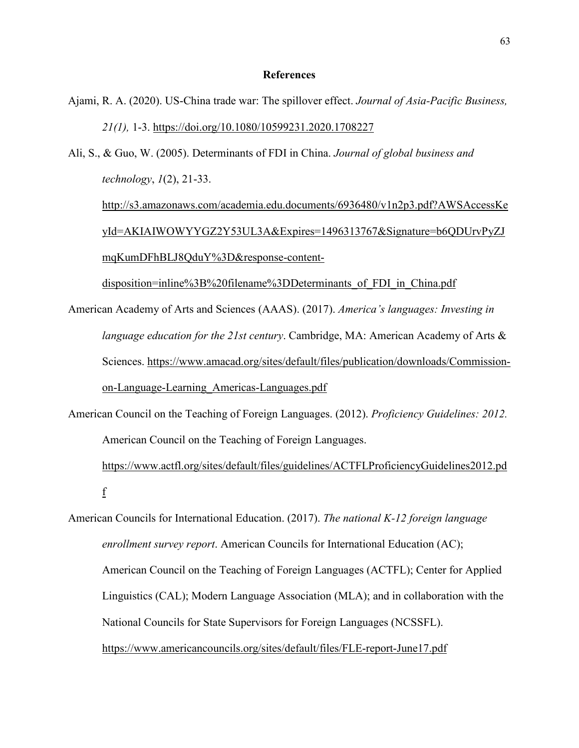**References**

Ajami, R. A. (2020). US-China trade war: The spillover effect. *Journal of Asia-Pacific Business, 21(1),* 1-3. https://doi.org/10.1080/10599231.2020.1708227

Ali, S., & Guo, W. (2005). Determinants of FDI in China. *Journal of global business and technology*, *1*(2), 21-33. http://s3.amazonaws.com/academia.edu.documents/6936480/v1n2p3.pdf?AWSAccessKeyId=AKIAIWOWYYGZ2Y53UL3A&Expires=1496313767&Signature=b6QDUrvPyZJmqKumDFhBLJ8QduY%3D&response-content-disposition=inline%3B%20filename%3DDeterminants_of_FDI_in_China.pdf

American Academy of Arts and Sciences (AAAS). (2017). *America's languages: Investing in language education for the 21st century*. Cambridge, MA: American Academy of Arts & Sciences. https://www.amacad.org/sites/default/files/publication/downloads/Commission-on-Language-Learning_Americas-Languages.pdf

American Council on the Teaching of Foreign Languages. (2012). *Proficiency Guidelines: 2012.* American Council on the Teaching of Foreign Languages. https://www.actfl.org/sites/default/files/guidelines/ACTFLProficiencyGuidelines2012.pdf

American Councils for International Education. (2017). *The national K-12 foreign language enrollment survey report*. American Councils for International Education (AC); American Council on the Teaching of Foreign Languages (ACTFL); Center for Applied Linguistics (CAL); Modern Language Association (MLA); and in collaboration with the National Councils for State Supervisors for Foreign Languages (NCSSFL). https://www.americancouncils.org/sites/default/files/FLE-report-June17.pdf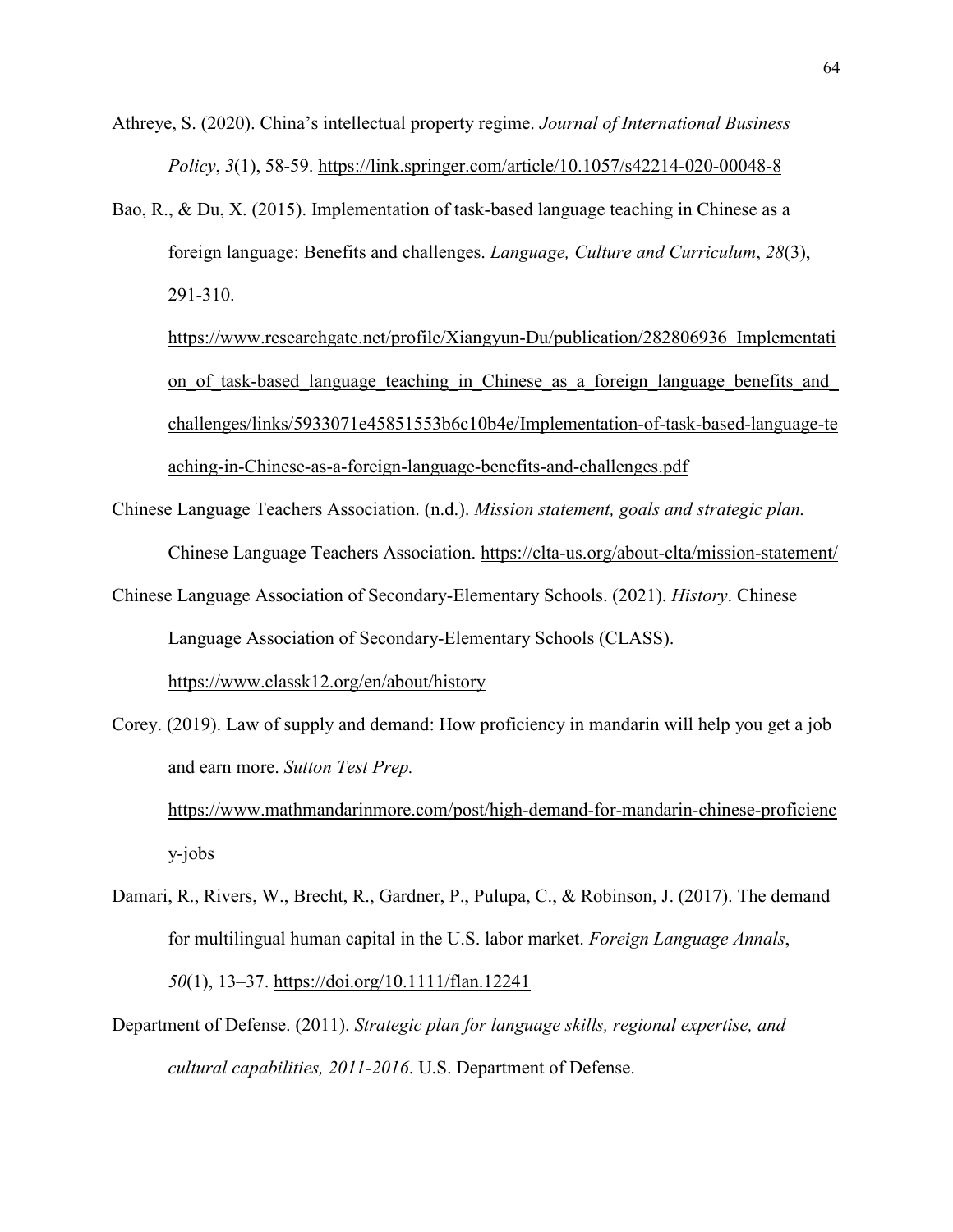Athreye, S. (2020). China's intellectual property regime. *Journal of International Business Policy*, *3*(1), 58-59. https://link.springer.com/article/10.1057/s42214-020-00048-8

Bao, R., & Du, X. (2015). Implementation of task-based language teaching in Chinese as a foreign language: Benefits and challenges. *Language, Culture and Curriculum*, *28*(3), 291-310. https://www.researchgate.net/profile/Xiangyun-Du/publication/282806936_Implementation_of_task-based_language_teaching_in_Chinese_as_a_foreign_language_benefits_and_challenges/links/5933071e45851553b6c10b4e/Implementation-of-task-based-language-teaching-in-Chinese-as-a-foreign-language-benefits-and-challenges.pdf

Chinese Language Teachers Association. (n.d.). *Mission statement, goals and strategic plan.* Chinese Language Teachers Association. https://clta-us.org/about-clta/mission-statement/

Chinese Language Association of Secondary-Elementary Schools. (2021). *History*. Chinese Language Association of Secondary-Elementary Schools (CLASS). https://www.classk12.org/en/about/history

Corey. (2019). Law of supply and demand: How proficiency in mandarin will help you get a job and earn more. *Sutton Test Prep.* https://www.mathmandarinmore.com/post/high-demand-for-mandarin-chinese-proficiency-jobs

Damari, R., Rivers, W., Brecht, R., Gardner, P., Pulupa, C., & Robinson, J. (2017). The demand for multilingual human capital in the U.S. labor market. *Foreign Language Annals*, *50*(1), 13–37. https://doi.org/10.1111/flan.12241

Department of Defense. (2011). *Strategic plan for language skills, regional expertise, and cultural capabilities, 2011-2016*. U.S. Department of Defense.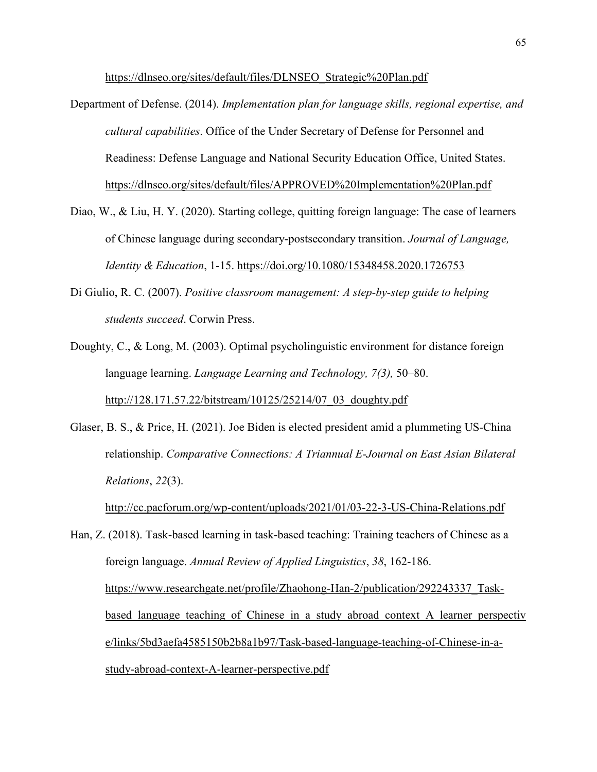https://dlnseo.org/sites/default/files/DLNSEO_Strategic%20Plan.pdf

Department of Defense. (2014). *Implementation plan for language skills, regional expertise, and cultural capabilities*. Office of the Under Secretary of Defense for Personnel and Readiness: Defense Language and National Security Education Office, United States. https://dlnseo.org/sites/default/files/APPROVED%20Implementation%20Plan.pdf

Diao, W., & Liu, H. Y. (2020). Starting college, quitting foreign language: The case of learners of Chinese language during secondary-postsecondary transition. *Journal of Language, Identity & Education*, 1-15. https://doi.org/10.1080/15348458.2020.1726753

Di Giulio, R. C. (2007). *Positive classroom management: A step-by-step guide to helping students succeed*. Corwin Press.

Doughty, C., & Long, M. (2003). Optimal psycholinguistic environment for distance foreign language learning. *Language Learning and Technology, 7(3),* 50–80. http://128.171.57.22/bitstream/10125/25214/07_03_doughty.pdf

Glaser, B. S., & Price, H. (2021). Joe Biden is elected president amid a plummeting US-China relationship. *Comparative Connections: A Triannual E-Journal on East Asian Bilateral Relations*, *22*(3). http://cc.pacforum.org/wp-content/uploads/2021/01/03-22-3-US-China-Relations.pdf

Han, Z. (2018). Task-based learning in task-based teaching: Training teachers of Chinese as a foreign language. *Annual Review of Applied Linguistics*, *38*, 162-186. https://www.researchgate.net/profile/Zhaohong-Han-2/publication/292243337_Task-based_language_teaching_of_Chinese_in_a_study_abroad_context_A_learner_perspective/links/5bd3aefa4585150b2b8a1b97/Task-based-language-teaching-of-Chinese-in-a-study-abroad-context-A-learner-perspective.pdf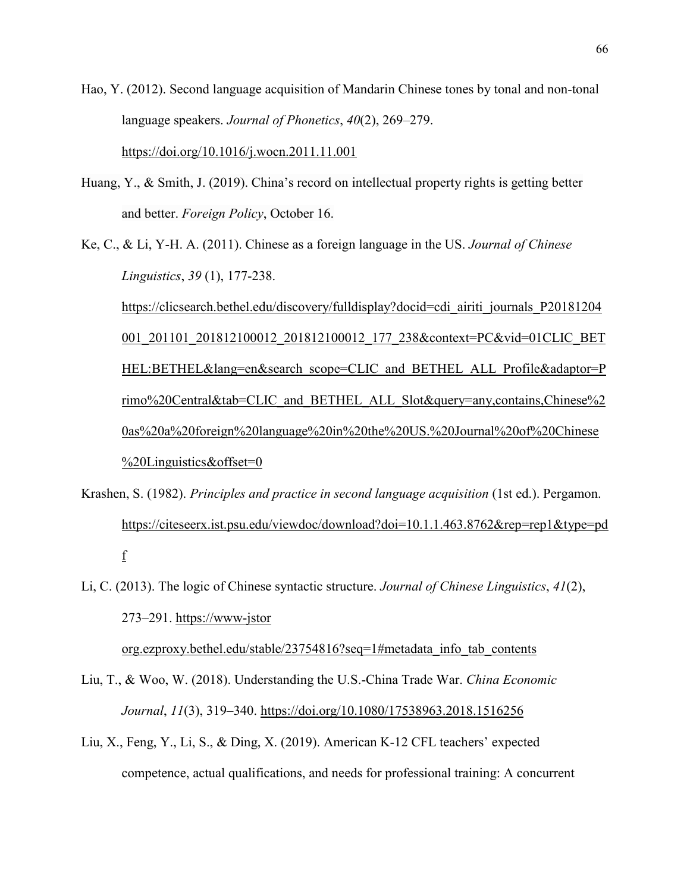Hao, Y. (2012). Second language acquisition of Mandarin Chinese tones by tonal and non-tonal language speakers. *Journal of Phonetics*, *40*(2), 269–279. https://doi.org/10.1016/j.wocn.2011.11.001

Huang, Y., & Smith, J. (2019). China's record on intellectual property rights is getting better and better. *Foreign Policy*, October 16.

Ke, C., & Li, Y-H. A. (2011). Chinese as a foreign language in the US. *Journal of Chinese Linguistics*, *39* (1), 177-238. https://clicsearch.bethel.edu/discovery/fulldisplay?docid=cdi_airiti_journals_P20181204001_201101_201812100012_201812100012_177_238&context=PC&vid=01CLIC_BETHEL:BETHEL&lang=en&search_scope=CLIC_and_BETHEL_ALL_Profile&adaptor=Primo%20Central&tab=CLIC_and_BETHEL_ALL_Slot&query=any,contains,Chinese%20as%20a%20foreign%20language%20in%20the%20US.%20Journal%20of%20Chinese%20Linguistics&offset=0

Krashen, S. (1982). *Principles and practice in second language acquisition* (1st ed.). Pergamon. https://citeseerx.ist.psu.edu/viewdoc/download?doi=10.1.1.463.8762&rep=rep1&type=pdf

Li, C. (2013). The logic of Chinese syntactic structure. *Journal of Chinese Linguistics*, *41*(2), 273–291. https://www-jstor org.ezproxy.bethel.edu/stable/23754816?seq=1#metadata_info_tab_contents

Liu, T., & Woo, W. (2018). Understanding the U.S.-China Trade War. *China Economic Journal*, *11*(3), 319–340. https://doi.org/10.1080/17538963.2018.1516256

Liu, X., Feng, Y., Li, S., & Ding, X. (2019). American K-12 CFL teachers' expected competence, actual qualifications, and needs for professional training: A concurrent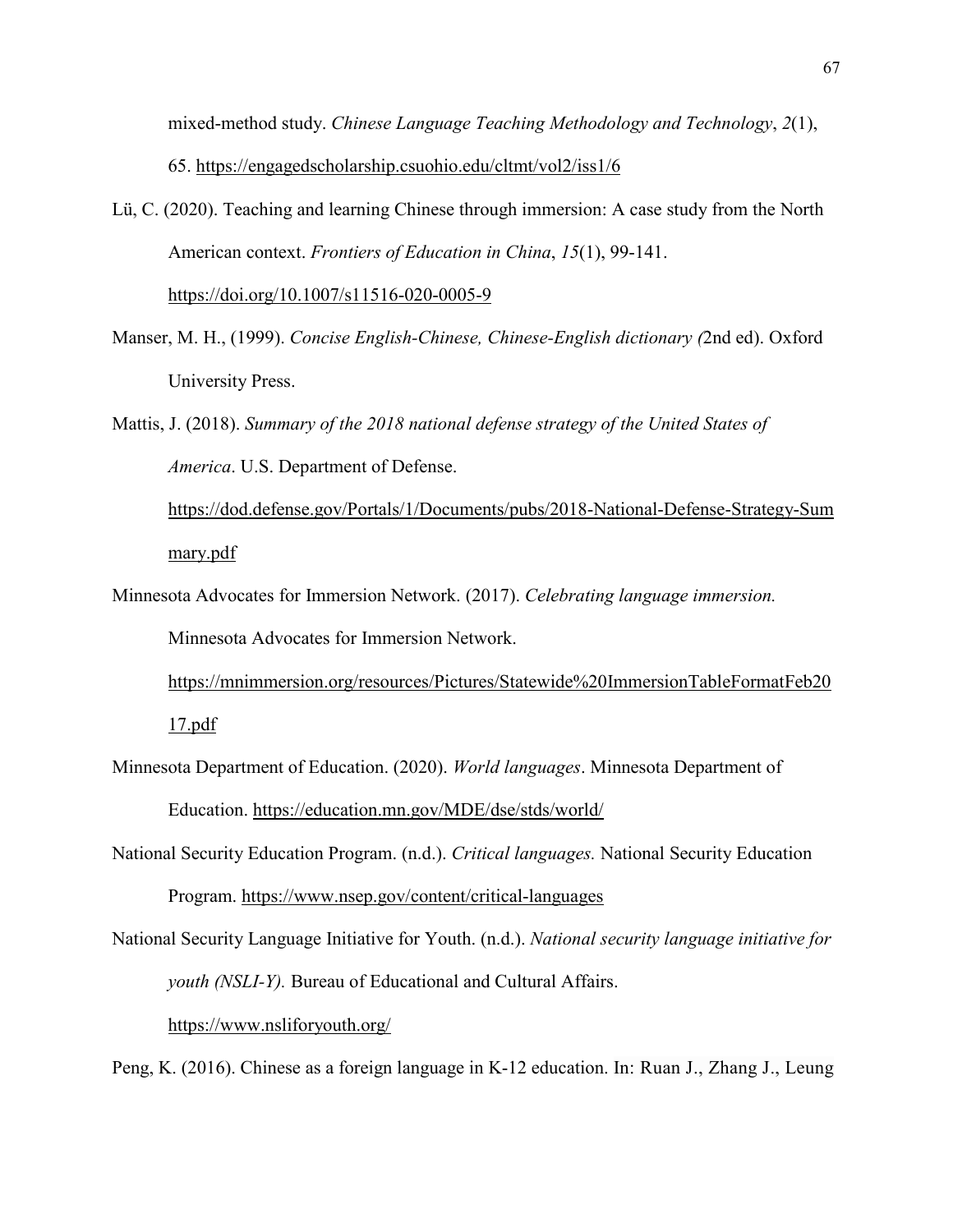mixed-method study. *Chinese Language Teaching Methodology and Technology*, *2*(1), 65. https://engagedscholarship.csuohio.edu/cltmt/vol2/iss1/6

Lü, C. (2020). Teaching and learning Chinese through immersion: A case study from the North American context. *Frontiers of Education in China*, *15*(1), 99-141. https://doi.org/10.1007/s11516-020-0005-9

Manser, M. H., (1999). *Concise English-Chinese, Chinese-English dictionary (*2nd ed). Oxford University Press.

Mattis, J. (2018). *Summary of the 2018 national defense strategy of the United States of America*. U.S. Department of Defense. https://dod.defense.gov/Portals/1/Documents/pubs/2018-National-Defense-Strategy-Summary.pdf

Minnesota Advocates for Immersion Network. (2017). *Celebrating language immersion.* Minnesota Advocates for Immersion Network. https://mnimmersion.org/resources/Pictures/Statewide%20ImmersionTableFormatFeb2017.pdf

Minnesota Department of Education. (2020). *World languages*. Minnesota Department of Education. https://education.mn.gov/MDE/dse/stds/world/

National Security Education Program. (n.d.). *Critical languages.* National Security Education Program. https://www.nsep.gov/content/critical-languages

National Security Language Initiative for Youth. (n.d.). *National security language initiative for youth (NSLI-Y).* Bureau of Educational and Cultural Affairs. https://www.nsliforyouth.org/

Peng, K. (2016). Chinese as a foreign language in K-12 education. In: Ruan J., Zhang J., Leung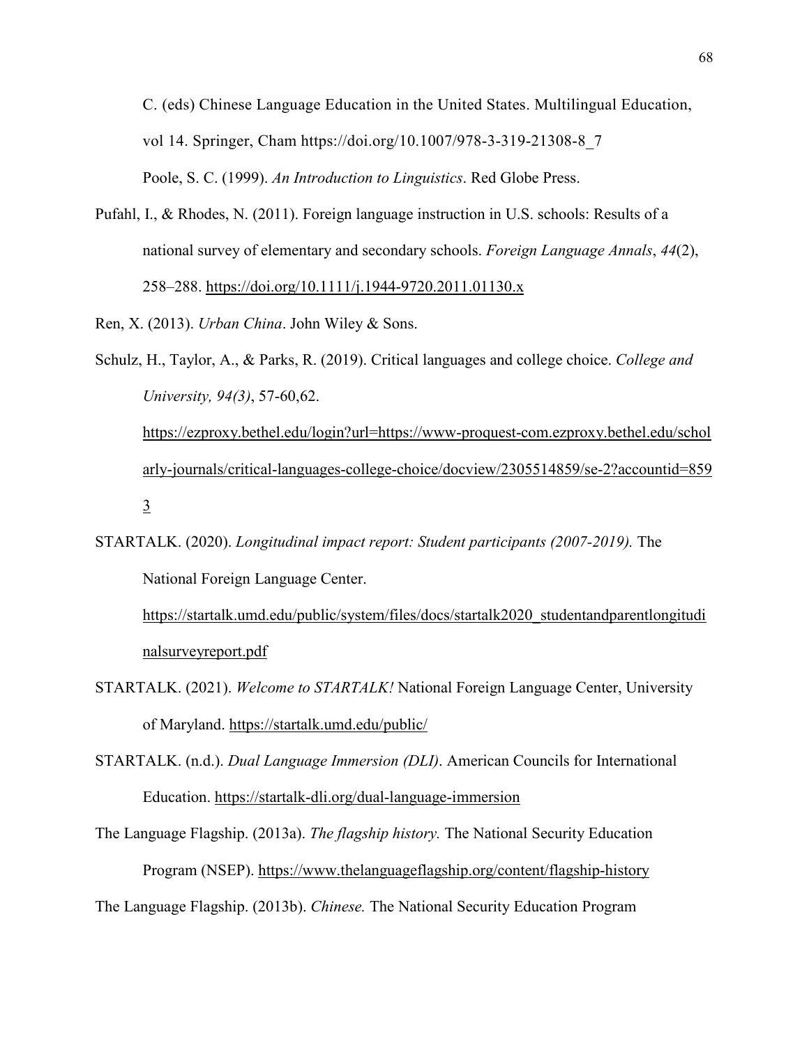C. (eds) Chinese Language Education in the United States. Multilingual Education, vol 14. Springer, Cham https://doi.org/10.1007/978-3-319-21308-8_7

Poole, S. C. (1999). *An Introduction to Linguistics*. Red Globe Press.

Pufahl, I., & Rhodes, N. (2011). Foreign language instruction in U.S. schools: Results of a national survey of elementary and secondary schools. *Foreign Language Annals*, *44*(2), 258–288. https://doi.org/10.1111/j.1944-9720.2011.01130.x

Ren, X. (2013). *Urban China*. John Wiley & Sons.

Schulz, H., Taylor, A., & Parks, R. (2019). Critical languages and college choice. *College and University, 94(3)*, 57-60,62. https://ezproxy.bethel.edu/login?url=https://www-proquest-com.ezproxy.bethel.edu/scholarly-journals/critical-languages-college-choice/docview/2305514859/se-2?accountid=8593

STARTALK. (2020). *Longitudinal impact report: Student participants (2007-2019).* The National Foreign Language Center. https://startalk.umd.edu/public/system/files/docs/startalk2020_studentandparentlongitudinalsurveyreport.pdf

STARTALK. (2021). *Welcome to STARTALK!* National Foreign Language Center, University of Maryland. https://startalk.umd.edu/public/

STARTALK. (n.d.). *Dual Language Immersion (DLI)*. American Councils for International Education. https://startalk-dli.org/dual-language-immersion

The Language Flagship. (2013a). *The flagship history.* The National Security Education Program (NSEP). https://www.thelanguageflagship.org/content/flagship-history

The Language Flagship. (2013b). *Chinese.* The National Security Education Program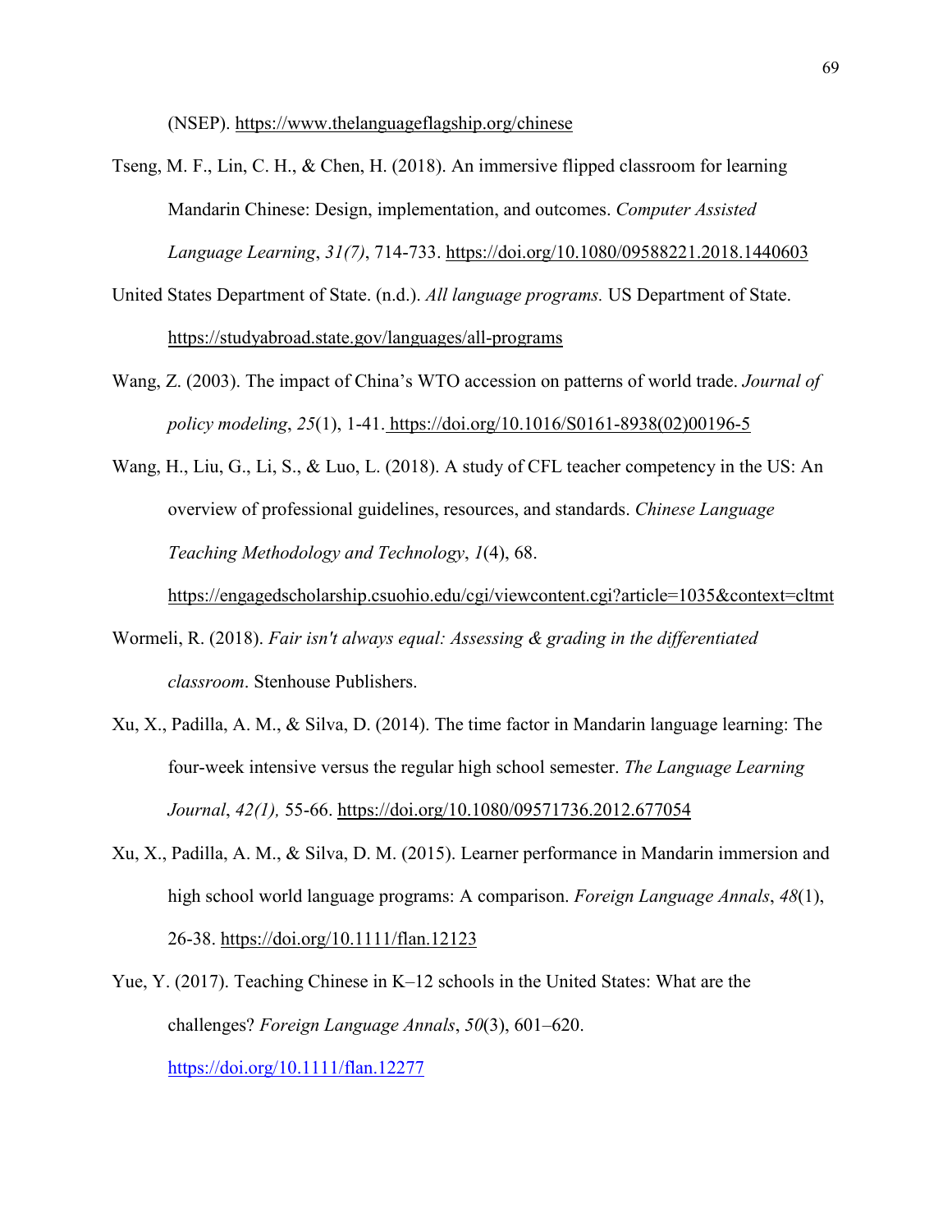(NSEP). https://www.thelanguageflagship.org/chinese

Tseng, M. F., Lin, C. H., & Chen, H. (2018). An immersive flipped classroom for learning Mandarin Chinese: Design, implementation, and outcomes. *Computer Assisted Language Learning*, *31(7)*, 714-733. https://doi.org/10.1080/09588221.2018.1440603

United States Department of State. (n.d.). *All language programs.* US Department of State. https://studyabroad.state.gov/languages/all-programs

Wang, Z. (2003). The impact of China's WTO accession on patterns of world trade. *Journal of policy modeling*, *25*(1), 1-41. https://doi.org/10.1016/S0161-8938(02)00196-5

Wang, H., Liu, G., Li, S., & Luo, L. (2018). A study of CFL teacher competency in the US: An overview of professional guidelines, resources, and standards. *Chinese Language Teaching Methodology and Technology*, *1*(4), 68. https://engagedscholarship.csuohio.edu/cgi/viewcontent.cgi?article=1035&context=cltmt

Wormeli, R. (2018). *Fair isn't always equal: Assessing & grading in the differentiated classroom*. Stenhouse Publishers.

Xu, X., Padilla, A. M., & Silva, D. (2014). The time factor in Mandarin language learning: The four-week intensive versus the regular high school semester. *The Language Learning Journal*, *42(1),* 55-66. https://doi.org/10.1080/09571736.2012.677054

Xu, X., Padilla, A. M., & Silva, D. M. (2015). Learner performance in Mandarin immersion and high school world language programs: A comparison. *Foreign Language Annals*, *48*(1), 26-38. https://doi.org/10.1111/flan.12123

Yue, Y. (2017). Teaching Chinese in K–12 schools in the United States: What are the challenges? *Foreign Language Annals*, *50*(3), 601–620. https://doi.org/10.1111/flan.12277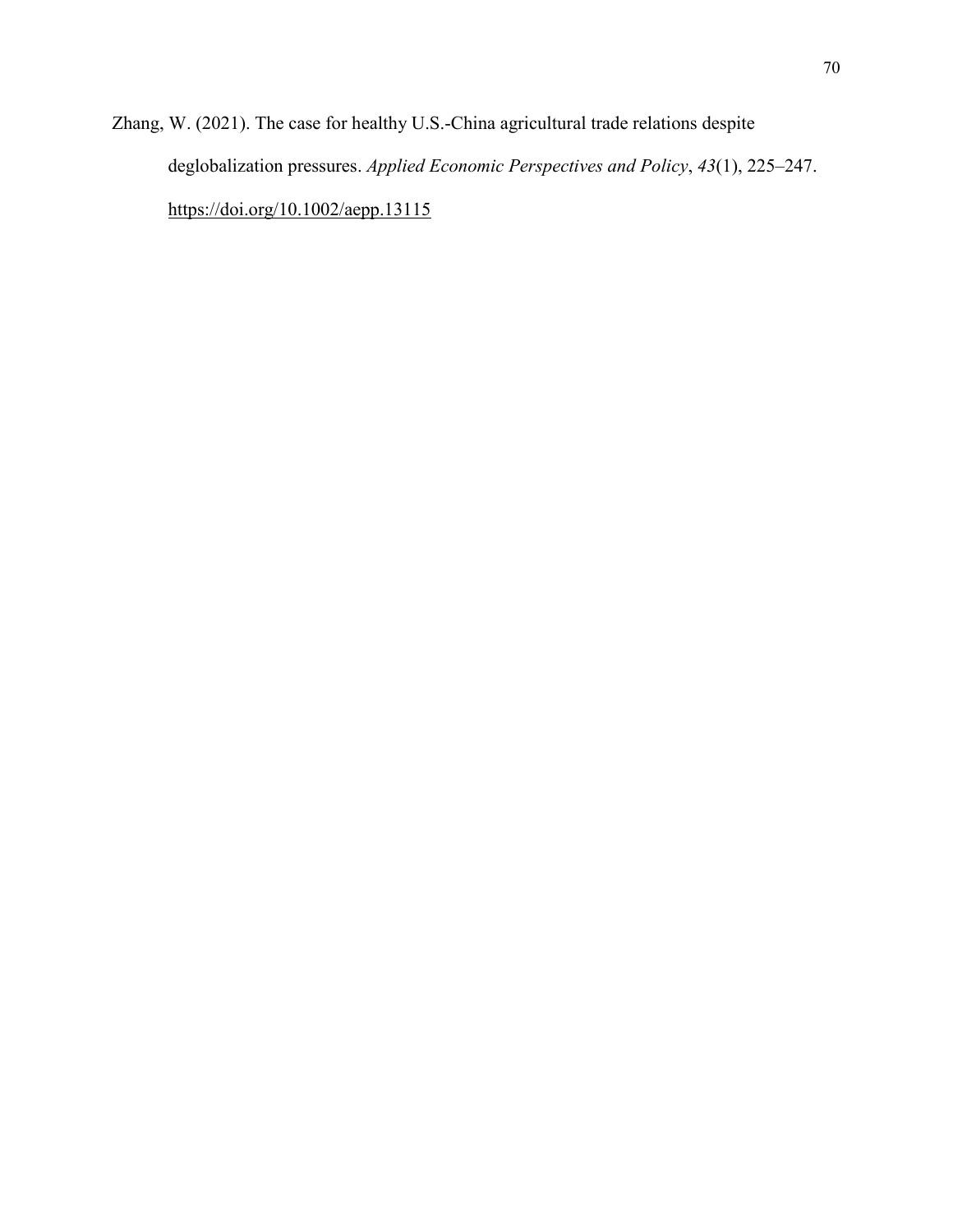Zhang, W. (2021). The case for healthy U.S.-China agricultural trade relations despite deglobalization pressures. *Applied Economic Perspectives and Policy*, *43*(1), 225–247. https://doi.org/10.1002/aepp.13115